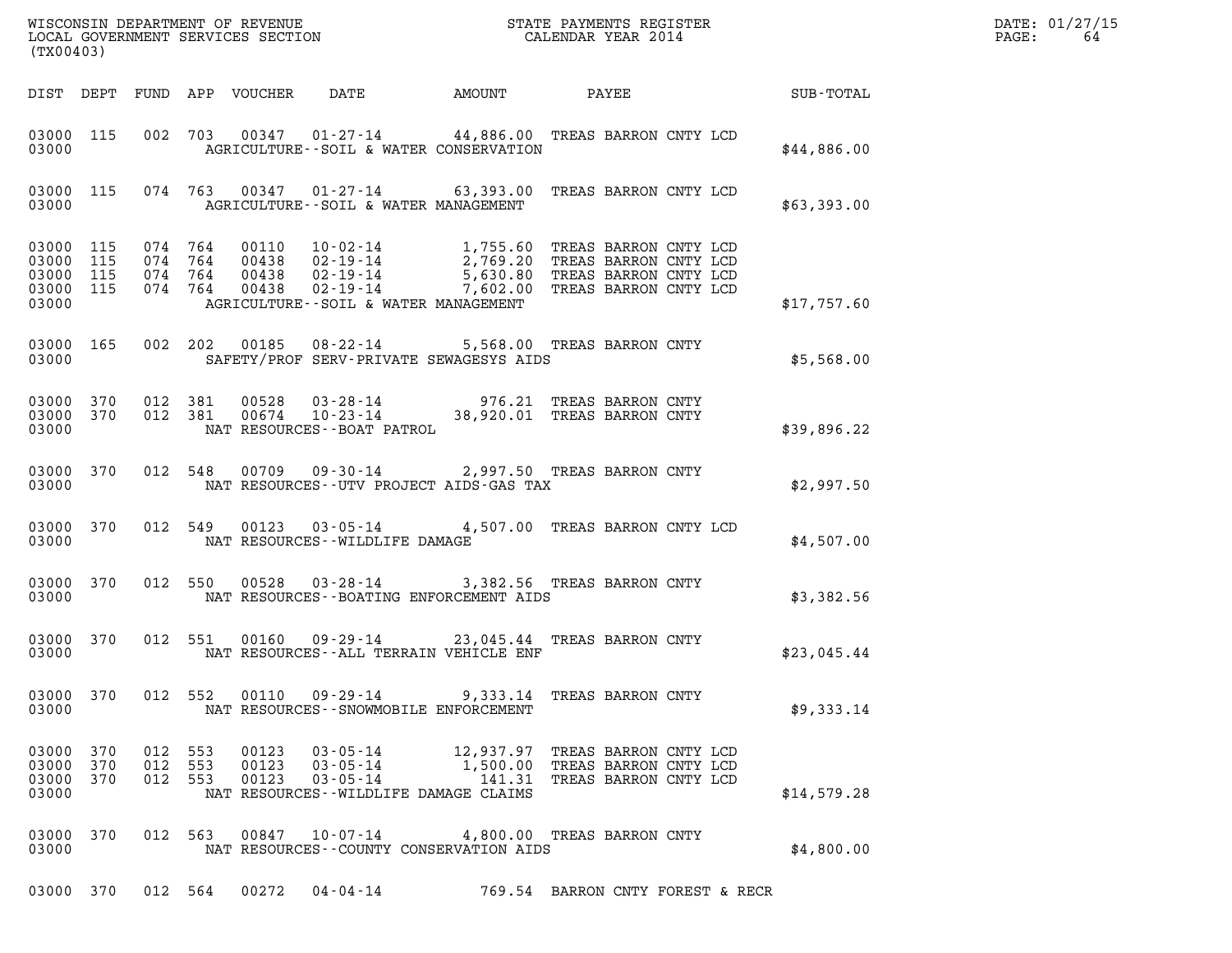WISCONSIN DEPARTMENT OF REVENUE
LOCAL GOVERNMENT SERVICES SECTION
(TX00403)

STATE PAYMENTS REGISTER
CALENDAR YEAR 2014

DATE: 01/27/15

| DIST | DEPT | FUND | APP | VOUCHER | DATE | AMOUNT | PAYEE | SUB-TOTAL |
|---|---|---|---|---|---|---|---|---|
| 03000 | 115 | 002 | 703 | 00347 | 01-27-14 | 44,886.00 | TREAS BARRON CNTY LCD | |
| 03000 | | | | AGRICULTURE--SOIL & WATER CONSERVATION | | | | $44,886.00 |
| 03000 | 115 | 074 | 763 | 00347 | 01-27-14 | 63,393.00 | TREAS BARRON CNTY LCD | |
| 03000 | | | | AGRICULTURE--SOIL & WATER MANAGEMENT | | | | $63,393.00 |
| 03000 | 115 | 074 | 764 | 00110 | 10-02-14 | 1,755.60 | TREAS BARRON CNTY LCD | |
| 03000 | 115 | 074 | 764 | 00438 | 02-19-14 | 2,769.20 | TREAS BARRON CNTY LCD | |
| 03000 | 115 | 074 | 764 | 00438 | 02-19-14 | 5,630.80 | TREAS BARRON CNTY LCD | |
| 03000 | 115 | 074 | 764 | 00438 | 02-19-14 | 7,602.00 | TREAS BARRON CNTY LCD | |
| 03000 | | | | AGRICULTURE--SOIL & WATER MANAGEMENT | | | | $17,757.60 |
| 03000 | 165 | 002 | 202 | 00185 | 08-22-14 | 5,568.00 | TREAS BARRON CNTY | |
| 03000 | | | | SAFETY/PROF SERV-PRIVATE SEWAGESYS AIDS | | | | $5,568.00 |
| 03000 | 370 | 012 | 381 | 00528 | 03-28-14 | 976.21 | TREAS BARRON CNTY | |
| 03000 | 370 | 012 | 381 | 00674 | 10-23-14 | 38,920.01 | TREAS BARRON CNTY | |
| 03000 | | | | NAT RESOURCES--BOAT PATROL | | | | $39,896.22 |
| 03000 | 370 | 012 | 548 | 00709 | 09-30-14 | 2,997.50 | TREAS BARRON CNTY | |
| 03000 | | | | NAT RESOURCES--UTV PROJECT AIDS-GAS TAX | | | | $2,997.50 |
| 03000 | 370 | 012 | 549 | 00123 | 03-05-14 | 4,507.00 | TREAS BARRON CNTY LCD | |
| 03000 | | | | NAT RESOURCES--WILDLIFE DAMAGE | | | | $4,507.00 |
| 03000 | 370 | 012 | 550 | 00528 | 03-28-14 | 3,382.56 | TREAS BARRON CNTY | |
| 03000 | | | | NAT RESOURCES--BOATING ENFORCEMENT AIDS | | | | $3,382.56 |
| 03000 | 370 | 012 | 551 | 00160 | 09-29-14 | 23,045.44 | TREAS BARRON CNTY | |
| 03000 | | | | NAT RESOURCES--ALL TERRAIN VEHICLE ENF | | | | $23,045.44 |
| 03000 | 370 | 012 | 552 | 00110 | 09-29-14 | 9,333.14 | TREAS BARRON CNTY | |
| 03000 | | | | NAT RESOURCES--SNOWMOBILE ENFORCEMENT | | | | $9,333.14 |
| 03000 | 370 | 012 | 553 | 00123 | 03-05-14 | 12,937.97 | TREAS BARRON CNTY LCD | |
| 03000 | 370 | 012 | 553 | 00123 | 03-05-14 | 1,500.00 | TREAS BARRON CNTY LCD | |
| 03000 | 370 | 012 | 553 | 00123 | 03-05-14 | 141.31 | TREAS BARRON CNTY LCD | |
| 03000 | | | | NAT RESOURCES--WILDLIFE DAMAGE CLAIMS | | | | $14,579.28 |
| 03000 | 370 | 012 | 563 | 00847 | 10-07-14 | 4,800.00 | TREAS BARRON CNTY | |
| 03000 | | | | NAT RESOURCES--COUNTY CONSERVATION AIDS | | | | $4,800.00 |
| 03000 | 370 | 012 | 564 | 00272 | 04-04-14 | 769.54 | BARRON CNTY FOREST & RECR | |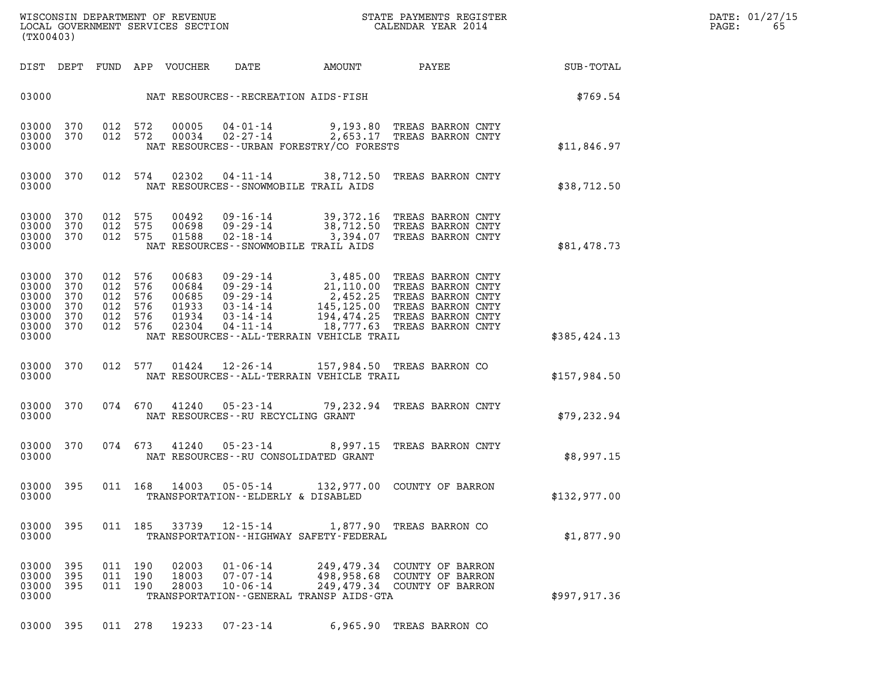WISCONSIN DEPARTMENT OF REVENUE
LOCAL GOVERNMENT SERVICES SECTION
(TX00403)

STATE PAYMENTS REGISTER
CALENDAR YEAR 2014

DATE: 01/27/15

| DIST | DEPT | FUND | APP | VOUCHER | DATE | AMOUNT | PAYEE | SUB-TOTAL |
|---|---|---|---|---|---|---|---|---|
| 03000 | | | | | NAT RESOURCES--RECREATION AIDS-FISH | | | $769.54 |
| 03000 | 370 | 012 | 572 | 00005 | 04-01-14 | 9,193.80 | TREAS BARRON CNTY | |
| 03000 | 370 | 012 | 572 | 00034 | 02-27-14 | 2,653.17 | TREAS BARRON CNTY | |
| 03000 | | | | | NAT RESOURCES--URBAN FORESTRY/CO FORESTS | | | $11,846.97 |
| 03000 | 370 | 012 | 574 | 02302 | 04-11-14 | 38,712.50 | TREAS BARRON CNTY | |
| 03000 | | | | | NAT RESOURCES--SNOWMOBILE TRAIL AIDS | | | $38,712.50 |
| 03000 | 370 | 012 | 575 | 00492 | 09-16-14 | 39,372.16 | TREAS BARRON CNTY | |
| 03000 | 370 | 012 | 575 | 00698 | 09-29-14 | 38,712.50 | TREAS BARRON CNTY | |
| 03000 | 370 | 012 | 575 | 01588 | 02-18-14 | 3,394.07 | TREAS BARRON CNTY | |
| 03000 | | | | | NAT RESOURCES--SNOWMOBILE TRAIL AIDS | | | $81,478.73 |
| 03000 | 370 | 012 | 576 | 00683 | 09-29-14 | 3,485.00 | TREAS BARRON CNTY | |
| 03000 | 370 | 012 | 576 | 00684 | 09-29-14 | 21,110.00 | TREAS BARRON CNTY | |
| 03000 | 370 | 012 | 576 | 00685 | 09-29-14 | 2,452.25 | TREAS BARRON CNTY | |
| 03000 | 370 | 012 | 576 | 01933 | 03-14-14 | 145,125.00 | TREAS BARRON CNTY | |
| 03000 | 370 | 012 | 576 | 01934 | 03-14-14 | 194,474.25 | TREAS BARRON CNTY | |
| 03000 | 370 | 012 | 576 | 02304 | 04-11-14 | 18,777.63 | TREAS BARRON CNTY | |
| 03000 | | | | | NAT RESOURCES--ALL-TERRAIN VEHICLE TRAIL | | | $385,424.13 |
| 03000 | 370 | 012 | 577 | 01424 | 12-26-14 | 157,984.50 | TREAS BARRON CO | |
| 03000 | | | | | NAT RESOURCES--ALL-TERRAIN VEHICLE TRAIL | | | $157,984.50 |
| 03000 | 370 | 074 | 670 | 41240 | 05-23-14 | 79,232.94 | TREAS BARRON CNTY | |
| 03000 | | | | | NAT RESOURCES--RU RECYCLING GRANT | | | $79,232.94 |
| 03000 | 370 | 074 | 673 | 41240 | 05-23-14 | 8,997.15 | TREAS BARRON CNTY | |
| 03000 | | | | | NAT RESOURCES--RU CONSOLIDATED GRANT | | | $8,997.15 |
| 03000 | 395 | 011 | 168 | 14003 | 05-05-14 | 132,977.00 | COUNTY OF BARRON | |
| 03000 | | | | | TRANSPORTATION--ELDERLY & DISABLED | | | $132,977.00 |
| 03000 | 395 | 011 | 185 | 33739 | 12-15-14 | 1,877.90 | TREAS BARRON CO | |
| 03000 | | | | | TRANSPORTATION--HIGHWAY SAFETY-FEDERAL | | | $1,877.90 |
| 03000 | 395 | 011 | 190 | 02003 | 01-06-14 | 249,479.34 | COUNTY OF BARRON | |
| 03000 | 395 | 011 | 190 | 18003 | 07-07-14 | 498,958.68 | COUNTY OF BARRON | |
| 03000 | 395 | 011 | 190 | 28003 | 10-06-14 | 249,479.34 | COUNTY OF BARRON | |
| 03000 | | | | | TRANSPORTATION--GENERAL TRANSP AIDS-GTA | | | $997,917.36 |
| 03000 | 395 | 011 | 278 | 19233 | 07-23-14 | 6,965.90 | TREAS BARRON CO | |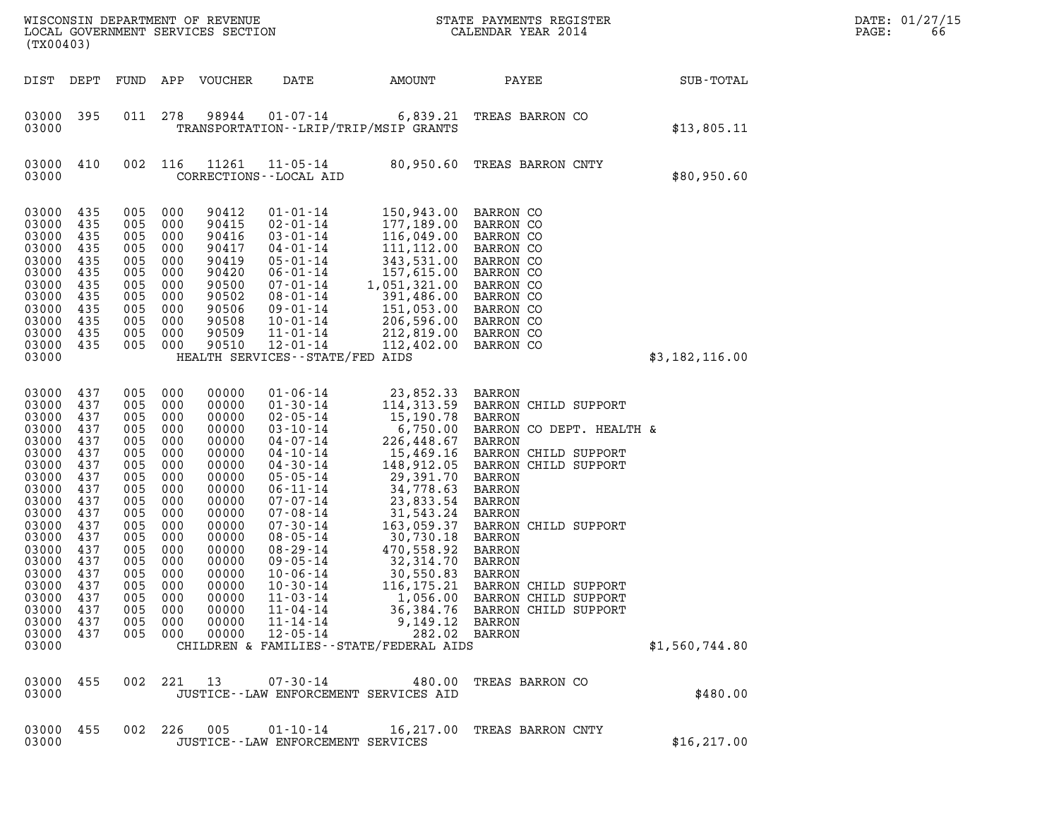| DIST | DEPT | FUND | APP | VOUCHER | DATE | AMOUNT | PAYEE | SUB-TOTAL |
|---|---|---|---|---|---|---|---|---|
| 03000 | 395 | 011 | 278 | 98944 | 01-07-14 | 6,839.21 | TREAS BARRON CO | |
| 03000 | | | | | TRANSPORTATION--LRIP/TRIP/MSIP GRANTS | | | $13,805.11 |
| 03000 | 410 | 002 | 116 | 11261 | 11-05-14 | 80,950.60 | TREAS BARRON CNTY | |
| 03000 | | | | | CORRECTIONS--LOCAL AID | | | $80,950.60 |
| 03000 | 435 | 005 | 000 | 90412 | 01-01-14 | 150,943.00 | BARRON CO | |
| 03000 | 435 | 005 | 000 | 90415 | 02-01-14 | 177,189.00 | BARRON CO | |
| 03000 | 435 | 005 | 000 | 90416 | 03-01-14 | 116,049.00 | BARRON CO | |
| 03000 | 435 | 005 | 000 | 90417 | 04-01-14 | 111,112.00 | BARRON CO | |
| 03000 | 435 | 005 | 000 | 90419 | 05-01-14 | 343,531.00 | BARRON CO | |
| 03000 | 435 | 005 | 000 | 90420 | 06-01-14 | 157,615.00 | BARRON CO | |
| 03000 | 435 | 005 | 000 | 90500 | 07-01-14 | 1,051,321.00 | BARRON CO | |
| 03000 | 435 | 005 | 000 | 90502 | 08-01-14 | 391,486.00 | BARRON CO | |
| 03000 | 435 | 005 | 000 | 90506 | 09-01-14 | 151,053.00 | BARRON CO | |
| 03000 | 435 | 005 | 000 | 90508 | 10-01-14 | 206,596.00 | BARRON CO | |
| 03000 | 435 | 005 | 000 | 90509 | 11-01-14 | 212,819.00 | BARRON CO | |
| 03000 | 435 | 005 | 000 | 90510 | 12-01-14 | 112,402.00 | BARRON CO | |
| 03000 | | | | | HEALTH SERVICES--STATE/FED AIDS | | | $3,182,116.00 |
| 03000 | 437 | 005 | 000 | 00000 | 01-06-14 | 23,852.33 | BARRON | |
| 03000 | 437 | 005 | 000 | 00000 | 01-30-14 | 114,313.59 | BARRON CHILD SUPPORT | |
| 03000 | 437 | 005 | 000 | 00000 | 02-05-14 | 15,190.78 | BARRON | |
| 03000 | 437 | 005 | 000 | 00000 | 03-10-14 | 6,750.00 | BARRON CO DEPT. HEALTH & | |
| 03000 | 437 | 005 | 000 | 00000 | 04-07-14 | 226,448.67 | BARRON | |
| 03000 | 437 | 005 | 000 | 00000 | 04-10-14 | 15,469.16 | BARRON CHILD SUPPORT | |
| 03000 | 437 | 005 | 000 | 00000 | 04-30-14 | 148,912.05 | BARRON CHILD SUPPORT | |
| 03000 | 437 | 005 | 000 | 00000 | 05-05-14 | 29,391.70 | BARRON | |
| 03000 | 437 | 005 | 000 | 00000 | 06-11-14 | 34,778.63 | BARRON | |
| 03000 | 437 | 005 | 000 | 00000 | 07-07-14 | 23,833.54 | BARRON | |
| 03000 | 437 | 005 | 000 | 00000 | 07-08-14 | 31,543.24 | BARRON | |
| 03000 | 437 | 005 | 000 | 00000 | 07-30-14 | 163,059.37 | BARRON CHILD SUPPORT | |
| 03000 | 437 | 005 | 000 | 00000 | 08-05-14 | 30,730.18 | BARRON | |
| 03000 | 437 | 005 | 000 | 00000 | 08-29-14 | 470,558.92 | BARRON | |
| 03000 | 437 | 005 | 000 | 00000 | 09-05-14 | 32,314.70 | BARRON | |
| 03000 | 437 | 005 | 000 | 00000 | 10-06-14 | 30,550.83 | BARRON | |
| 03000 | 437 | 005 | 000 | 00000 | 10-30-14 | 116,175.21 | BARRON CHILD SUPPORT | |
| 03000 | 437 | 005 | 000 | 00000 | 11-03-14 | 1,056.00 | BARRON CHILD SUPPORT | |
| 03000 | 437 | 005 | 000 | 00000 | 11-04-14 | 36,384.76 | BARRON CHILD SUPPORT | |
| 03000 | 437 | 005 | 000 | 00000 | 11-14-14 | 9,149.12 | BARRON | |
| 03000 | 437 | 005 | 000 | 00000 | 12-05-14 | 282.02 | BARRON | |
| 03000 | | | | | CHILDREN & FAMILIES--STATE/FEDERAL AIDS | | | $1,560,744.80 |
| 03000 | 455 | 002 | 221 | 13 | 07-30-14 | 480.00 | TREAS BARRON CO | |
| 03000 | | | | | JUSTICE--LAW ENFORCEMENT SERVICES AID | | | $480.00 |
| 03000 | 455 | 002 | 226 | 005 | 01-10-14 | 16,217.00 | TREAS BARRON CNTY | |
| 03000 | | | | | JUSTICE--LAW ENFORCEMENT SERVICES | | | $16,217.00 |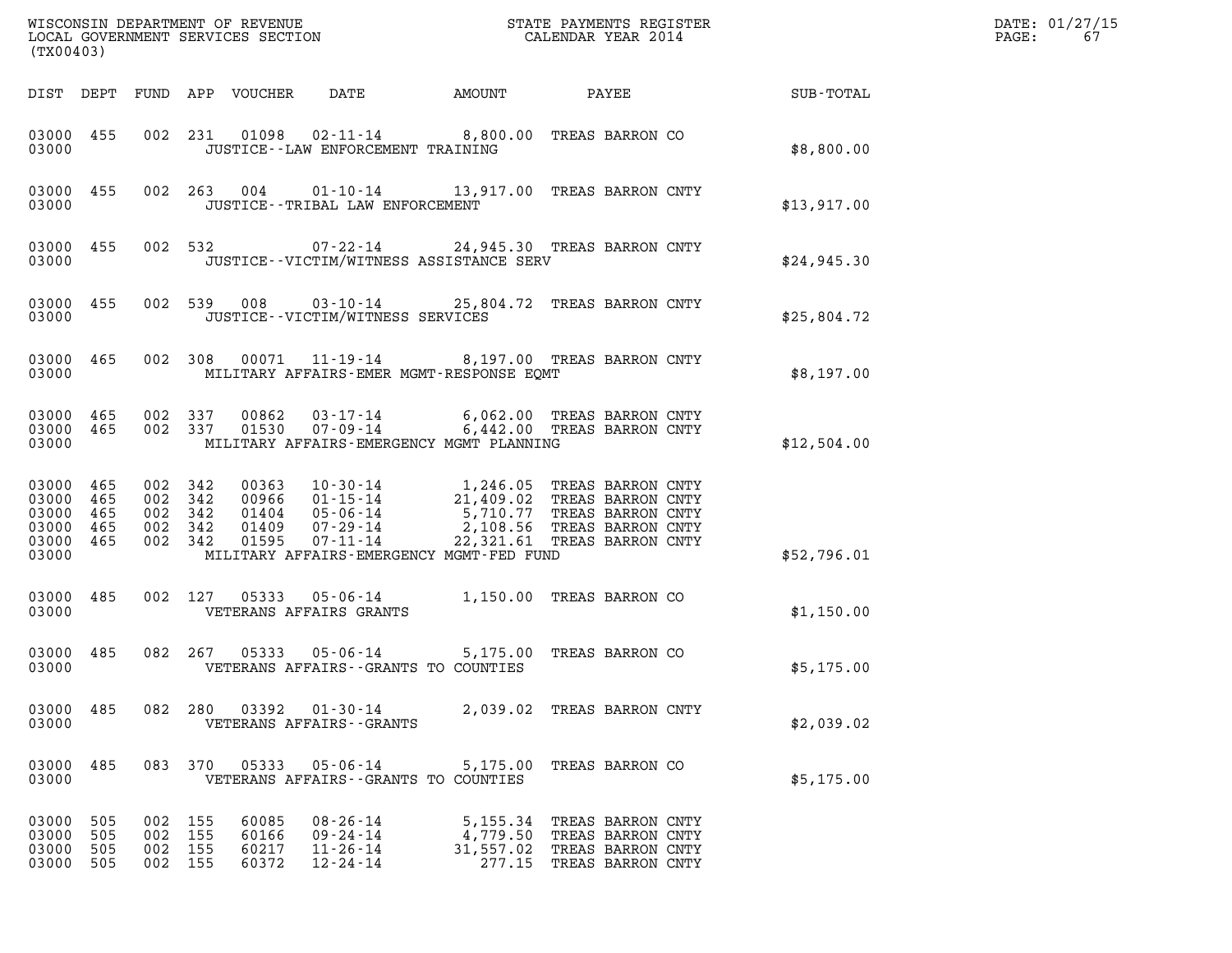WISCONSIN DEPARTMENT OF REVENUE
LOCAL GOVERNMENT SERVICES SECTION
(TX00403)

STATE PAYMENTS REGISTER
CALENDAR YEAR 2014

DATE: 01/27/15

| DIST | DEPT | FUND | APP | VOUCHER | DATE | AMOUNT | PAYEE | SUB-TOTAL |
|---|---|---|---|---|---|---|---|---|
| 03000 | 455 | 002 | 231 | 01098 | 02-11-14 | 8,800.00 | TREAS BARRON CO | |
| 03000 | | | | | JUSTICE--LAW ENFORCEMENT TRAINING | | | $8,800.00 |
| 03000 | 455 | 002 | 263 | 004 | 01-10-14 | 13,917.00 | TREAS BARRON CNTY | |
| 03000 | | | | | JUSTICE--TRIBAL LAW ENFORCEMENT | | | $13,917.00 |
| 03000 | 455 | 002 | 532 | | 07-22-14 | 24,945.30 | TREAS BARRON CNTY | |
| 03000 | | | | | JUSTICE--VICTIM/WITNESS ASSISTANCE SERV | | | $24,945.30 |
| 03000 | 455 | 002 | 539 | 008 | 03-10-14 | 25,804.72 | TREAS BARRON CNTY | |
| 03000 | | | | | JUSTICE--VICTIM/WITNESS SERVICES | | | $25,804.72 |
| 03000 | 465 | 002 | 308 | 00071 | 11-19-14 | 8,197.00 | TREAS BARRON CNTY | |
| 03000 | | | | | MILITARY AFFAIRS-EMER MGMT-RESPONSE EQMT | | | $8,197.00 |
| 03000 | 465 | 002 | 337 | 00862 | 03-17-14 | 6,062.00 | TREAS BARRON CNTY | |
| 03000 | 465 | 002 | 337 | 01530 | 07-09-14 | 6,442.00 | TREAS BARRON CNTY | |
| 03000 | | | | | MILITARY AFFAIRS-EMERGENCY MGMT PLANNING | | | $12,504.00 |
| 03000 | 465 | 002 | 342 | 00363 | 10-30-14 | 1,246.05 | TREAS BARRON CNTY | |
| 03000 | 465 | 002 | 342 | 00966 | 01-15-14 | 21,409.02 | TREAS BARRON CNTY | |
| 03000 | 465 | 002 | 342 | 01404 | 05-06-14 | 5,710.77 | TREAS BARRON CNTY | |
| 03000 | 465 | 002 | 342 | 01409 | 07-29-14 | 2,108.56 | TREAS BARRON CNTY | |
| 03000 | 465 | 002 | 342 | 01595 | 07-11-14 | 22,321.61 | TREAS BARRON CNTY | |
| 03000 | | | | | MILITARY AFFAIRS-EMERGENCY MGMT-FED FUND | | | $52,796.01 |
| 03000 | 485 | 002 | 127 | 05333 | 05-06-14 | 1,150.00 | TREAS BARRON CO | |
| 03000 | | | | | VETERANS AFFAIRS GRANTS | | | $1,150.00 |
| 03000 | 485 | 082 | 267 | 05333 | 05-06-14 | 5,175.00 | TREAS BARRON CO | |
| 03000 | | | | | VETERANS AFFAIRS--GRANTS TO COUNTIES | | | $5,175.00 |
| 03000 | 485 | 082 | 280 | 03392 | 01-30-14 | 2,039.02 | TREAS BARRON CNTY | |
| 03000 | | | | | VETERANS AFFAIRS--GRANTS | | | $2,039.02 |
| 03000 | 485 | 083 | 370 | 05333 | 05-06-14 | 5,175.00 | TREAS BARRON CO | |
| 03000 | | | | | VETERANS AFFAIRS--GRANTS TO COUNTIES | | | $5,175.00 |
| 03000 | 505 | 002 | 155 | 60085 | 08-26-14 | 5,155.34 | TREAS BARRON CNTY | |
| 03000 | 505 | 002 | 155 | 60166 | 09-24-14 | 4,779.50 | TREAS BARRON CNTY | |
| 03000 | 505 | 002 | 155 | 60217 | 11-26-14 | 31,557.02 | TREAS BARRON CNTY | |
| 03000 | 505 | 002 | 155 | 60372 | 12-24-14 | 277.15 | TREAS BARRON CNTY | |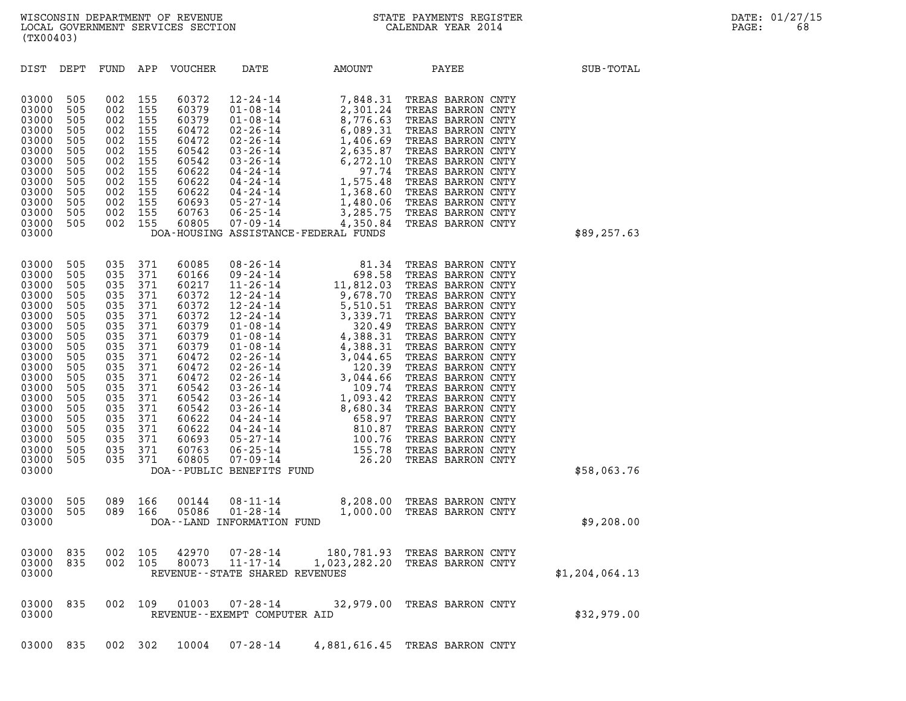| DIST | DEPT | FUND | APP | VOUCHER | DATE | AMOUNT | PAYEE | SUB-TOTAL |
|---|---|---|---|---|---|---|---|---|
| 03000 | 505 | 002 | 155 | 60372 | 12-24-14 | 7,848.31 | TREAS BARRON CNTY | |
| 03000 | 505 | 002 | 155 | 60379 | 01-08-14 | 2,301.24 | TREAS BARRON CNTY | |
| 03000 | 505 | 002 | 155 | 60379 | 01-08-14 | 8,776.63 | TREAS BARRON CNTY | |
| 03000 | 505 | 002 | 155 | 60472 | 02-26-14 | 6,089.31 | TREAS BARRON CNTY | |
| 03000 | 505 | 002 | 155 | 60472 | 02-26-14 | 1,406.69 | TREAS BARRON CNTY | |
| 03000 | 505 | 002 | 155 | 60542 | 03-26-14 | 2,635.87 | TREAS BARRON CNTY | |
| 03000 | 505 | 002 | 155 | 60542 | 03-26-14 | 6,272.10 | TREAS BARRON CNTY | |
| 03000 | 505 | 002 | 155 | 60622 | 04-24-14 | 97.74 | TREAS BARRON CNTY | |
| 03000 | 505 | 002 | 155 | 60622 | 04-24-14 | 1,575.48 | TREAS BARRON CNTY | |
| 03000 | 505 | 002 | 155 | 60622 | 04-24-14 | 1,368.60 | TREAS BARRON CNTY | |
| 03000 | 505 | 002 | 155 | 60693 | 05-27-14 | 1,480.06 | TREAS BARRON CNTY | |
| 03000 | 505 | 002 | 155 | 60763 | 06-25-14 | 3,285.75 | TREAS BARRON CNTY | |
| 03000 | 505 | 002 | 155 | 60805 | 07-09-14 | 4,350.84 | TREAS BARRON CNTY | |
| 03000 | | | | DOA-HOUSING ASSISTANCE-FEDERAL FUNDS | | | | $89,257.63 |
| 03000 | 505 | 035 | 371 | 60085 | 08-26-14 | 81.34 | TREAS BARRON CNTY | |
| 03000 | 505 | 035 | 371 | 60166 | 09-24-14 | 698.58 | TREAS BARRON CNTY | |
| 03000 | 505 | 035 | 371 | 60217 | 11-26-14 | 11,812.03 | TREAS BARRON CNTY | |
| 03000 | 505 | 035 | 371 | 60372 | 12-24-14 | 9,678.70 | TREAS BARRON CNTY | |
| 03000 | 505 | 035 | 371 | 60372 | 12-24-14 | 5,510.51 | TREAS BARRON CNTY | |
| 03000 | 505 | 035 | 371 | 60372 | 12-24-14 | 3,339.71 | TREAS BARRON CNTY | |
| 03000 | 505 | 035 | 371 | 60379 | 01-08-14 | 320.49 | TREAS BARRON CNTY | |
| 03000 | 505 | 035 | 371 | 60379 | 01-08-14 | 4,388.31 | TREAS BARRON CNTY | |
| 03000 | 505 | 035 | 371 | 60379 | 01-08-14 | 4,388.31 | TREAS BARRON CNTY | |
| 03000 | 505 | 035 | 371 | 60472 | 02-26-14 | 3,044.65 | TREAS BARRON CNTY | |
| 03000 | 505 | 035 | 371 | 60472 | 02-26-14 | 120.39 | TREAS BARRON CNTY | |
| 03000 | 505 | 035 | 371 | 60472 | 02-26-14 | 3,044.66 | TREAS BARRON CNTY | |
| 03000 | 505 | 035 | 371 | 60542 | 03-26-14 | 109.74 | TREAS BARRON CNTY | |
| 03000 | 505 | 035 | 371 | 60542 | 03-26-14 | 1,093.42 | TREAS BARRON CNTY | |
| 03000 | 505 | 035 | 371 | 60542 | 03-26-14 | 8,680.34 | TREAS BARRON CNTY | |
| 03000 | 505 | 035 | 371 | 60622 | 04-24-14 | 658.97 | TREAS BARRON CNTY | |
| 03000 | 505 | 035 | 371 | 60622 | 04-24-14 | 810.87 | TREAS BARRON CNTY | |
| 03000 | 505 | 035 | 371 | 60693 | 05-27-14 | 100.76 | TREAS BARRON CNTY | |
| 03000 | 505 | 035 | 371 | 60763 | 06-25-14 | 155.78 | TREAS BARRON CNTY | |
| 03000 | 505 | 035 | 371 | 60805 | 07-09-14 | 26.20 | TREAS BARRON CNTY | |
| 03000 | | | | DOA--PUBLIC BENEFITS FUND | | | | $58,063.76 |
| 03000 | 505 | 089 | 166 | 00144 | 08-11-14 | 8,208.00 | TREAS BARRON CNTY | |
| 03000 | 505 | 089 | 166 | 05086 | 01-28-14 | 1,000.00 | TREAS BARRON CNTY | |
| 03000 | | | | DOA--LAND INFORMATION FUND | | | | $9,208.00 |
| 03000 | 835 | 002 | 105 | 42970 | 07-28-14 | 180,781.93 | TREAS BARRON CNTY | |
| 03000 | 835 | 002 | 105 | 80073 | 11-17-14 | 1,023,282.20 | TREAS BARRON CNTY | |
| 03000 | | | | REVENUE--STATE SHARED REVENUES | | | | $1,204,064.13 |
| 03000 | 835 | 002 | 109 | 01003 | 07-28-14 | 32,979.00 | TREAS BARRON CNTY | |
| 03000 | | | | REVENUE--EXEMPT COMPUTER AID | | | | $32,979.00 |
| 03000 | 835 | 002 | 302 | 10004 | 07-28-14 | 4,881,616.45 | TREAS BARRON CNTY | |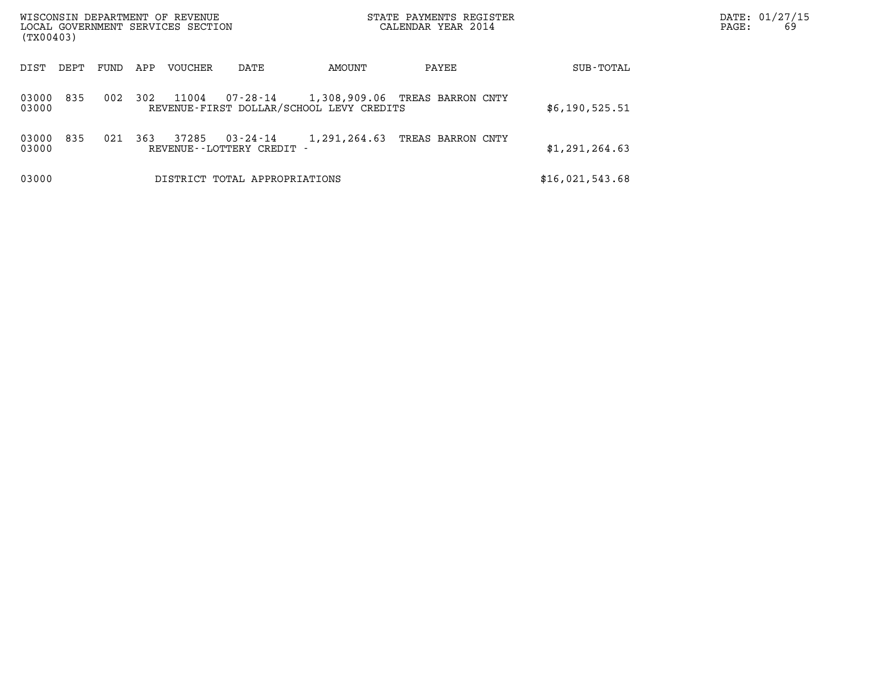| DIST | DEPT | FUND | APP | VOUCHER | DATE | AMOUNT | PAYEE | SUB-TOTAL |
|---|---|---|---|---|---|---|---|---|
| 03000 | 835 | 002 | 302 | 11004 | 07-28-14 | 1,308,909.06 | TREAS BARRON CNTY | |
| 03000 | | | | REVENUE-FIRST DOLLAR/SCHOOL LEVY CREDITS | | | | $6,190,525.51 |
| 03000 | 835 | 021 | 363 | 37285 | 03-24-14 | 1,291,264.63 | TREAS BARRON CNTY | |
| 03000 | | | | REVENUE--LOTTERY CREDIT - | | | | $1,291,264.63 |
| 03000 | | | | DISTRICT TOTAL APPROPRIATIONS | | | | $16,021,543.68 |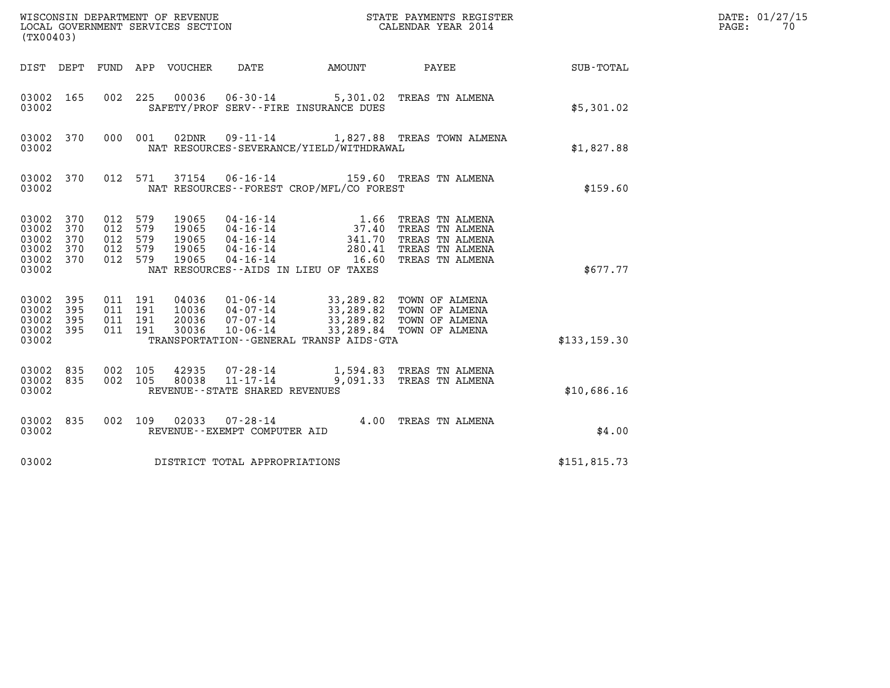WISCONSIN DEPARTMENT OF REVENUE
LOCAL GOVERNMENT SERVICES SECTION
(TX00403)

STATE PAYMENTS REGISTER
CALENDAR YEAR 2014

DATE: 01/27/15
PAGE: 70

| DIST | DEPT | FUND | APP | VOUCHER | DATE | AMOUNT | PAYEE | SUB-TOTAL |
|---|---|---|---|---|---|---|---|---|
| 03002 | 165 | 002 | 225 | 00036 | 06-30-14 | 5,301.02 | TREAS TN ALMENA | |
| 03002 | | | | | SAFETY/PROF SERV--FIRE INSURANCE DUES | | | $5,301.02 |
| 03002 | 370 | 000 | 001 | 02DNR | 09-11-14 | 1,827.88 | TREAS TOWN ALMENA | |
| 03002 | | | | | NAT RESOURCES-SEVERANCE/YIELD/WITHDRAWAL | | | $1,827.88 |
| 03002 | 370 | 012 | 571 | 37154 | 06-16-14 | 159.60 | TREAS TN ALMENA | |
| 03002 | | | | | NAT RESOURCES--FOREST CROP/MFL/CO FOREST | | | $159.60 |
| 03002 | 370 | 012 | 579 | 19065 | 04-16-14 | 1.66 | TREAS TN ALMENA | |
| 03002 | 370 | 012 | 579 | 19065 | 04-16-14 | 37.40 | TREAS TN ALMENA | |
| 03002 | 370 | 012 | 579 | 19065 | 04-16-14 | 341.70 | TREAS TN ALMENA | |
| 03002 | 370 | 012 | 579 | 19065 | 04-16-14 | 280.41 | TREAS TN ALMENA | |
| 03002 | 370 | 012 | 579 | 19065 | 04-16-14 | 16.60 | TREAS TN ALMENA | |
| 03002 | | | | | NAT RESOURCES--AIDS IN LIEU OF TAXES | | | $677.77 |
| 03002 | 395 | 011 | 191 | 04036 | 01-06-14 | 33,289.82 | TOWN OF ALMENA | |
| 03002 | 395 | 011 | 191 | 10036 | 04-07-14 | 33,289.82 | TOWN OF ALMENA | |
| 03002 | 395 | 011 | 191 | 20036 | 07-07-14 | 33,289.82 | TOWN OF ALMENA | |
| 03002 | 395 | 011 | 191 | 30036 | 10-06-14 | 33,289.84 | TOWN OF ALMENA | |
| 03002 | | | | | TRANSPORTATION--GENERAL TRANSP AIDS-GTA | | | $133,159.30 |
| 03002 | 835 | 002 | 105 | 42935 | 07-28-14 | 1,594.83 | TREAS TN ALMENA | |
| 03002 | 835 | 002 | 105 | 80038 | 11-17-14 | 9,091.33 | TREAS TN ALMENA | |
| 03002 | | | | | REVENUE--STATE SHARED REVENUES | | | $10,686.16 |
| 03002 | 835 | 002 | 109 | 02033 | 07-28-14 | 4.00 | TREAS TN ALMENA | |
| 03002 | | | | | REVENUE--EXEMPT COMPUTER AID | | | $4.00 |
| 03002 | | | | | DISTRICT TOTAL APPROPRIATIONS | | | $151,815.73 |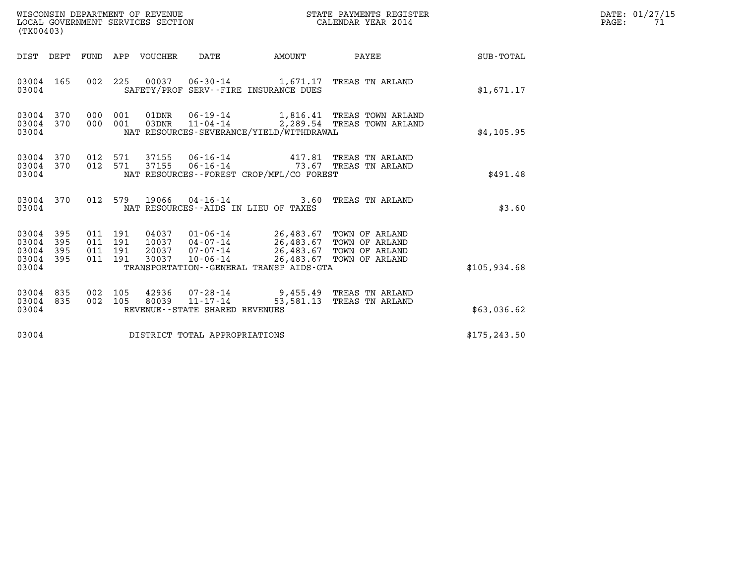WISCONSIN DEPARTMENT OF REVENUE
LOCAL GOVERNMENT SERVICES SECTION
(TX00403)

STATE PAYMENTS REGISTER
CALENDAR YEAR 2014

DATE: 01/27/15
PAGE: 71

| DIST | DEPT | FUND | APP | VOUCHER | DATE | AMOUNT | PAYEE | SUB-TOTAL |
|---|---|---|---|---|---|---|---|---|
| 03004 | 165 | 002 | 225 | 00037 | 06-30-14 | 1,671.17 | TREAS TN ARLAND | |
| 03004 | | | | | SAFETY/PROF SERV--FIRE INSURANCE DUES | | | $1,671.17 |
| 03004 | 370 | 000 | 001 | 01DNR | 06-19-14 | 1,816.41 | TREAS TOWN ARLAND | |
| 03004 | 370 | 000 | 001 | 03DNR | 11-04-14 | 2,289.54 | TREAS TOWN ARLAND | |
| 03004 | | | | | NAT RESOURCES-SEVERANCE/YIELD/WITHDRAWAL | | | $4,105.95 |
| 03004 | 370 | 012 | 571 | 37155 | 06-16-14 | 417.81 | TREAS TN ARLAND | |
| 03004 | 370 | 012 | 571 | 37155 | 06-16-14 | 73.67 | TREAS TN ARLAND | |
| 03004 | | | | | NAT RESOURCES--FOREST CROP/MFL/CO FOREST | | | $491.48 |
| 03004 | 370 | 012 | 579 | 19066 | 04-16-14 | 3.60 | TREAS TN ARLAND | |
| 03004 | | | | | NAT RESOURCES--AIDS IN LIEU OF TAXES | | | $3.60 |
| 03004 | 395 | 011 | 191 | 04037 | 01-06-14 | 26,483.67 | TOWN OF ARLAND | |
| 03004 | 395 | 011 | 191 | 10037 | 04-07-14 | 26,483.67 | TOWN OF ARLAND | |
| 03004 | 395 | 011 | 191 | 20037 | 07-07-14 | 26,483.67 | TOWN OF ARLAND | |
| 03004 | 395 | 011 | 191 | 30037 | 10-06-14 | 26,483.67 | TOWN OF ARLAND | |
| 03004 | | | | | TRANSPORTATION--GENERAL TRANSP AIDS-GTA | | | $105,934.68 |
| 03004 | 835 | 002 | 105 | 42936 | 07-28-14 | 9,455.49 | TREAS TN ARLAND | |
| 03004 | 835 | 002 | 105 | 80039 | 11-17-14 | 53,581.13 | TREAS TN ARLAND | |
| 03004 | | | | | REVENUE--STATE SHARED REVENUES | | | $63,036.62 |
| 03004 | | | | | DISTRICT TOTAL APPROPRIATIONS | | | $175,243.50 |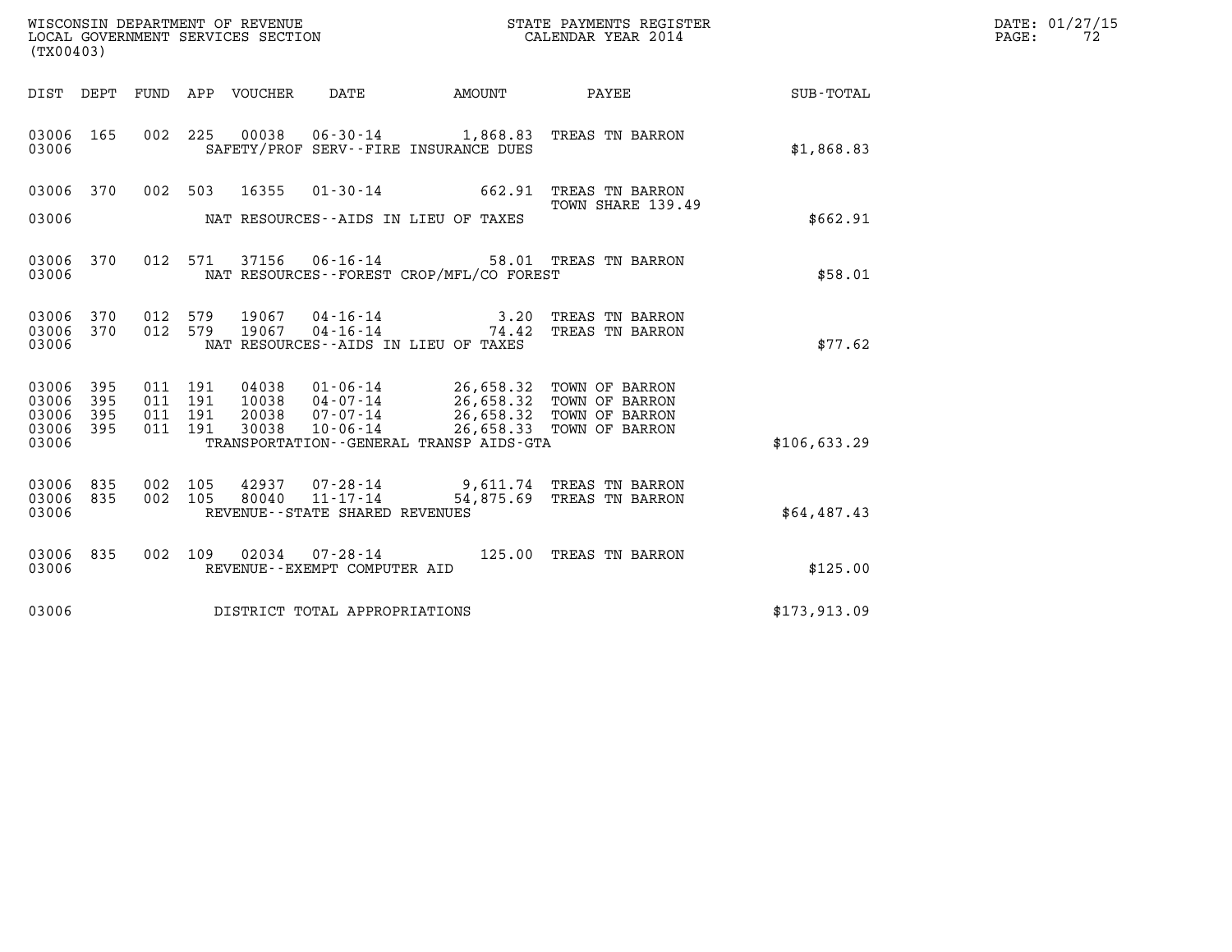WISCONSIN DEPARTMENT OF REVENUE
LOCAL GOVERNMENT SERVICES SECTION
(TX00403)

STATE PAYMENTS REGISTER
CALENDAR YEAR 2014

DATE: 01/27/15
PAGE: 72

| DIST | DEPT | FUND | APP | VOUCHER | DATE | AMOUNT | PAYEE | SUB-TOTAL |
|---|---|---|---|---|---|---|---|---|
| 03006 | 165 | 002 | 225 | 00038 | 06-30-14 | 1,868.83 | TREAS TN BARRON | |
| 03006 | | | | | SAFETY/PROF SERV--FIRE INSURANCE DUES | | | $1,868.83 |
| 03006 | 370 | 002 | 503 | 16355 | 01-30-14 | 662.91 | TREAS TN BARRON TOWN SHARE 139.49 | |
| 03006 | | | | | NAT RESOURCES--AIDS IN LIEU OF TAXES | | | $662.91 |
| 03006 | 370 | 012 | 571 | 37156 | 06-16-14 | 58.01 | TREAS TN BARRON | |
| 03006 | | | | | NAT RESOURCES--FOREST CROP/MFL/CO FOREST | | | $58.01 |
| 03006 | 370 | 012 | 579 | 19067 | 04-16-14 | 3.20 | TREAS TN BARRON | |
| 03006 | 370 | 012 | 579 | 19067 | 04-16-14 | 74.42 | TREAS TN BARRON | |
| 03006 | | | | | NAT RESOURCES--AIDS IN LIEU OF TAXES | | | $77.62 |
| 03006 | 395 | 011 | 191 | 04038 | 01-06-14 | 26,658.32 | TOWN OF BARRON | |
| 03006 | 395 | 011 | 191 | 10038 | 04-07-14 | 26,658.32 | TOWN OF BARRON | |
| 03006 | 395 | 011 | 191 | 20038 | 07-07-14 | 26,658.32 | TOWN OF BARRON | |
| 03006 | 395 | 011 | 191 | 30038 | 10-06-14 | 26,658.33 | TOWN OF BARRON | |
| 03006 | | | | | TRANSPORTATION--GENERAL TRANSP AIDS-GTA | | | $106,633.29 |
| 03006 | 835 | 002 | 105 | 42937 | 07-28-14 | 9,611.74 | TREAS TN BARRON | |
| 03006 | 835 | 002 | 105 | 80040 | 11-17-14 | 54,875.69 | TREAS TN BARRON | |
| 03006 | | | | | REVENUE--STATE SHARED REVENUES | | | $64,487.43 |
| 03006 | 835 | 002 | 109 | 02034 | 07-28-14 | 125.00 | TREAS TN BARRON | |
| 03006 | | | | | REVENUE--EXEMPT COMPUTER AID | | | $125.00 |
| 03006 | | | | | DISTRICT TOTAL APPROPRIATIONS | | | $173,913.09 |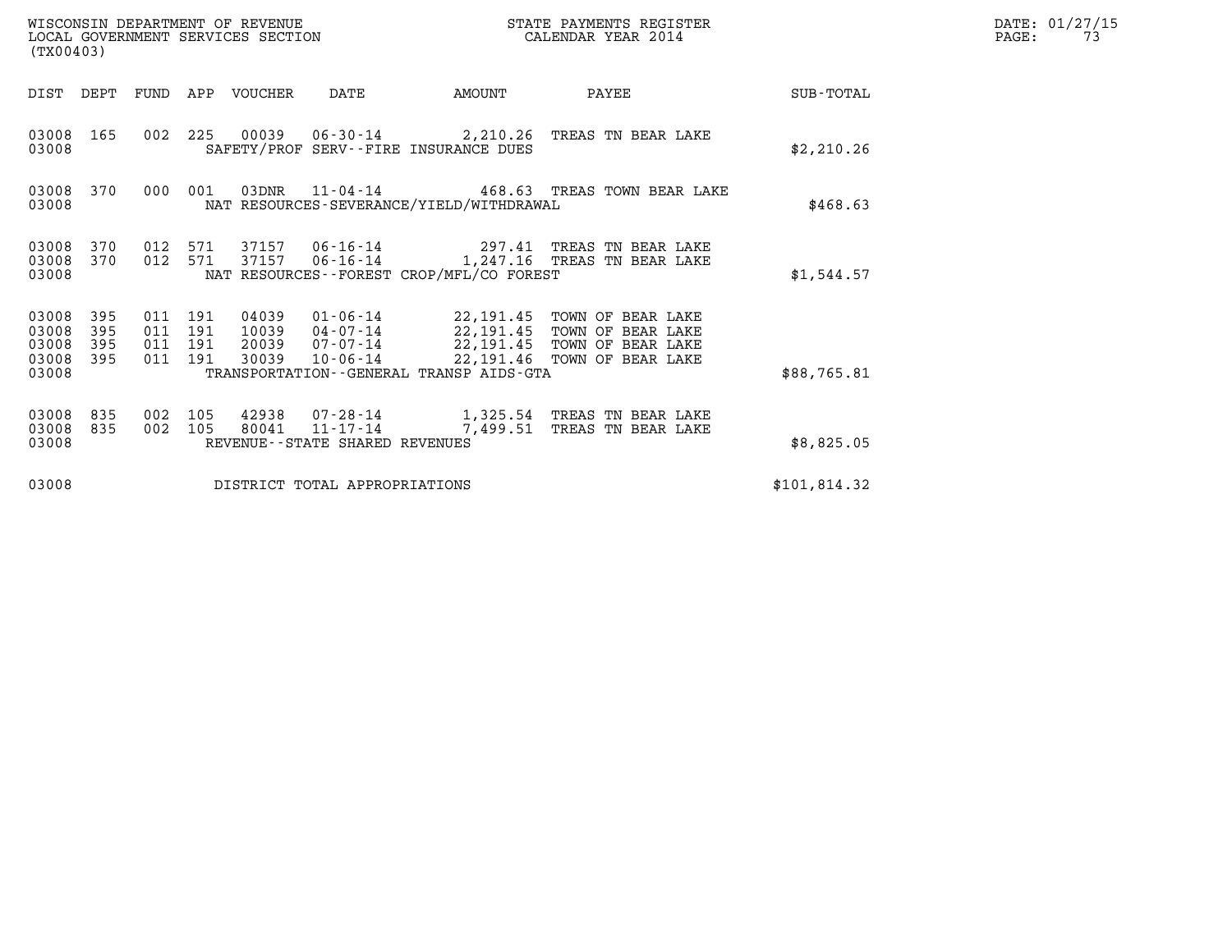WISCONSIN DEPARTMENT OF REVENUE
LOCAL GOVERNMENT SERVICES SECTION
(TX00403)

STATE PAYMENTS REGISTER
CALENDAR YEAR 2014

DATE: 01/27/15

| DIST | DEPT | FUND | APP | VOUCHER | DATE | AMOUNT | PAYEE | SUB-TOTAL |
|---|---|---|---|---|---|---|---|---|
| 03008 | 165 | 002 | 225 | 00039 | 06-30-14 | 2,210.26 | TREAS TN BEAR LAKE | |
| 03008 | | | | SAFETY/PROF SERV--FIRE INSURANCE DUES | | | | $2,210.26 |
| 03008 | 370 | 000 | 001 | 03DNR | 11-04-14 | 468.63 | TREAS TOWN BEAR LAKE | |
| 03008 | | | | NAT RESOURCES-SEVERANCE/YIELD/WITHDRAWAL | | | | $468.63 |
| 03008 | 370 | 012 | 571 | 37157 | 06-16-14 | 297.41 | TREAS TN BEAR LAKE | |
| 03008 | 370 | 012 | 571 | 37157 | 06-16-14 | 1,247.16 | TREAS TN BEAR LAKE | |
| 03008 | | | | NAT RESOURCES--FOREST CROP/MFL/CO FOREST | | | | $1,544.57 |
| 03008 | 395 | 011 | 191 | 04039 | 01-06-14 | 22,191.45 | TOWN OF BEAR LAKE | |
| 03008 | 395 | 011 | 191 | 10039 | 04-07-14 | 22,191.45 | TOWN OF BEAR LAKE | |
| 03008 | 395 | 011 | 191 | 20039 | 07-07-14 | 22,191.45 | TOWN OF BEAR LAKE | |
| 03008 | 395 | 011 | 191 | 30039 | 10-06-14 | 22,191.46 | TOWN OF BEAR LAKE | |
| 03008 | | | | TRANSPORTATION--GENERAL TRANSP AIDS-GTA | | | | $88,765.81 |
| 03008 | 835 | 002 | 105 | 42938 | 07-28-14 | 1,325.54 | TREAS TN BEAR LAKE | |
| 03008 | 835 | 002 | 105 | 80041 | 11-17-14 | 7,499.51 | TREAS TN BEAR LAKE | |
| 03008 | | | | REVENUE--STATE SHARED REVENUES | | | | $8,825.05 |
| 03008 | | | | DISTRICT TOTAL APPROPRIATIONS | | | | $101,814.32 |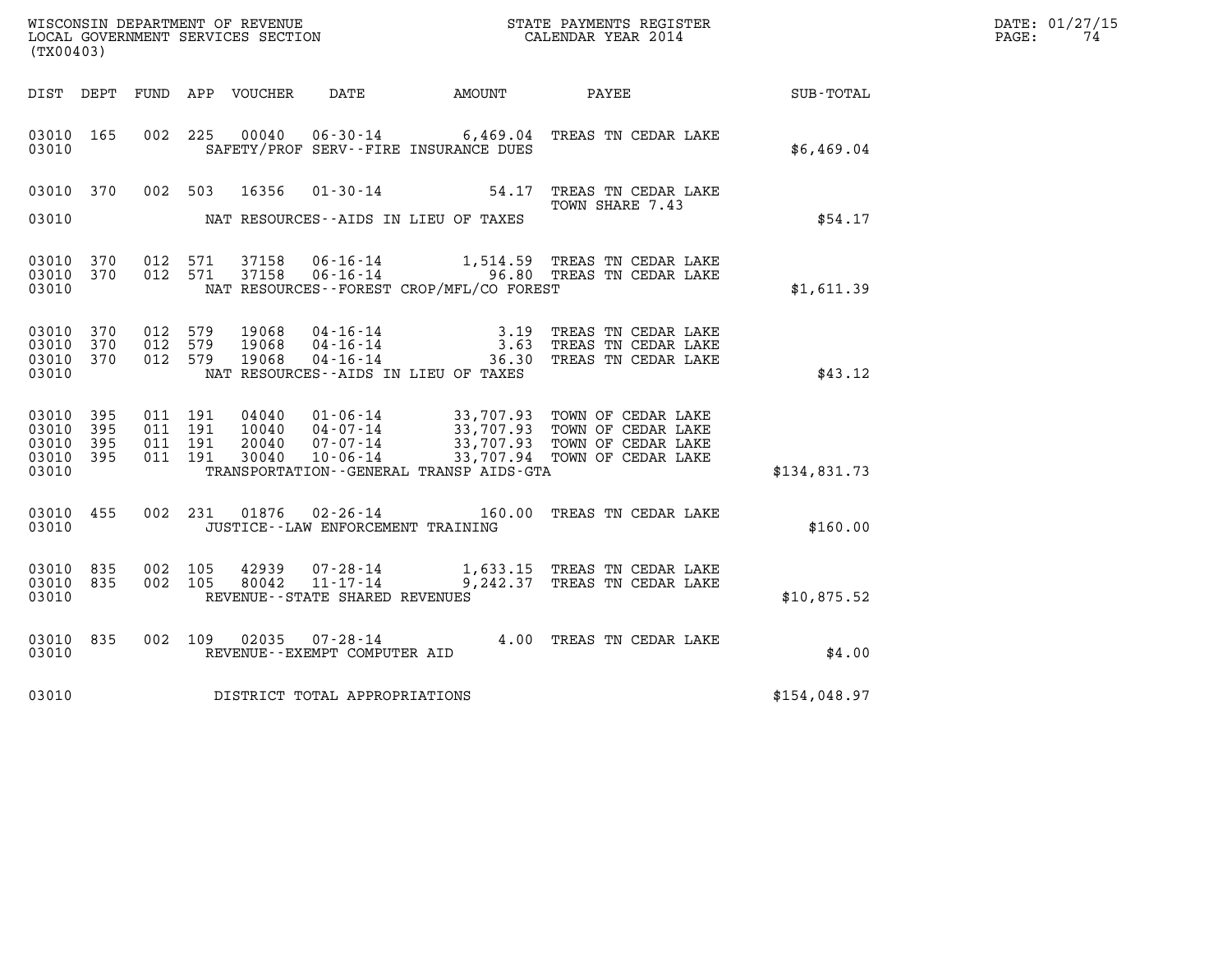WISCONSIN DEPARTMENT OF REVENUE
LOCAL GOVERNMENT SERVICES SECTION
(TX00403)

STATE PAYMENTS REGISTER
CALENDAR YEAR 2014

DATE: 01/27/15
PAGE: 74

| DIST | DEPT | FUND | APP | VOUCHER | DATE | AMOUNT | PAYEE | SUB-TOTAL |
|---|---|---|---|---|---|---|---|---|
| 03010 | 165 | 002 | 225 | 00040 | 06-30-14 | 6,469.04 | TREAS TN CEDAR LAKE | |
| 03010 | | | | | SAFETY/PROF SERV--FIRE INSURANCE DUES | | | $6,469.04 |
| 03010 | 370 | 002 | 503 | 16356 | 01-30-14 | 54.17 | TREAS TN CEDAR LAKE TOWN SHARE 7.43 | |
| 03010 | | | | | NAT RESOURCES--AIDS IN LIEU OF TAXES | | | $54.17 |
| 03010 | 370 | 012 | 571 | 37158 | 06-16-14 | 1,514.59 | TREAS TN CEDAR LAKE | |
| 03010 | 370 | 012 | 571 | 37158 | 06-16-14 | 96.80 | TREAS TN CEDAR LAKE | |
| 03010 | | | | | NAT RESOURCES--FOREST CROP/MFL/CO FOREST | | | $1,611.39 |
| 03010 | 370 | 012 | 579 | 19068 | 04-16-14 | 3.19 | TREAS TN CEDAR LAKE | |
| 03010 | 370 | 012 | 579 | 19068 | 04-16-14 | 3.63 | TREAS TN CEDAR LAKE | |
| 03010 | 370 | 012 | 579 | 19068 | 04-16-14 | 36.30 | TREAS TN CEDAR LAKE | |
| 03010 | | | | | NAT RESOURCES--AIDS IN LIEU OF TAXES | | | $43.12 |
| 03010 | 395 | 011 | 191 | 04040 | 01-06-14 | 33,707.93 | TOWN OF CEDAR LAKE | |
| 03010 | 395 | 011 | 191 | 10040 | 04-07-14 | 33,707.93 | TOWN OF CEDAR LAKE | |
| 03010 | 395 | 011 | 191 | 20040 | 07-07-14 | 33,707.93 | TOWN OF CEDAR LAKE | |
| 03010 | 395 | 011 | 191 | 30040 | 10-06-14 | 33,707.94 | TOWN OF CEDAR LAKE | |
| 03010 | | | | | TRANSPORTATION--GENERAL TRANSP AIDS-GTA | | | $134,831.73 |
| 03010 | 455 | 002 | 231 | 01876 | 02-26-14 | 160.00 | TREAS TN CEDAR LAKE | |
| 03010 | | | | | JUSTICE--LAW ENFORCEMENT TRAINING | | | $160.00 |
| 03010 | 835 | 002 | 105 | 42939 | 07-28-14 | 1,633.15 | TREAS TN CEDAR LAKE | |
| 03010 | 835 | 002 | 105 | 80042 | 11-17-14 | 9,242.37 | TREAS TN CEDAR LAKE | |
| 03010 | | | | | REVENUE--STATE SHARED REVENUES | | | $10,875.52 |
| 03010 | 835 | 002 | 109 | 02035 | 07-28-14 | 4.00 | TREAS TN CEDAR LAKE | |
| 03010 | | | | | REVENUE--EXEMPT COMPUTER AID | | | $4.00 |
| 03010 | | | | | DISTRICT TOTAL APPROPRIATIONS | | | $154,048.97 |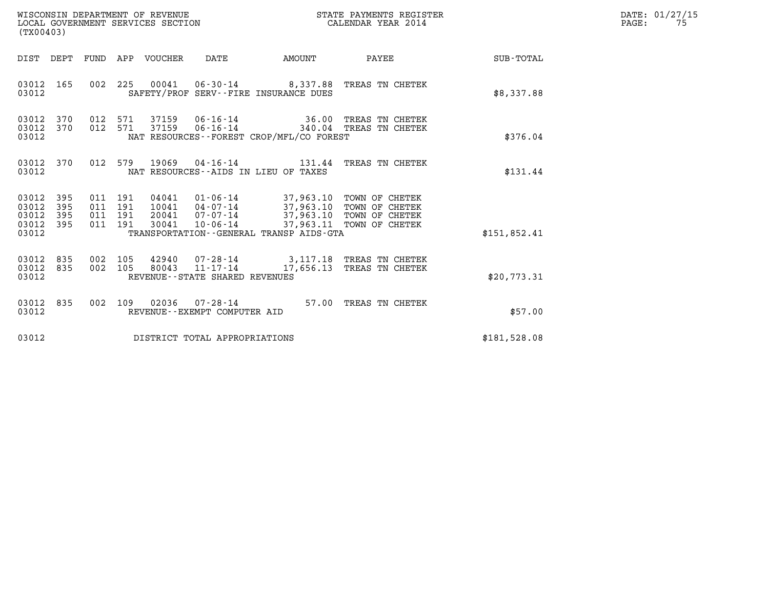WISCONSIN DEPARTMENT OF REVENUE
LOCAL GOVERNMENT SERVICES SECTION
(TX00403)

STATE PAYMENTS REGISTER
CALENDAR YEAR 2014

DATE: 01/27/15

| DIST | DEPT | FUND | APP | VOUCHER | DATE | AMOUNT | PAYEE | SUB-TOTAL |
|---|---|---|---|---|---|---|---|---|
| 03012 | 165 | 002 | 225 | 00041 | 06-30-14 | 8,337.88 | TREAS TN CHETEK | |
| 03012 | | | | | SAFETY/PROF SERV--FIRE INSURANCE DUES | | | $8,337.88 |
| 03012 | 370 | 012 | 571 | 37159 | 06-16-14 | 36.00 | TREAS TN CHETEK | |
| 03012 | 370 | 012 | 571 | 37159 | 06-16-14 | 340.04 | TREAS TN CHETEK | |
| 03012 | | | | | NAT RESOURCES--FOREST CROP/MFL/CO FOREST | | | $376.04 |
| 03012 | 370 | 012 | 579 | 19069 | 04-16-14 | 131.44 | TREAS TN CHETEK | |
| 03012 | | | | | NAT RESOURCES--AIDS IN LIEU OF TAXES | | | $131.44 |
| 03012 | 395 | 011 | 191 | 04041 | 01-06-14 | 37,963.10 | TOWN OF CHETEK | |
| 03012 | 395 | 011 | 191 | 10041 | 04-07-14 | 37,963.10 | TOWN OF CHETEK | |
| 03012 | 395 | 011 | 191 | 20041 | 07-07-14 | 37,963.10 | TOWN OF CHETEK | |
| 03012 | 395 | 011 | 191 | 30041 | 10-06-14 | 37,963.11 | TOWN OF CHETEK | |
| 03012 | | | | | TRANSPORTATION--GENERAL TRANSP AIDS-GTA | | | $151,852.41 |
| 03012 | 835 | 002 | 105 | 42940 | 07-28-14 | 3,117.18 | TREAS TN CHETEK | |
| 03012 | 835 | 002 | 105 | 80043 | 11-17-14 | 17,656.13 | TREAS TN CHETEK | |
| 03012 | | | | | REVENUE--STATE SHARED REVENUES | | | $20,773.31 |
| 03012 | 835 | 002 | 109 | 02036 | 07-28-14 | 57.00 | TREAS TN CHETEK | |
| 03012 | | | | | REVENUE--EXEMPT COMPUTER AID | | | $57.00 |
| 03012 | | | | | DISTRICT TOTAL APPROPRIATIONS | | | $181,528.08 |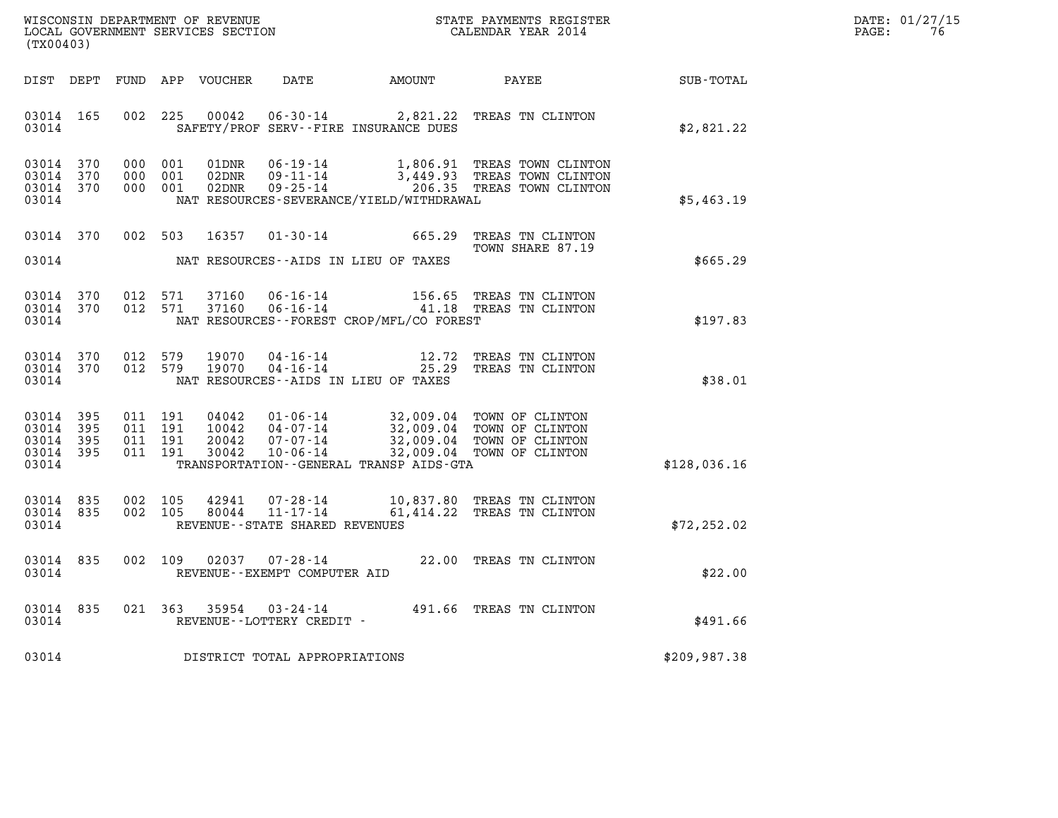WISCONSIN DEPARTMENT OF REVENUE
LOCAL GOVERNMENT SERVICES SECTION
(TX00403)

STATE PAYMENTS REGISTER
CALENDAR YEAR 2014

DATE: 01/27/15

| DIST | DEPT | FUND | APP | VOUCHER | DATE | AMOUNT | PAYEE | SUB-TOTAL |
|---|---|---|---|---|---|---|---|---|
| 03014 | 165 | 002 | 225 | 00042 | 06-30-14 | 2,821.22 | TREAS TN CLINTON | |
| 03014 | | | | | SAFETY/PROF SERV--FIRE INSURANCE DUES | | | $2,821.22 |
| 03014 | 370 | 000 | 001 | 01DNR | 06-19-14 | 1,806.91 | TREAS TOWN CLINTON | |
| 03014 | 370 | 000 | 001 | 02DNR | 09-11-14 | 3,449.93 | TREAS TOWN CLINTON | |
| 03014 | 370 | 000 | 001 | 02DNR | 09-25-14 | 206.35 | TREAS TOWN CLINTON | |
| 03014 | | | | | NAT RESOURCES-SEVERANCE/YIELD/WITHDRAWAL | | | $5,463.19 |
| 03014 | 370 | 002 | 503 | 16357 | 01-30-14 | 665.29 | TREAS TN CLINTON TOWN SHARE 87.19 | |
| 03014 | | | | | NAT RESOURCES--AIDS IN LIEU OF TAXES | | | $665.29 |
| 03014 | 370 | 012 | 571 | 37160 | 06-16-14 | 156.65 | TREAS TN CLINTON | |
| 03014 | 370 | 012 | 571 | 37160 | 06-16-14 | 41.18 | TREAS TN CLINTON | |
| 03014 | | | | | NAT RESOURCES--FOREST CROP/MFL/CO FOREST | | | $197.83 |
| 03014 | 370 | 012 | 579 | 19070 | 04-16-14 | 12.72 | TREAS TN CLINTON | |
| 03014 | 370 | 012 | 579 | 19070 | 04-16-14 | 25.29 | TREAS TN CLINTON | |
| 03014 | | | | | NAT RESOURCES--AIDS IN LIEU OF TAXES | | | $38.01 |
| 03014 | 395 | 011 | 191 | 04042 | 01-06-14 | 32,009.04 | TOWN OF CLINTON | |
| 03014 | 395 | 011 | 191 | 10042 | 04-07-14 | 32,009.04 | TOWN OF CLINTON | |
| 03014 | 395 | 011 | 191 | 20042 | 07-07-14 | 32,009.04 | TOWN OF CLINTON | |
| 03014 | 395 | 011 | 191 | 30042 | 10-06-14 | 32,009.04 | TOWN OF CLINTON | |
| 03014 | | | | | TRANSPORTATION--GENERAL TRANSP AIDS-GTA | | | $128,036.16 |
| 03014 | 835 | 002 | 105 | 42941 | 07-28-14 | 10,837.80 | TREAS TN CLINTON | |
| 03014 | 835 | 002 | 105 | 80044 | 11-17-14 | 61,414.22 | TREAS TN CLINTON | |
| 03014 | | | | | REVENUE--STATE SHARED REVENUES | | | $72,252.02 |
| 03014 | 835 | 002 | 109 | 02037 | 07-28-14 | 22.00 | TREAS TN CLINTON | |
| 03014 | | | | | REVENUE--EXEMPT COMPUTER AID | | | $22.00 |
| 03014 | 835 | 021 | 363 | 35954 | 03-24-14 | 491.66 | TREAS TN CLINTON | |
| 03014 | | | | | REVENUE--LOTTERY CREDIT - | | | $491.66 |
| 03014 | | | | | DISTRICT TOTAL APPROPRIATIONS | | | $209,987.38 |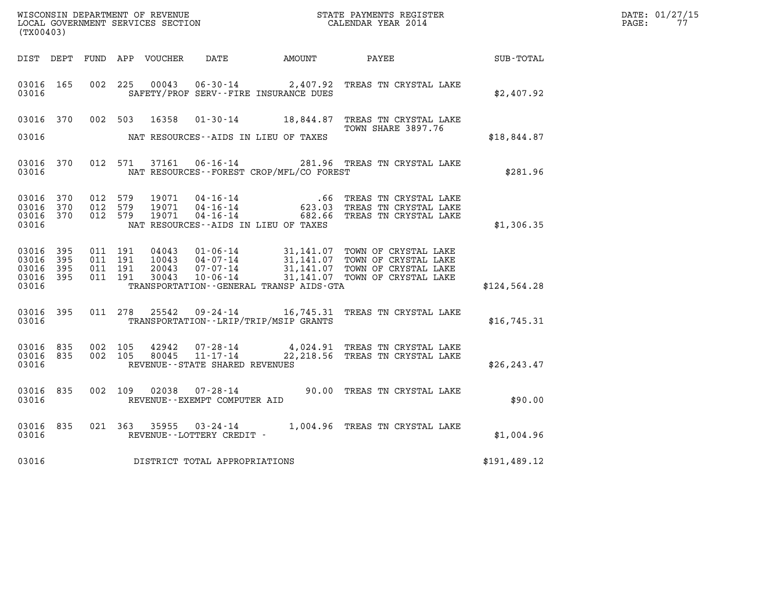WISCONSIN DEPARTMENT OF REVENUE
LOCAL GOVERNMENT SERVICES SECTION
(TX00403)

STATE PAYMENTS REGISTER
CALENDAR YEAR 2014

DATE: 01/27/15
PAGE: 77

| DIST | DEPT | FUND | APP | VOUCHER | DATE | AMOUNT | PAYEE | SUB-TOTAL |
|---|---|---|---|---|---|---|---|---|
| 03016 | 165 | 002 | 225 | 00043 | 06-30-14 | 2,407.92 | TREAS TN CRYSTAL LAKE | |
| 03016 | | | | | SAFETY/PROF SERV--FIRE INSURANCE DUES | | | $2,407.92 |
| 03016 | 370 | 002 | 503 | 16358 | 01-30-14 | 18,844.87 | TREAS TN CRYSTAL LAKE TOWN SHARE 3897.76 | |
| 03016 | | | | | NAT RESOURCES--AIDS IN LIEU OF TAXES | | | $18,844.87 |
| 03016 | 370 | 012 | 571 | 37161 | 06-16-14 | 281.96 | TREAS TN CRYSTAL LAKE | |
| 03016 | | | | | NAT RESOURCES--FOREST CROP/MFL/CO FOREST | | | $281.96 |
| 03016 | 370 | 012 | 579 | 19071 | 04-16-14 | .66 | TREAS TN CRYSTAL LAKE | |
| 03016 | 370 | 012 | 579 | 19071 | 04-16-14 | 623.03 | TREAS TN CRYSTAL LAKE | |
| 03016 | 370 | 012 | 579 | 19071 | 04-16-14 | 682.66 | TREAS TN CRYSTAL LAKE | |
| 03016 | | | | | NAT RESOURCES--AIDS IN LIEU OF TAXES | | | $1,306.35 |
| 03016 | 395 | 011 | 191 | 04043 | 01-06-14 | 31,141.07 | TOWN OF CRYSTAL LAKE | |
| 03016 | 395 | 011 | 191 | 10043 | 04-07-14 | 31,141.07 | TOWN OF CRYSTAL LAKE | |
| 03016 | 395 | 011 | 191 | 20043 | 07-07-14 | 31,141.07 | TOWN OF CRYSTAL LAKE | |
| 03016 | 395 | 011 | 191 | 30043 | 10-06-14 | 31,141.07 | TOWN OF CRYSTAL LAKE | |
| 03016 | | | | | TRANSPORTATION--GENERAL TRANSP AIDS-GTA | | | $124,564.28 |
| 03016 | 395 | 011 | 278 | 25542 | 09-24-14 | 16,745.31 | TREAS TN CRYSTAL LAKE | |
| 03016 | | | | | TRANSPORTATION--LRIP/TRIP/MSIP GRANTS | | | $16,745.31 |
| 03016 | 835 | 002 | 105 | 42942 | 07-28-14 | 4,024.91 | TREAS TN CRYSTAL LAKE | |
| 03016 | 835 | 002 | 105 | 80045 | 11-17-14 | 22,218.56 | TREAS TN CRYSTAL LAKE | |
| 03016 | | | | | REVENUE--STATE SHARED REVENUES | | | $26,243.47 |
| 03016 | 835 | 002 | 109 | 02038 | 07-28-14 | 90.00 | TREAS TN CRYSTAL LAKE | |
| 03016 | | | | | REVENUE--EXEMPT COMPUTER AID | | | $90.00 |
| 03016 | 835 | 021 | 363 | 35955 | 03-24-14 | 1,004.96 | TREAS TN CRYSTAL LAKE | |
| 03016 | | | | | REVENUE--LOTTERY CREDIT - | | | $1,004.96 |
| 03016 | | | | | DISTRICT TOTAL APPROPRIATIONS | | | $191,489.12 |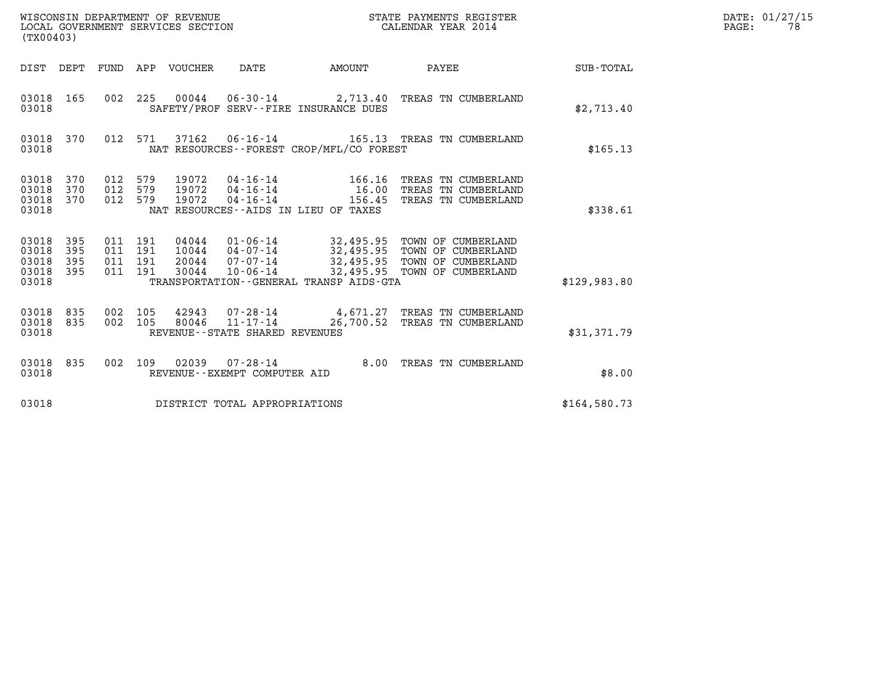WISCONSIN DEPARTMENT OF REVENUE
LOCAL GOVERNMENT SERVICES SECTION
(TX00403)

STATE PAYMENTS REGISTER
CALENDAR YEAR 2014

DATE: 01/27/15
PAGE: 78

| DIST | DEPT | FUND | APP | VOUCHER | DATE | AMOUNT | PAYEE | SUB-TOTAL |
|---|---|---|---|---|---|---|---|---|
| 03018 | 165 | 002 | 225 | 00044 | 06-30-14 | 2,713.40 | TREAS TN CUMBERLAND | |
| 03018 | | | | | SAFETY/PROF SERV--FIRE INSURANCE DUES | | | $2,713.40 |
| 03018 | 370 | 012 | 571 | 37162 | 06-16-14 | 165.13 | TREAS TN CUMBERLAND | |
| 03018 | | | | | NAT RESOURCES--FOREST CROP/MFL/CO FOREST | | | $165.13 |
| 03018 | 370 | 012 | 579 | 19072 | 04-16-14 | 166.16 | TREAS TN CUMBERLAND | |
| 03018 | 370 | 012 | 579 | 19072 | 04-16-14 | 16.00 | TREAS TN CUMBERLAND | |
| 03018 | 370 | 012 | 579 | 19072 | 04-16-14 | 156.45 | TREAS TN CUMBERLAND | |
| 03018 | | | | | NAT RESOURCES--AIDS IN LIEU OF TAXES | | | $338.61 |
| 03018 | 395 | 011 | 191 | 04044 | 01-06-14 | 32,495.95 | TOWN OF CUMBERLAND | |
| 03018 | 395 | 011 | 191 | 10044 | 04-07-14 | 32,495.95 | TOWN OF CUMBERLAND | |
| 03018 | 395 | 011 | 191 | 20044 | 07-07-14 | 32,495.95 | TOWN OF CUMBERLAND | |
| 03018 | 395 | 011 | 191 | 30044 | 10-06-14 | 32,495.95 | TOWN OF CUMBERLAND | |
| 03018 | | | | | TRANSPORTATION--GENERAL TRANSP AIDS-GTA | | | $129,983.80 |
| 03018 | 835 | 002 | 105 | 42943 | 07-28-14 | 4,671.27 | TREAS TN CUMBERLAND | |
| 03018 | 835 | 002 | 105 | 80046 | 11-17-14 | 26,700.52 | TREAS TN CUMBERLAND | |
| 03018 | | | | | REVENUE--STATE SHARED REVENUES | | | $31,371.79 |
| 03018 | 835 | 002 | 109 | 02039 | 07-28-14 | 8.00 | TREAS TN CUMBERLAND | |
| 03018 | | | | | REVENUE--EXEMPT COMPUTER AID | | | $8.00 |
| 03018 | | | | | DISTRICT TOTAL APPROPRIATIONS | | | $164,580.73 |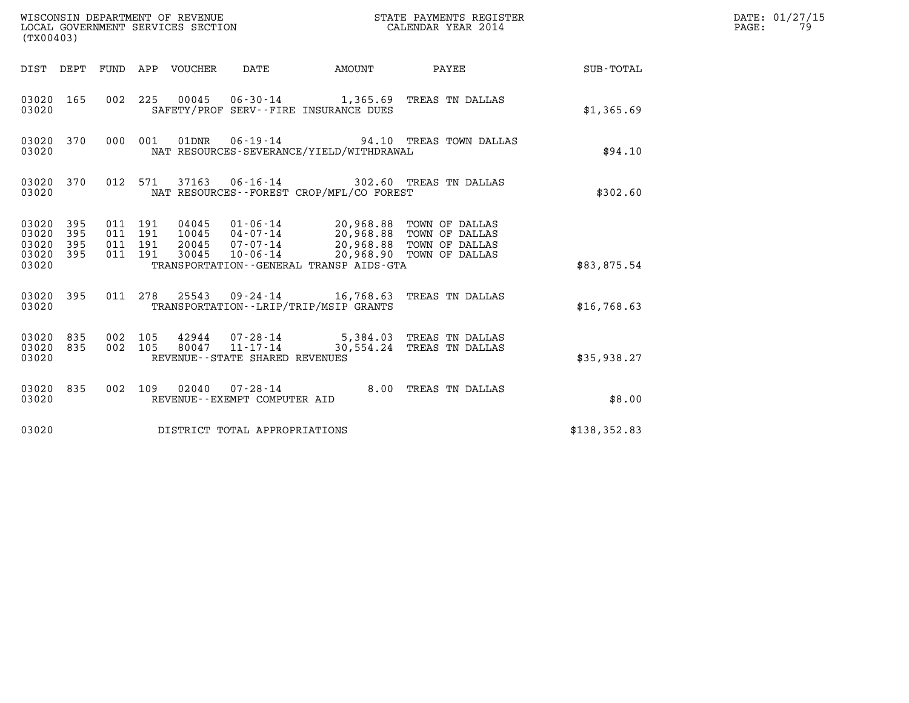WISCONSIN DEPARTMENT OF REVENUE
LOCAL GOVERNMENT SERVICES SECTION
(TX00403)

STATE PAYMENTS REGISTER
CALENDAR YEAR 2014

DATE: 01/27/15

| DIST | DEPT | FUND | APP | VOUCHER | DATE | AMOUNT | PAYEE | SUB-TOTAL |
|---|---|---|---|---|---|---|---|---|
| 03020 | 165 | 002 | 225 | 00045 | 06-30-14 | 1,365.69 | TREAS TN DALLAS | |
| 03020 | | | | | SAFETY/PROF SERV--FIRE INSURANCE DUES | | | $1,365.69 |
| 03020 | 370 | 000 | 001 | 01DNR | 06-19-14 | 94.10 | TREAS TOWN DALLAS | |
| 03020 | | | | | NAT RESOURCES-SEVERANCE/YIELD/WITHDRAWAL | | | $94.10 |
| 03020 | 370 | 012 | 571 | 37163 | 06-16-14 | 302.60 | TREAS TN DALLAS | |
| 03020 | | | | | NAT RESOURCES--FOREST CROP/MFL/CO FOREST | | | $302.60 |
| 03020 | 395 | 011 | 191 | 04045 | 01-06-14 | 20,968.88 | TOWN OF DALLAS | |
| 03020 | 395 | 011 | 191 | 10045 | 04-07-14 | 20,968.88 | TOWN OF DALLAS | |
| 03020 | 395 | 011 | 191 | 20045 | 07-07-14 | 20,968.88 | TOWN OF DALLAS | |
| 03020 | 395 | 011 | 191 | 30045 | 10-06-14 | 20,968.90 | TOWN OF DALLAS | |
| 03020 | | | | | TRANSPORTATION--GENERAL TRANSP AIDS-GTA | | | $83,875.54 |
| 03020 | 395 | 011 | 278 | 25543 | 09-24-14 | 16,768.63 | TREAS TN DALLAS | |
| 03020 | | | | | TRANSPORTATION--LRIP/TRIP/MSIP GRANTS | | | $16,768.63 |
| 03020 | 835 | 002 | 105 | 42944 | 07-28-14 | 5,384.03 | TREAS TN DALLAS | |
| 03020 | 835 | 002 | 105 | 80047 | 11-17-14 | 30,554.24 | TREAS TN DALLAS | |
| 03020 | | | | | REVENUE--STATE SHARED REVENUES | | | $35,938.27 |
| 03020 | 835 | 002 | 109 | 02040 | 07-28-14 | 8.00 | TREAS TN DALLAS | |
| 03020 | | | | | REVENUE--EXEMPT COMPUTER AID | | | $8.00 |
| 03020 | | | | | DISTRICT TOTAL APPROPRIATIONS | | | $138,352.83 |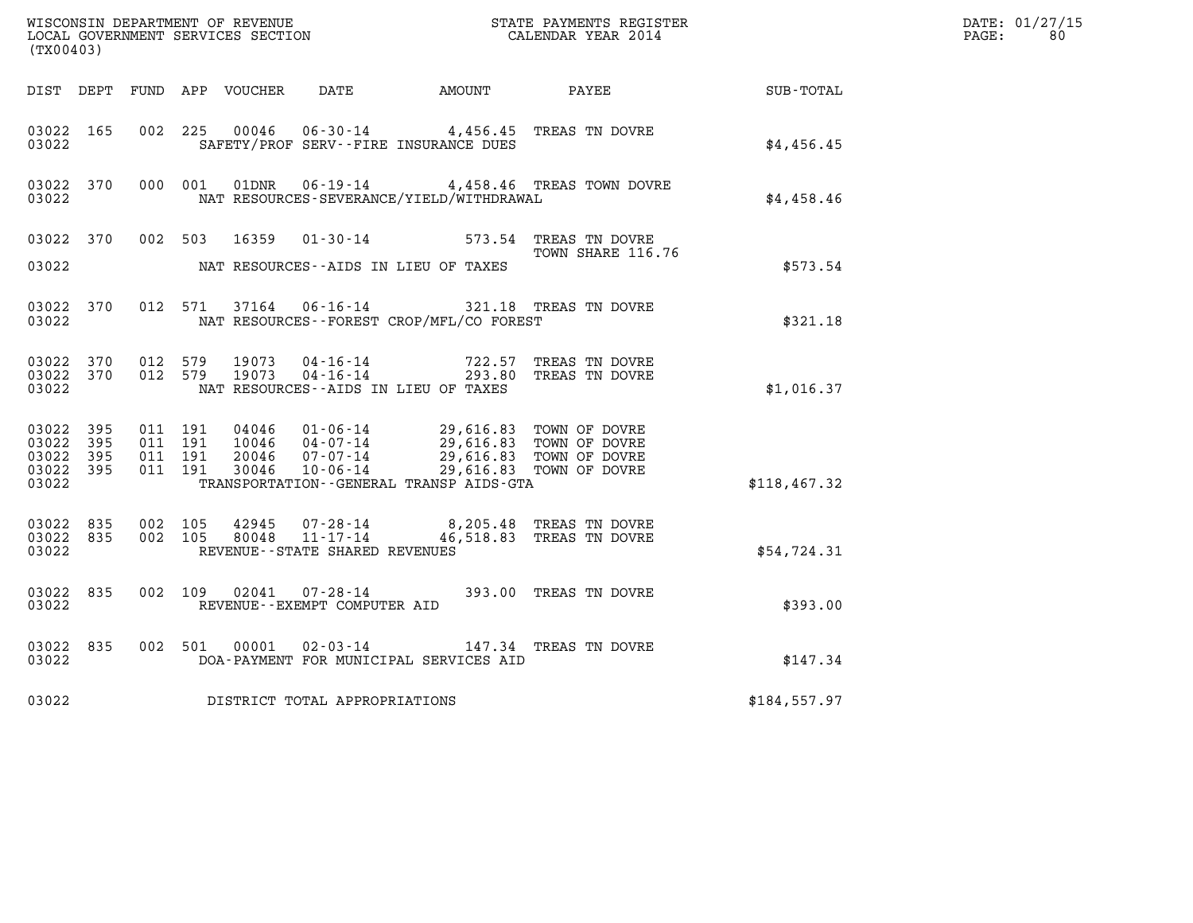WISCONSIN DEPARTMENT OF REVENUE
LOCAL GOVERNMENT SERVICES SECTION
(TX00403)

STATE PAYMENTS REGISTER
CALENDAR YEAR 2014

DATE: 01/27/15
PAGE: 80

| DIST | DEPT | FUND | APP | VOUCHER | DATE | AMOUNT | PAYEE | SUB-TOTAL |
|---|---|---|---|---|---|---|---|---|
| 03022 | 165 | 002 | 225 | 00046 | 06-30-14 | 4,456.45 | TREAS TN DOVRE | |
| 03022 | | | | | SAFETY/PROF SERV--FIRE INSURANCE DUES | | | $4,456.45 |
| 03022 | 370 | 000 | 001 | 01DNR | 06-19-14 | 4,458.46 | TREAS TOWN DOVRE | |
| 03022 | | | | | NAT RESOURCES-SEVERANCE/YIELD/WITHDRAWAL | | | $4,458.46 |
| 03022 | 370 | 002 | 503 | 16359 | 01-30-14 | 573.54 | TREAS TN DOVRE TOWN SHARE 116.76 | |
| 03022 | | | | | NAT RESOURCES--AIDS IN LIEU OF TAXES | | | $573.54 |
| 03022 | 370 | 012 | 571 | 37164 | 06-16-14 | 321.18 | TREAS TN DOVRE | |
| 03022 | | | | | NAT RESOURCES--FOREST CROP/MFL/CO FOREST | | | $321.18 |
| 03022 | 370 | 012 | 579 | 19073 | 04-16-14 | 722.57 | TREAS TN DOVRE | |
| 03022 | 370 | 012 | 579 | 19073 | 04-16-14 | 293.80 | TREAS TN DOVRE | |
| 03022 | | | | | NAT RESOURCES--AIDS IN LIEU OF TAXES | | | $1,016.37 |
| 03022 | 395 | 011 | 191 | 04046 | 01-06-14 | 29,616.83 | TOWN OF DOVRE | |
| 03022 | 395 | 011 | 191 | 10046 | 04-07-14 | 29,616.83 | TOWN OF DOVRE | |
| 03022 | 395 | 011 | 191 | 20046 | 07-07-14 | 29,616.83 | TOWN OF DOVRE | |
| 03022 | 395 | 011 | 191 | 30046 | 10-06-14 | 29,616.83 | TOWN OF DOVRE | |
| 03022 | | | | | TRANSPORTATION--GENERAL TRANSP AIDS-GTA | | | $118,467.32 |
| 03022 | 835 | 002 | 105 | 42945 | 07-28-14 | 8,205.48 | TREAS TN DOVRE | |
| 03022 | 835 | 002 | 105 | 80048 | 11-17-14 | 46,518.83 | TREAS TN DOVRE | |
| 03022 | | | | | REVENUE--STATE SHARED REVENUES | | | $54,724.31 |
| 03022 | 835 | 002 | 109 | 02041 | 07-28-14 | 393.00 | TREAS TN DOVRE | |
| 03022 | | | | | REVENUE--EXEMPT COMPUTER AID | | | $393.00 |
| 03022 | 835 | 002 | 501 | 00001 | 02-03-14 | 147.34 | TREAS TN DOVRE | |
| 03022 | | | | | DOA-PAYMENT FOR MUNICIPAL SERVICES AID | | | $147.34 |
| 03022 | | | | | DISTRICT TOTAL APPROPRIATIONS | | | $184,557.97 |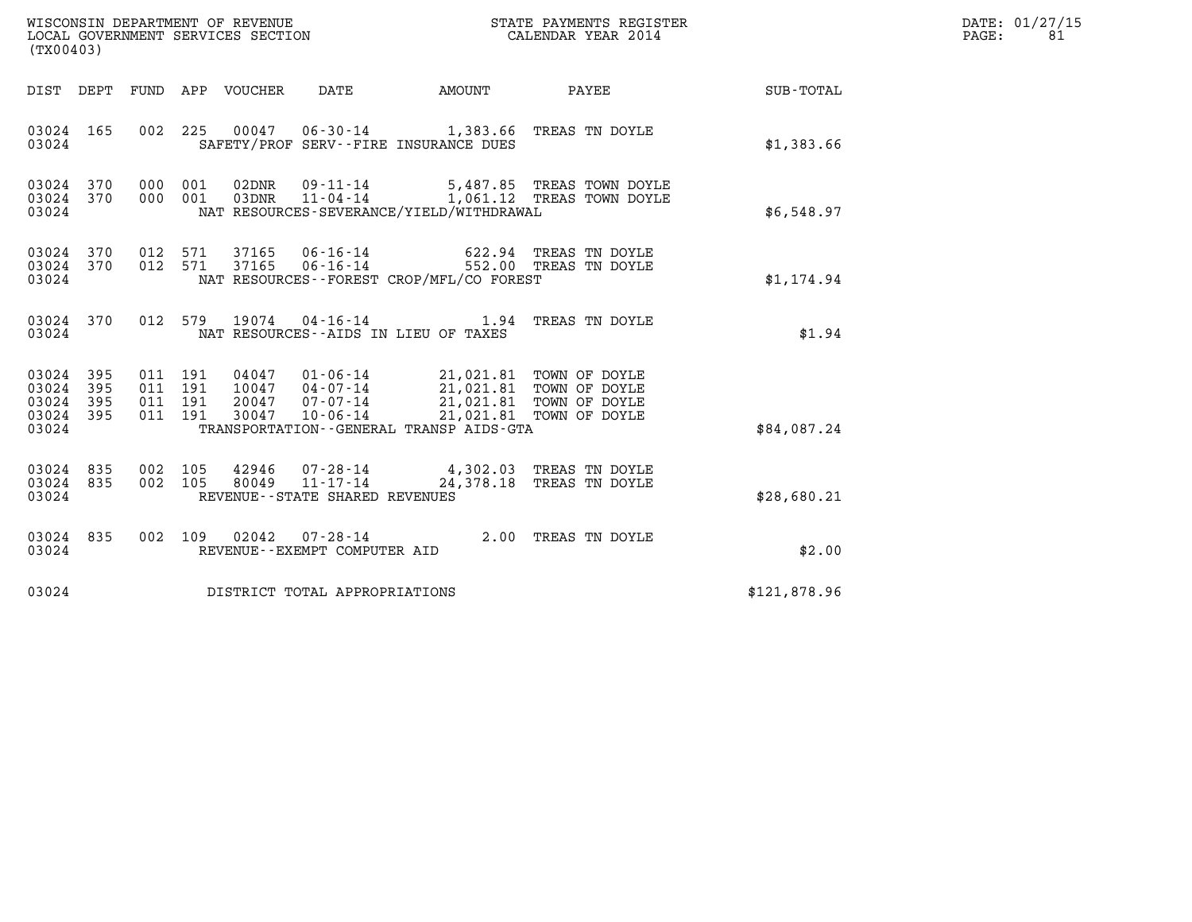WISCONSIN DEPARTMENT OF REVENUE
LOCAL GOVERNMENT SERVICES SECTION
(TX00403)

STATE PAYMENTS REGISTER
CALENDAR YEAR 2014

| DIST | DEPT | FUND | APP | VOUCHER | DATE | AMOUNT | PAYEE | SUB-TOTAL |
|---|---|---|---|---|---|---|---|---|
| 03024 | 165 | 002 | 225 | 00047 | 06-30-14 | 1,383.66 | TREAS TN DOYLE | |
| 03024 | | | | SAFETY/PROF SERV--FIRE INSURANCE DUES | | | | $1,383.66 |
| 03024 | 370 | 000 | 001 | 02DNR | 09-11-14 | 5,487.85 | TREAS TOWN DOYLE | |
| 03024 | 370 | 000 | 001 | 03DNR | 11-04-14 | 1,061.12 | TREAS TOWN DOYLE | |
| 03024 | | | | NAT RESOURCES-SEVERANCE/YIELD/WITHDRAWAL | | | | $6,548.97 |
| 03024 | 370 | 012 | 571 | 37165 | 06-16-14 | 622.94 | TREAS TN DOYLE | |
| 03024 | 370 | 012 | 571 | 37165 | 06-16-14 | 552.00 | TREAS TN DOYLE | |
| 03024 | | | | NAT RESOURCES--FOREST CROP/MFL/CO FOREST | | | | $1,174.94 |
| 03024 | 370 | 012 | 579 | 19074 | 04-16-14 | 1.94 | TREAS TN DOYLE | |
| 03024 | | | | NAT RESOURCES--AIDS IN LIEU OF TAXES | | | | $1.94 |
| 03024 | 395 | 011 | 191 | 04047 | 01-06-14 | 21,021.81 | TOWN OF DOYLE | |
| 03024 | 395 | 011 | 191 | 10047 | 04-07-14 | 21,021.81 | TOWN OF DOYLE | |
| 03024 | 395 | 011 | 191 | 20047 | 07-07-14 | 21,021.81 | TOWN OF DOYLE | |
| 03024 | 395 | 011 | 191 | 30047 | 10-06-14 | 21,021.81 | TOWN OF DOYLE | |
| 03024 | | | | TRANSPORTATION--GENERAL TRANSP AIDS-GTA | | | | $84,087.24 |
| 03024 | 835 | 002 | 105 | 42946 | 07-28-14 | 4,302.03 | TREAS TN DOYLE | |
| 03024 | 835 | 002 | 105 | 80049 | 11-17-14 | 24,378.18 | TREAS TN DOYLE | |
| 03024 | | | | REVENUE--STATE SHARED REVENUES | | | | $28,680.21 |
| 03024 | 835 | 002 | 109 | 02042 | 07-28-14 | 2.00 | TREAS TN DOYLE | |
| 03024 | | | | REVENUE--EXEMPT COMPUTER AID | | | | $2.00 |
| 03024 | | | | DISTRICT TOTAL APPROPRIATIONS | | | | $121,878.96 |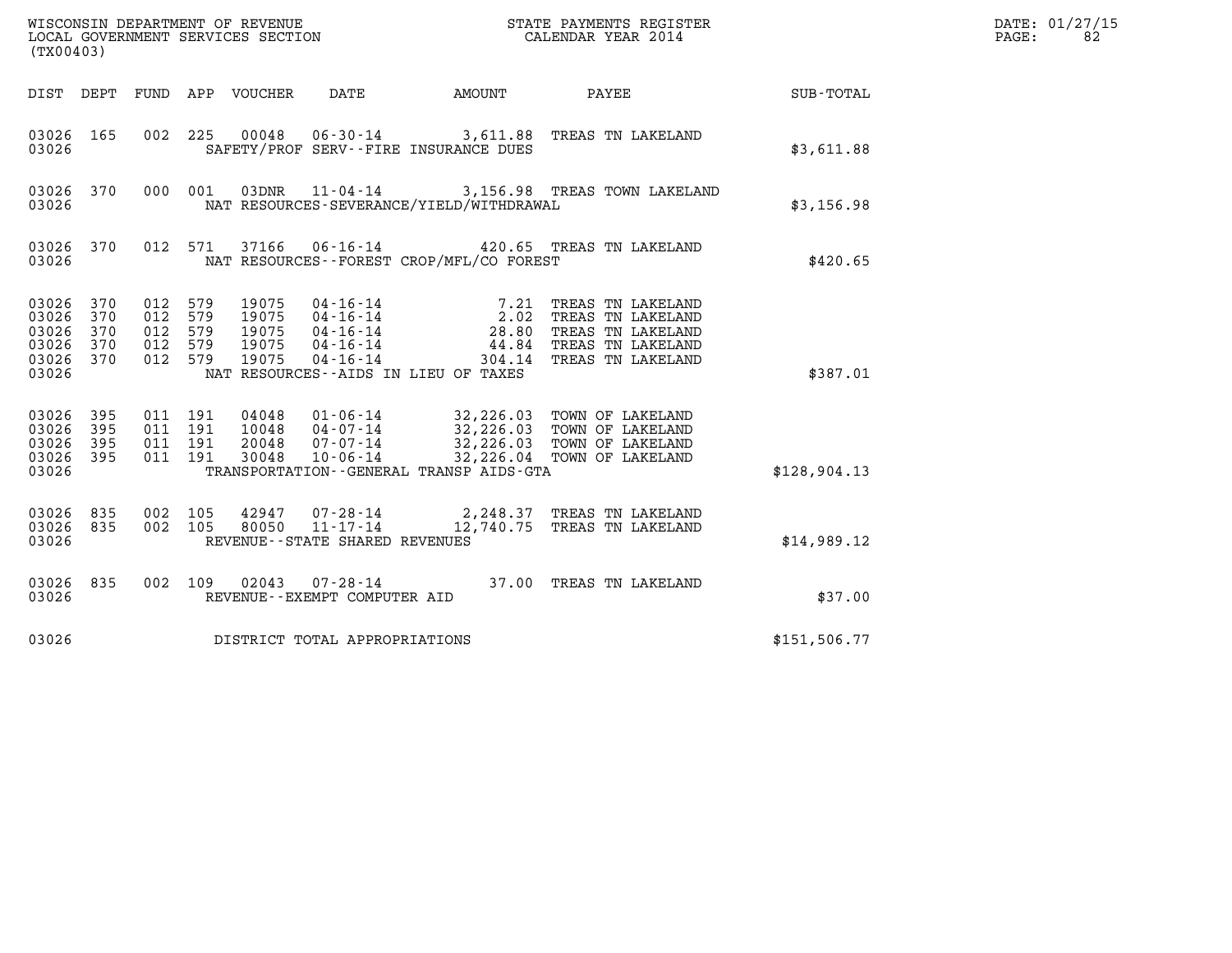WISCONSIN DEPARTMENT OF REVENUE
LOCAL GOVERNMENT SERVICES SECTION
(TX00403)

STATE PAYMENTS REGISTER
CALENDAR YEAR 2014

DATE: 01/27/15
PAGE: 82

| DIST | DEPT | FUND | APP | VOUCHER | DATE | AMOUNT | PAYEE | SUB-TOTAL |
|---|---|---|---|---|---|---|---|---|
| 03026 | 165 | 002 | 225 | 00048 | 06-30-14 | 3,611.88 | TREAS TN LAKELAND | |
| 03026 | | | | | SAFETY/PROF SERV--FIRE INSURANCE DUES | | | $3,611.88 |
| 03026 | 370 | 000 | 001 | 03DNR | 11-04-14 | 3,156.98 | TREAS TOWN LAKELAND | |
| 03026 | | | | | NAT RESOURCES-SEVERANCE/YIELD/WITHDRAWAL | | | $3,156.98 |
| 03026 | 370 | 012 | 571 | 37166 | 06-16-14 | 420.65 | TREAS TN LAKELAND | |
| 03026 | | | | | NAT RESOURCES--FOREST CROP/MFL/CO FOREST | | | $420.65 |
| 03026 | 370 | 012 | 579 | 19075 | 04-16-14 | 7.21 | TREAS TN LAKELAND | |
| 03026 | 370 | 012 | 579 | 19075 | 04-16-14 | 2.02 | TREAS TN LAKELAND | |
| 03026 | 370 | 012 | 579 | 19075 | 04-16-14 | 28.80 | TREAS TN LAKELAND | |
| 03026 | 370 | 012 | 579 | 19075 | 04-16-14 | 44.84 | TREAS TN LAKELAND | |
| 03026 | 370 | 012 | 579 | 19075 | 04-16-14 | 304.14 | TREAS TN LAKELAND | |
| 03026 | | | | | NAT RESOURCES--AIDS IN LIEU OF TAXES | | | $387.01 |
| 03026 | 395 | 011 | 191 | 04048 | 01-06-14 | 32,226.03 | TOWN OF LAKELAND | |
| 03026 | 395 | 011 | 191 | 10048 | 04-07-14 | 32,226.03 | TOWN OF LAKELAND | |
| 03026 | 395 | 011 | 191 | 20048 | 07-07-14 | 32,226.03 | TOWN OF LAKELAND | |
| 03026 | 395 | 011 | 191 | 30048 | 10-06-14 | 32,226.04 | TOWN OF LAKELAND | |
| 03026 | | | | | TRANSPORTATION--GENERAL TRANSP AIDS-GTA | | | $128,904.13 |
| 03026 | 835 | 002 | 105 | 42947 | 07-28-14 | 2,248.37 | TREAS TN LAKELAND | |
| 03026 | 835 | 002 | 105 | 80050 | 11-17-14 | 12,740.75 | TREAS TN LAKELAND | |
| 03026 | | | | | REVENUE--STATE SHARED REVENUES | | | $14,989.12 |
| 03026 | 835 | 002 | 109 | 02043 | 07-28-14 | 37.00 | TREAS TN LAKELAND | |
| 03026 | | | | | REVENUE--EXEMPT COMPUTER AID | | | $37.00 |
| 03026 | | | | | DISTRICT TOTAL APPROPRIATIONS | | | $151,506.77 |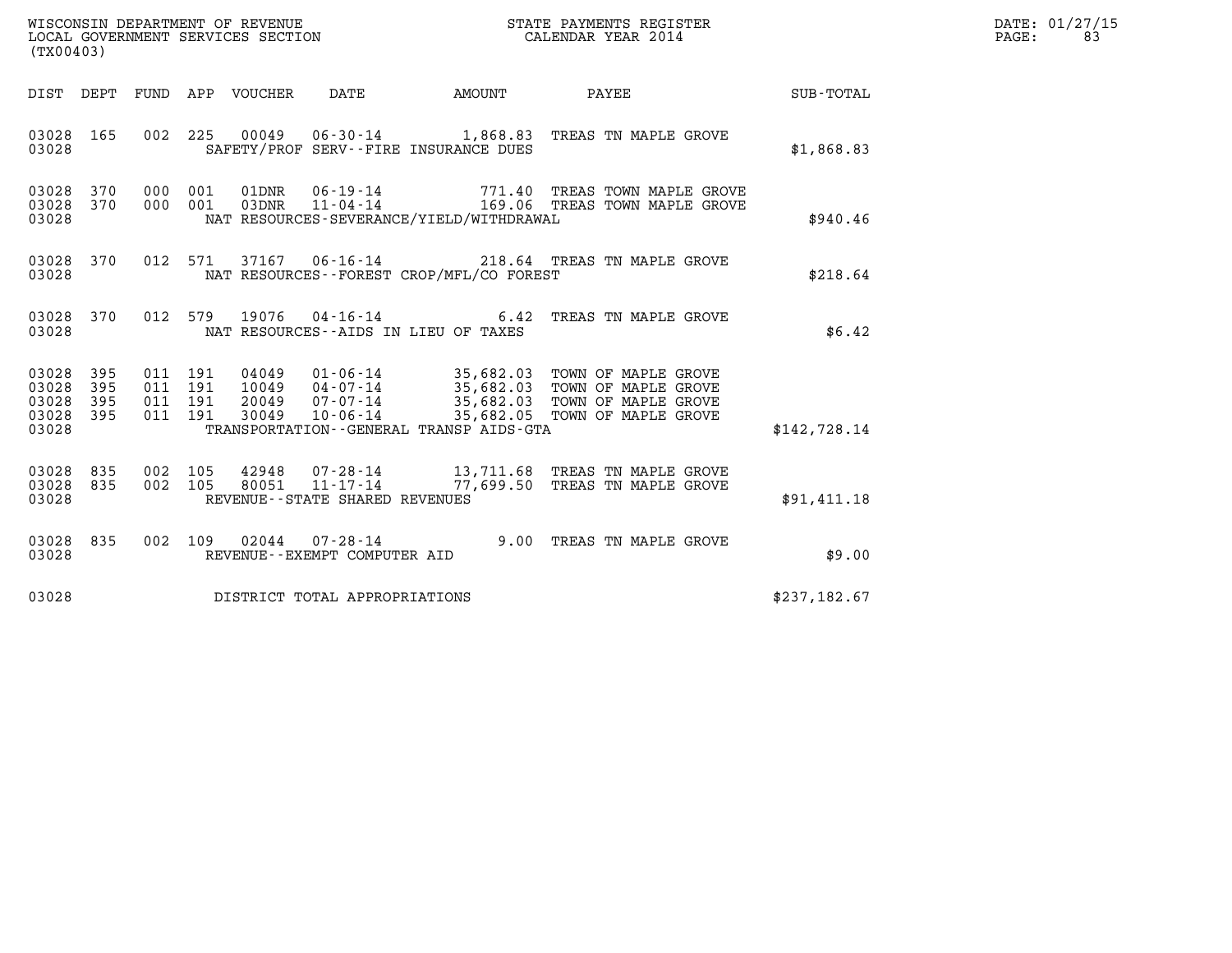WISCONSIN DEPARTMENT OF REVENUE
LOCAL GOVERNMENT SERVICES SECTION
(TX00403)

STATE PAYMENTS REGISTER
CALENDAR YEAR 2014

DATE: 01/27/15

| DIST | DEPT | FUND | APP | VOUCHER | DATE | AMOUNT | PAYEE | SUB-TOTAL |
|---|---|---|---|---|---|---|---|---|
| 03028 | 165 | 002 | 225 | 00049 | 06-30-14 | 1,868.83 | TREAS TN MAPLE GROVE | |
| 03028 | | | | SAFETY/PROF SERV--FIRE INSURANCE DUES | | | | $1,868.83 |
| 03028 | 370 | 000 | 001 | 01DNR | 06-19-14 | 771.40 | TREAS TOWN MAPLE GROVE | |
| 03028 | 370 | 000 | 001 | 03DNR | 11-04-14 | 169.06 | TREAS TOWN MAPLE GROVE | |
| 03028 | | | | NAT RESOURCES-SEVERANCE/YIELD/WITHDRAWAL | | | | $940.46 |
| 03028 | 370 | 012 | 571 | 37167 | 06-16-14 | 218.64 | TREAS TN MAPLE GROVE | |
| 03028 | | | | NAT RESOURCES--FOREST CROP/MFL/CO FOREST | | | | $218.64 |
| 03028 | 370 | 012 | 579 | 19076 | 04-16-14 | 6.42 | TREAS TN MAPLE GROVE | |
| 03028 | | | | NAT RESOURCES--AIDS IN LIEU OF TAXES | | | | $6.42 |
| 03028 | 395 | 011 | 191 | 04049 | 01-06-14 | 35,682.03 | TOWN OF MAPLE GROVE | |
| 03028 | 395 | 011 | 191 | 10049 | 04-07-14 | 35,682.03 | TOWN OF MAPLE GROVE | |
| 03028 | 395 | 011 | 191 | 20049 | 07-07-14 | 35,682.03 | TOWN OF MAPLE GROVE | |
| 03028 | 395 | 011 | 191 | 30049 | 10-06-14 | 35,682.05 | TOWN OF MAPLE GROVE | |
| 03028 | | | | TRANSPORTATION--GENERAL TRANSP AIDS-GTA | | | | $142,728.14 |
| 03028 | 835 | 002 | 105 | 42948 | 07-28-14 | 13,711.68 | TREAS TN MAPLE GROVE | |
| 03028 | 835 | 002 | 105 | 80051 | 11-17-14 | 77,699.50 | TREAS TN MAPLE GROVE | |
| 03028 | | | | REVENUE--STATE SHARED REVENUES | | | | $91,411.18 |
| 03028 | 835 | 002 | 109 | 02044 | 07-28-14 | 9.00 | TREAS TN MAPLE GROVE | |
| 03028 | | | | REVENUE--EXEMPT COMPUTER AID | | | | $9.00 |
| 03028 | | | | DISTRICT TOTAL APPROPRIATIONS | | | | $237,182.67 |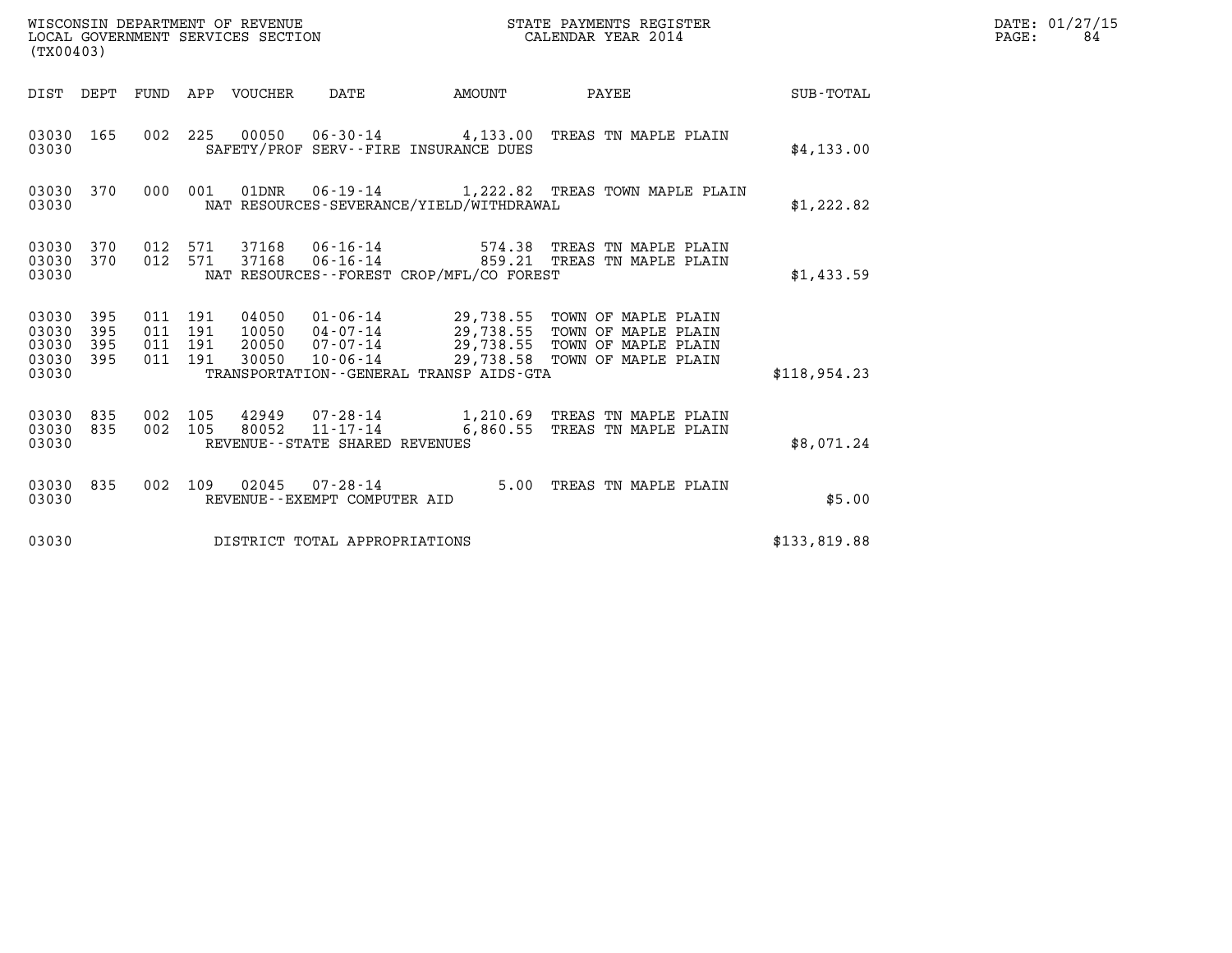WISCONSIN DEPARTMENT OF REVENUE
LOCAL GOVERNMENT SERVICES SECTION
(TX00403)

STATE PAYMENTS REGISTER
CALENDAR YEAR 2014

DATE: 01/27/15

| DIST | DEPT | FUND | APP | VOUCHER | DATE | AMOUNT | PAYEE | SUB-TOTAL |
|---|---|---|---|---|---|---|---|---|
| 03030 | 165 | 002 | 225 | 00050 | 06-30-14 | 4,133.00 | TREAS TN MAPLE PLAIN | |
| 03030 | | | | SAFETY/PROF SERV--FIRE INSURANCE DUES | | | | $4,133.00 |
| 03030 | 370 | 000 | 001 | 01DNR | 06-19-14 | 1,222.82 | TREAS TOWN MAPLE PLAIN | |
| 03030 | | | | NAT RESOURCES-SEVERANCE/YIELD/WITHDRAWAL | | | | $1,222.82 |
| 03030 | 370 | 012 | 571 | 37168 | 06-16-14 | 574.38 | TREAS TN MAPLE PLAIN | |
| 03030 | 370 | 012 | 571 | 37168 | 06-16-14 | 859.21 | TREAS TN MAPLE PLAIN | |
| 03030 | | | | NAT RESOURCES--FOREST CROP/MFL/CO FOREST | | | | $1,433.59 |
| 03030 | 395 | 011 | 191 | 04050 | 01-06-14 | 29,738.55 | TOWN OF MAPLE PLAIN | |
| 03030 | 395 | 011 | 191 | 10050 | 04-07-14 | 29,738.55 | TOWN OF MAPLE PLAIN | |
| 03030 | 395 | 011 | 191 | 20050 | 07-07-14 | 29,738.55 | TOWN OF MAPLE PLAIN | |
| 03030 | 395 | 011 | 191 | 30050 | 10-06-14 | 29,738.58 | TOWN OF MAPLE PLAIN | |
| 03030 | | | | TRANSPORTATION--GENERAL TRANSP AIDS-GTA | | | | $118,954.23 |
| 03030 | 835 | 002 | 105 | 42949 | 07-28-14 | 1,210.69 | TREAS TN MAPLE PLAIN | |
| 03030 | 835 | 002 | 105 | 80052 | 11-17-14 | 6,860.55 | TREAS TN MAPLE PLAIN | |
| 03030 | | | | REVENUE--STATE SHARED REVENUES | | | | $8,071.24 |
| 03030 | 835 | 002 | 109 | 02045 | 07-28-14 | 5.00 | TREAS TN MAPLE PLAIN | |
| 03030 | | | | REVENUE--EXEMPT COMPUTER AID | | | | $5.00 |
| 03030 | | | | DISTRICT TOTAL APPROPRIATIONS | | | | $133,819.88 |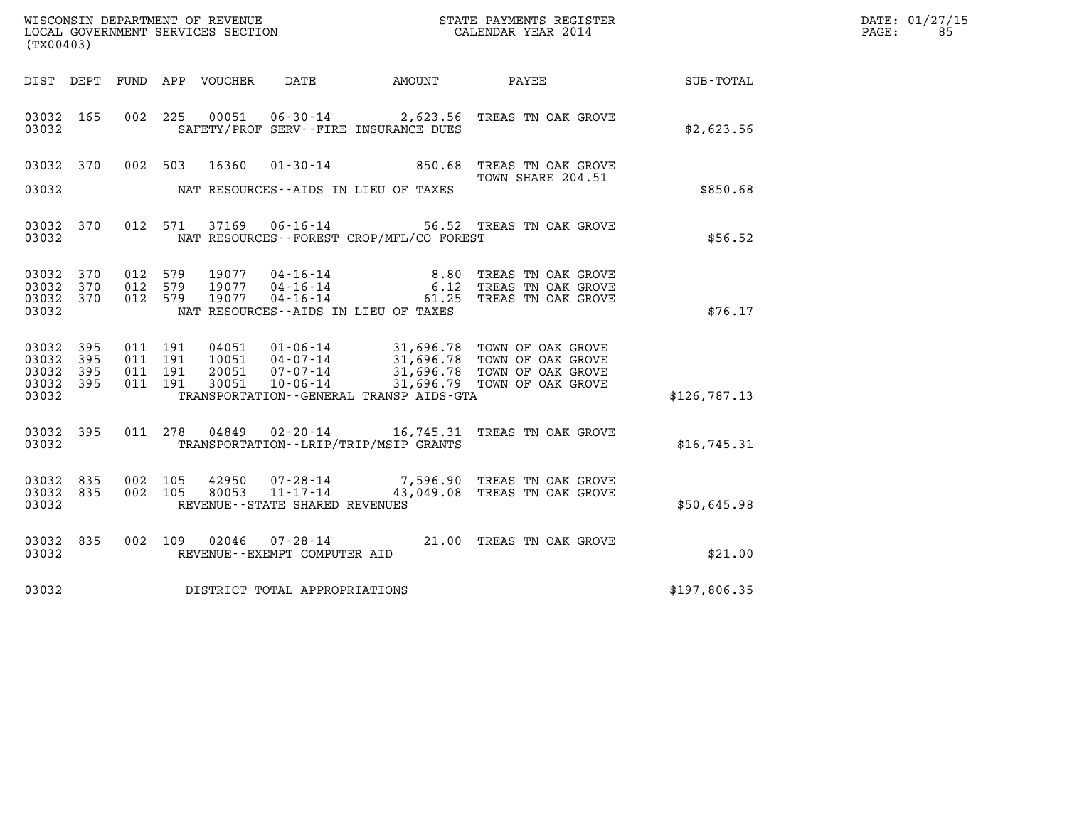WISCONSIN DEPARTMENT OF REVENUE
LOCAL GOVERNMENT SERVICES SECTION
(TX00403)

STATE PAYMENTS REGISTER
CALENDAR YEAR 2014

DATE: 01/27/15

| DIST | DEPT | FUND | APP | VOUCHER | DATE | AMOUNT | PAYEE | SUB-TOTAL |
|---|---|---|---|---|---|---|---|---|
| 03032 | 165 | 002 | 225 | 00051 | 06-30-14 | 2,623.56 | TREAS TN OAK GROVE | |
| 03032 | | | | | SAFETY/PROF SERV--FIRE INSURANCE DUES | | | $2,623.56 |
| 03032 | 370 | 002 | 503 | 16360 | 01-30-14 | 850.68 | TREAS TN OAK GROVE TOWN SHARE 204.51 | |
| 03032 | | | | | NAT RESOURCES--AIDS IN LIEU OF TAXES | | | $850.68 |
| 03032 | 370 | 012 | 571 | 37169 | 06-16-14 | 56.52 | TREAS TN OAK GROVE | |
| 03032 | | | | | NAT RESOURCES--FOREST CROP/MFL/CO FOREST | | | $56.52 |
| 03032 | 370 | 012 | 579 | 19077 | 04-16-14 | 8.80 | TREAS TN OAK GROVE | |
| 03032 | 370 | 012 | 579 | 19077 | 04-16-14 | 6.12 | TREAS TN OAK GROVE | |
| 03032 | 370 | 012 | 579 | 19077 | 04-16-14 | 61.25 | TREAS TN OAK GROVE | |
| 03032 | | | | | NAT RESOURCES--AIDS IN LIEU OF TAXES | | | $76.17 |
| 03032 | 395 | 011 | 191 | 04051 | 01-06-14 | 31,696.78 | TOWN OF OAK GROVE | |
| 03032 | 395 | 011 | 191 | 10051 | 04-07-14 | 31,696.78 | TOWN OF OAK GROVE | |
| 03032 | 395 | 011 | 191 | 20051 | 07-07-14 | 31,696.78 | TOWN OF OAK GROVE | |
| 03032 | 395 | 011 | 191 | 30051 | 10-06-14 | 31,696.79 | TOWN OF OAK GROVE | |
| 03032 | | | | | TRANSPORTATION--GENERAL TRANSP AIDS-GTA | | | $126,787.13 |
| 03032 | 395 | 011 | 278 | 04849 | 02-20-14 | 16,745.31 | TREAS TN OAK GROVE | |
| 03032 | | | | | TRANSPORTATION--LRIP/TRIP/MSIP GRANTS | | | $16,745.31 |
| 03032 | 835 | 002 | 105 | 42950 | 07-28-14 | 7,596.90 | TREAS TN OAK GROVE | |
| 03032 | 835 | 002 | 105 | 80053 | 11-17-14 | 43,049.08 | TREAS TN OAK GROVE | |
| 03032 | | | | | REVENUE--STATE SHARED REVENUES | | | $50,645.98 |
| 03032 | 835 | 002 | 109 | 02046 | 07-28-14 | 21.00 | TREAS TN OAK GROVE | |
| 03032 | | | | | REVENUE--EXEMPT COMPUTER AID | | | $21.00 |
| 03032 | | | | | DISTRICT TOTAL APPROPRIATIONS | | | $197,806.35 |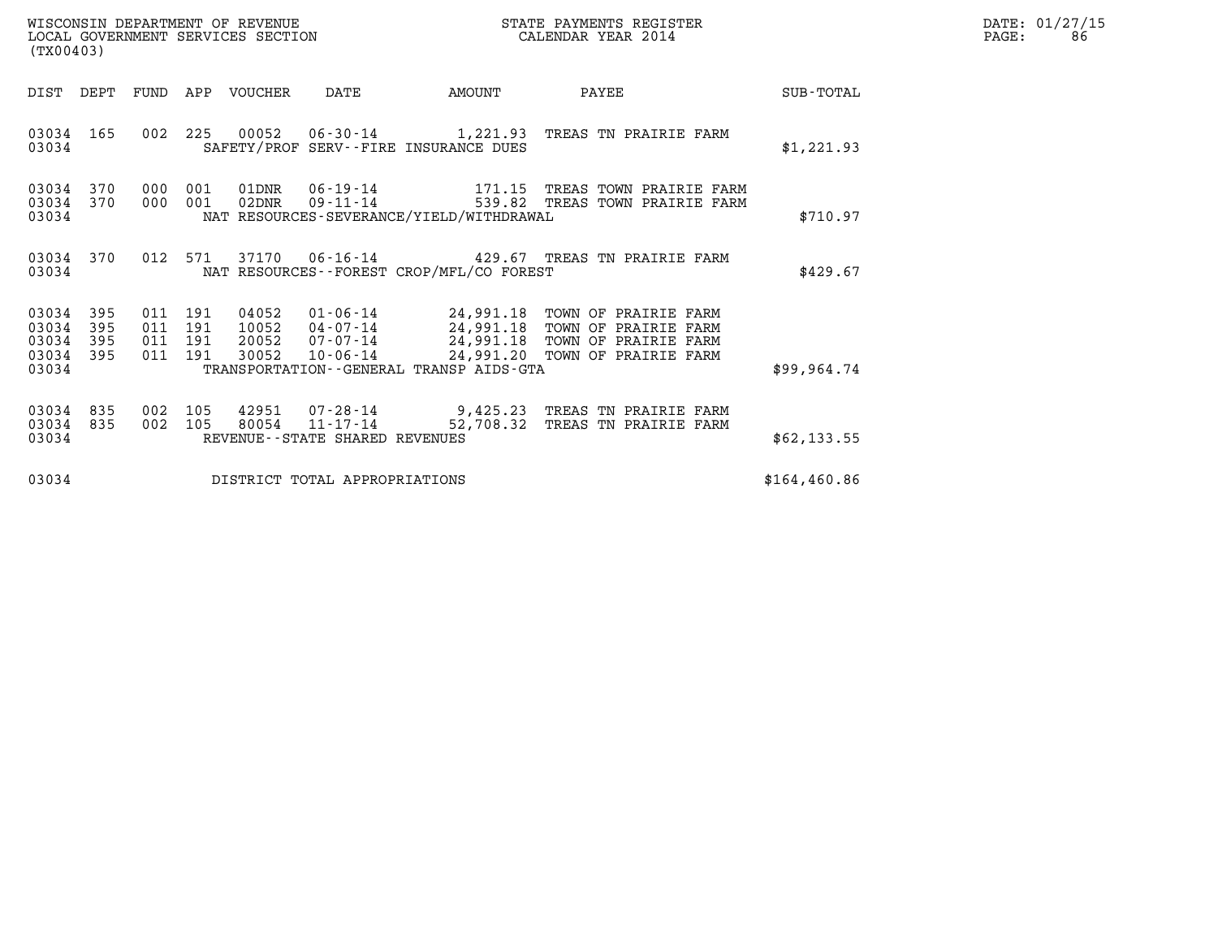WISCONSIN DEPARTMENT OF REVENUE
LOCAL GOVERNMENT SERVICES SECTION
(TX00403)

STATE PAYMENTS REGISTER
CALENDAR YEAR 2014

DATE: 01/27/15
PAGE: 86

| DIST | DEPT | FUND | APP | VOUCHER | DATE | AMOUNT | PAYEE | SUB-TOTAL |
|---|---|---|---|---|---|---|---|---|
| 03034 | 165 | 002 | 225 | 00052 | 06-30-14 | 1,221.93 | TREAS TN PRAIRIE FARM | |
| 03034 | | | | SAFETY/PROF SERV--FIRE INSURANCE DUES | | | | $1,221.93 |
| 03034 | 370 | 000 | 001 | 01DNR | 06-19-14 | 171.15 | TREAS TOWN PRAIRIE FARM | |
| 03034 | 370 | 000 | 001 | 02DNR | 09-11-14 | 539.82 | TREAS TOWN PRAIRIE FARM | |
| 03034 | | | | NAT RESOURCES-SEVERANCE/YIELD/WITHDRAWAL | | | | $710.97 |
| 03034 | 370 | 012 | 571 | 37170 | 06-16-14 | 429.67 | TREAS TN PRAIRIE FARM | |
| 03034 | | | | NAT RESOURCES--FOREST CROP/MFL/CO FOREST | | | | $429.67 |
| 03034 | 395 | 011 | 191 | 04052 | 01-06-14 | 24,991.18 | TOWN OF PRAIRIE FARM | |
| 03034 | 395 | 011 | 191 | 10052 | 04-07-14 | 24,991.18 | TOWN OF PRAIRIE FARM | |
| 03034 | 395 | 011 | 191 | 20052 | 07-07-14 | 24,991.18 | TOWN OF PRAIRIE FARM | |
| 03034 | 395 | 011 | 191 | 30052 | 10-06-14 | 24,991.20 | TOWN OF PRAIRIE FARM | |
| 03034 | | | | TRANSPORTATION--GENERAL TRANSP AIDS-GTA | | | | $99,964.74 |
| 03034 | 835 | 002 | 105 | 42951 | 07-28-14 | 9,425.23 | TREAS TN PRAIRIE FARM | |
| 03034 | 835 | 002 | 105 | 80054 | 11-17-14 | 52,708.32 | TREAS TN PRAIRIE FARM | |
| 03034 | | | | REVENUE--STATE SHARED REVENUES | | | | $62,133.55 |
| 03034 | | | | DISTRICT TOTAL APPROPRIATIONS | | | | $164,460.86 |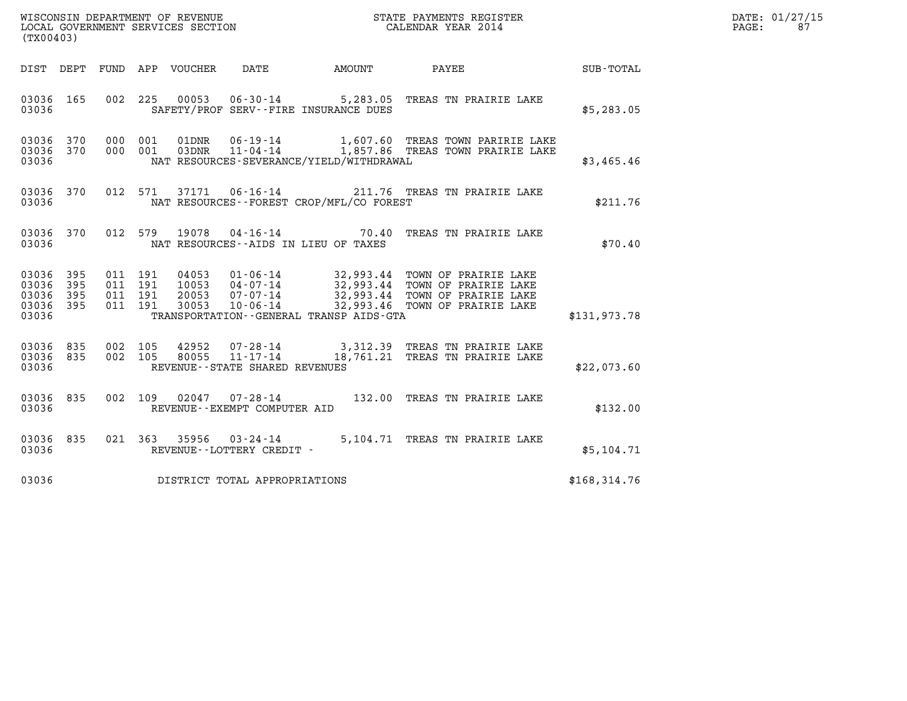WISCONSIN DEPARTMENT OF REVENUE
LOCAL GOVERNMENT SERVICES SECTION
(TX00403)

STATE PAYMENTS REGISTER
CALENDAR YEAR 2014

| DIST | DEPT | FUND | APP | VOUCHER | DATE | AMOUNT | PAYEE | SUB-TOTAL |
|---|---|---|---|---|---|---|---|---|
| 03036 | 165 | 002 | 225 | 00053 | 06-30-14 | 5,283.05 | TREAS TN PRAIRIE LAKE | |
| 03036 | | | | | SAFETY/PROF SERV--FIRE INSURANCE DUES | | | $5,283.05 |
| 03036 | 370 | 000 | 001 | 01DNR | 06-19-14 | 1,607.60 | TREAS TOWN PARIRIE LAKE | |
| 03036 | 370 | 000 | 001 | 03DNR | 11-04-14 | 1,857.86 | TREAS TOWN PRAIRIE LAKE | |
| 03036 | | | | | NAT RESOURCES-SEVERANCE/YIELD/WITHDRAWAL | | | $3,465.46 |
| 03036 | 370 | 012 | 571 | 37171 | 06-16-14 | 211.76 | TREAS TN PRAIRIE LAKE | |
| 03036 | | | | | NAT RESOURCES--FOREST CROP/MFL/CO FOREST | | | $211.76 |
| 03036 | 370 | 012 | 579 | 19078 | 04-16-14 | 70.40 | TREAS TN PRAIRIE LAKE | |
| 03036 | | | | | NAT RESOURCES--AIDS IN LIEU OF TAXES | | | $70.40 |
| 03036 | 395 | 011 | 191 | 04053 | 01-06-14 | 32,993.44 | TOWN OF PRAIRIE LAKE | |
| 03036 | 395 | 011 | 191 | 10053 | 04-07-14 | 32,993.44 | TOWN OF PRAIRIE LAKE | |
| 03036 | 395 | 011 | 191 | 20053 | 07-07-14 | 32,993.44 | TOWN OF PRAIRIE LAKE | |
| 03036 | 395 | 011 | 191 | 30053 | 10-06-14 | 32,993.46 | TOWN OF PRAIRIE LAKE | |
| 03036 | | | | | TRANSPORTATION--GENERAL TRANSP AIDS-GTA | | | $131,973.78 |
| 03036 | 835 | 002 | 105 | 42952 | 07-28-14 | 3,312.39 | TREAS TN PRAIRIE LAKE | |
| 03036 | 835 | 002 | 105 | 80055 | 11-17-14 | 18,761.21 | TREAS TN PRAIRIE LAKE | |
| 03036 | | | | | REVENUE--STATE SHARED REVENUES | | | $22,073.60 |
| 03036 | 835 | 002 | 109 | 02047 | 07-28-14 | 132.00 | TREAS TN PRAIRIE LAKE | |
| 03036 | | | | | REVENUE--EXEMPT COMPUTER AID | | | $132.00 |
| 03036 | 835 | 021 | 363 | 35956 | 03-24-14 | 5,104.71 | TREAS TN PRAIRIE LAKE | |
| 03036 | | | | | REVENUE--LOTTERY CREDIT - | | | $5,104.71 |
| 03036 | | | | | DISTRICT TOTAL APPROPRIATIONS | | | $168,314.76 |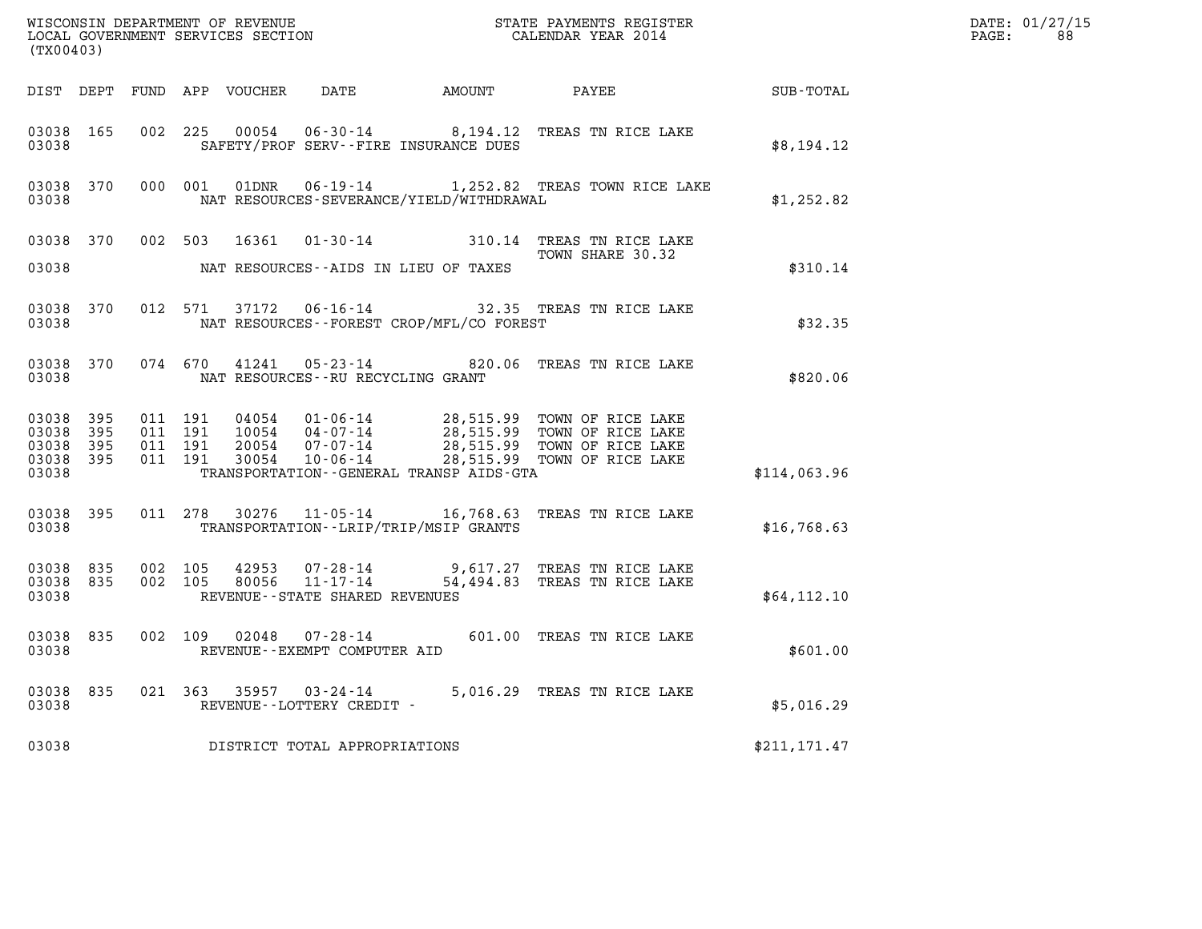WISCONSIN DEPARTMENT OF REVENUE
LOCAL GOVERNMENT SERVICES SECTION
(TX00403)

STATE PAYMENTS REGISTER
CALENDAR YEAR 2014

DATE: 01/27/15
PAGE: 88

| DIST | DEPT | FUND | APP | VOUCHER | DATE | AMOUNT | PAYEE | SUB-TOTAL |
|---|---|---|---|---|---|---|---|---|
| 03038 | 165 | 002 | 225 | 00054 | 06-30-14 | 8,194.12 | TREAS TN RICE LAKE | |
| 03038 | | | | | SAFETY/PROF SERV--FIRE INSURANCE DUES | | | $8,194.12 |
| 03038 | 370 | 000 | 001 | 01DNR | 06-19-14 | 1,252.82 | TREAS TOWN RICE LAKE | |
| 03038 | | | | | NAT RESOURCES-SEVERANCE/YIELD/WITHDRAWAL | | | $1,252.82 |
| 03038 | 370 | 002 | 503 | 16361 | 01-30-14 | 310.14 | TREAS TN RICE LAKE TOWN SHARE 30.32 | |
| 03038 | | | | | NAT RESOURCES--AIDS IN LIEU OF TAXES | | | $310.14 |
| 03038 | 370 | 012 | 571 | 37172 | 06-16-14 | 32.35 | TREAS TN RICE LAKE | |
| 03038 | | | | | NAT RESOURCES--FOREST CROP/MFL/CO FOREST | | | $32.35 |
| 03038 | 370 | 074 | 670 | 41241 | 05-23-14 | 820.06 | TREAS TN RICE LAKE | |
| 03038 | | | | | NAT RESOURCES--RU RECYCLING GRANT | | | $820.06 |
| 03038 | 395 | 011 | 191 | 04054 | 01-06-14 | 28,515.99 | TOWN OF RICE LAKE | |
| 03038 | 395 | 011 | 191 | 10054 | 04-07-14 | 28,515.99 | TOWN OF RICE LAKE | |
| 03038 | 395 | 011 | 191 | 20054 | 07-07-14 | 28,515.99 | TOWN OF RICE LAKE | |
| 03038 | 395 | 011 | 191 | 30054 | 10-06-14 | 28,515.99 | TOWN OF RICE LAKE | |
| 03038 | | | | | TRANSPORTATION--GENERAL TRANSP AIDS-GTA | | | $114,063.96 |
| 03038 | 395 | 011 | 278 | 30276 | 11-05-14 | 16,768.63 | TREAS TN RICE LAKE | |
| 03038 | | | | | TRANSPORTATION--LRIP/TRIP/MSIP GRANTS | | | $16,768.63 |
| 03038 | 835 | 002 | 105 | 42953 | 07-28-14 | 9,617.27 | TREAS TN RICE LAKE | |
| 03038 | 835 | 002 | 105 | 80056 | 11-17-14 | 54,494.83 | TREAS TN RICE LAKE | |
| 03038 | | | | | REVENUE--STATE SHARED REVENUES | | | $64,112.10 |
| 03038 | 835 | 002 | 109 | 02048 | 07-28-14 | 601.00 | TREAS TN RICE LAKE | |
| 03038 | | | | | REVENUE--EXEMPT COMPUTER AID | | | $601.00 |
| 03038 | 835 | 021 | 363 | 35957 | 03-24-14 | 5,016.29 | TREAS TN RICE LAKE | |
| 03038 | | | | | REVENUE--LOTTERY CREDIT - | | | $5,016.29 |
| 03038 | | | | | DISTRICT TOTAL APPROPRIATIONS | | | $211,171.47 |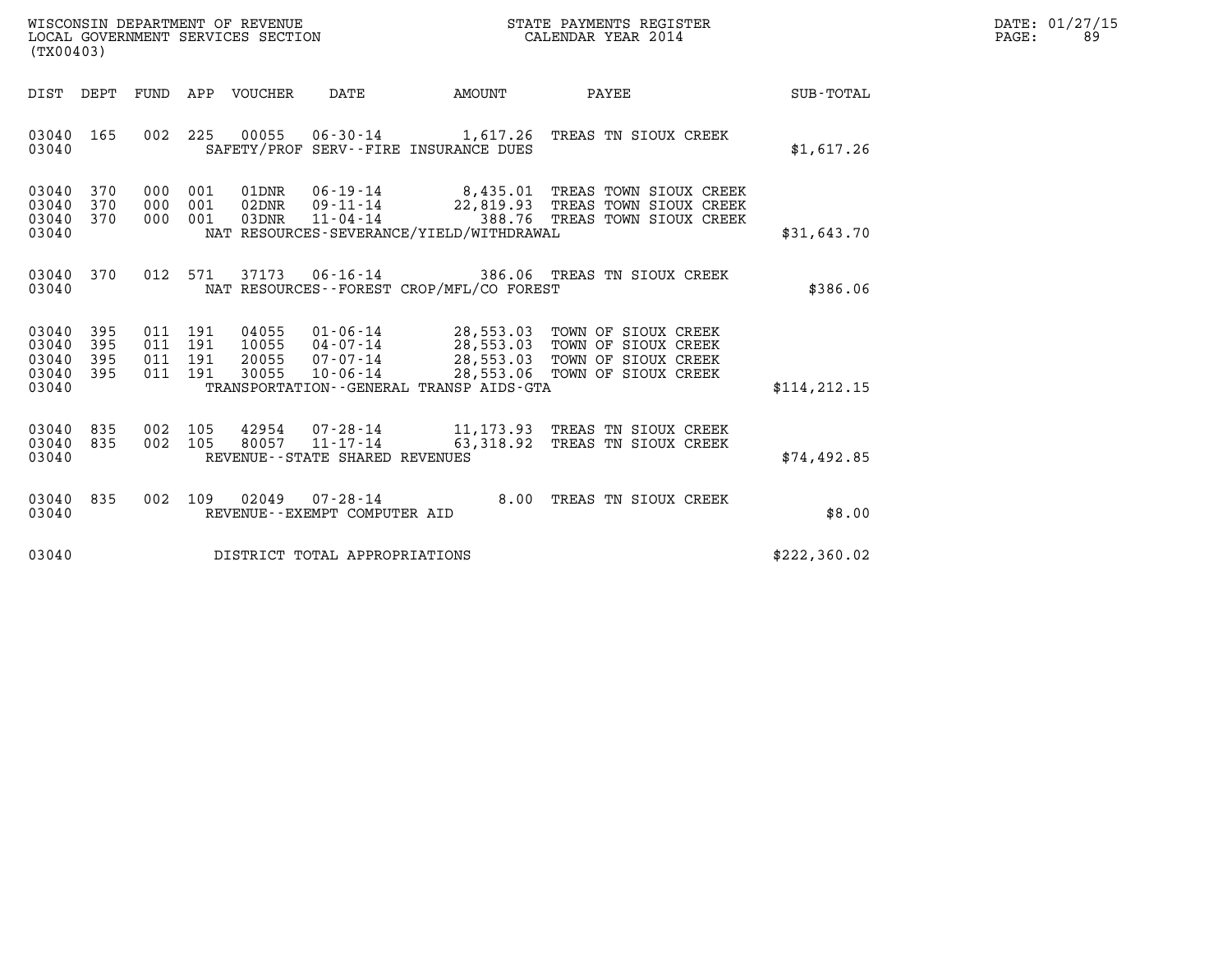WISCONSIN DEPARTMENT OF REVENUE
LOCAL GOVERNMENT SERVICES SECTION
(TX00403)

STATE PAYMENTS REGISTER
CALENDAR YEAR 2014

DATE: 01/27/15
PAGE: 89

| DIST | DEPT | FUND | APP | VOUCHER | DATE | AMOUNT | PAYEE | SUB-TOTAL |
|---|---|---|---|---|---|---|---|---|
| 03040 | 165 | 002 | 225 | 00055 | 06-30-14 | 1,617.26 | TREAS TN SIOUX CREEK | |
| 03040 | | | | | SAFETY/PROF SERV--FIRE INSURANCE DUES | | | $1,617.26 |
| 03040 | 370 | 000 | 001 | 01DNR | 06-19-14 | 8,435.01 | TREAS TOWN SIOUX CREEK | |
| 03040 | 370 | 000 | 001 | 02DNR | 09-11-14 | 22,819.93 | TREAS TOWN SIOUX CREEK | |
| 03040 | 370 | 000 | 001 | 03DNR | 11-04-14 | 388.76 | TREAS TOWN SIOUX CREEK | |
| 03040 | | | | | NAT RESOURCES-SEVERANCE/YIELD/WITHDRAWAL | | | $31,643.70 |
| 03040 | 370 | 012 | 571 | 37173 | 06-16-14 | 386.06 | TREAS TN SIOUX CREEK | |
| 03040 | | | | | NAT RESOURCES--FOREST CROP/MFL/CO FOREST | | | $386.06 |
| 03040 | 395 | 011 | 191 | 04055 | 01-06-14 | 28,553.03 | TOWN OF SIOUX CREEK | |
| 03040 | 395 | 011 | 191 | 10055 | 04-07-14 | 28,553.03 | TOWN OF SIOUX CREEK | |
| 03040 | 395 | 011 | 191 | 20055 | 07-07-14 | 28,553.03 | TOWN OF SIOUX CREEK | |
| 03040 | 395 | 011 | 191 | 30055 | 10-06-14 | 28,553.06 | TOWN OF SIOUX CREEK | |
| 03040 | | | | | TRANSPORTATION--GENERAL TRANSP AIDS-GTA | | | $114,212.15 |
| 03040 | 835 | 002 | 105 | 42954 | 07-28-14 | 11,173.93 | TREAS TN SIOUX CREEK | |
| 03040 | 835 | 002 | 105 | 80057 | 11-17-14 | 63,318.92 | TREAS TN SIOUX CREEK | |
| 03040 | | | | | REVENUE--STATE SHARED REVENUES | | | $74,492.85 |
| 03040 | 835 | 002 | 109 | 02049 | 07-28-14 | 8.00 | TREAS TN SIOUX CREEK | |
| 03040 | | | | | REVENUE--EXEMPT COMPUTER AID | | | $8.00 |
| 03040 | | | | | DISTRICT TOTAL APPROPRIATIONS | | | $222,360.02 |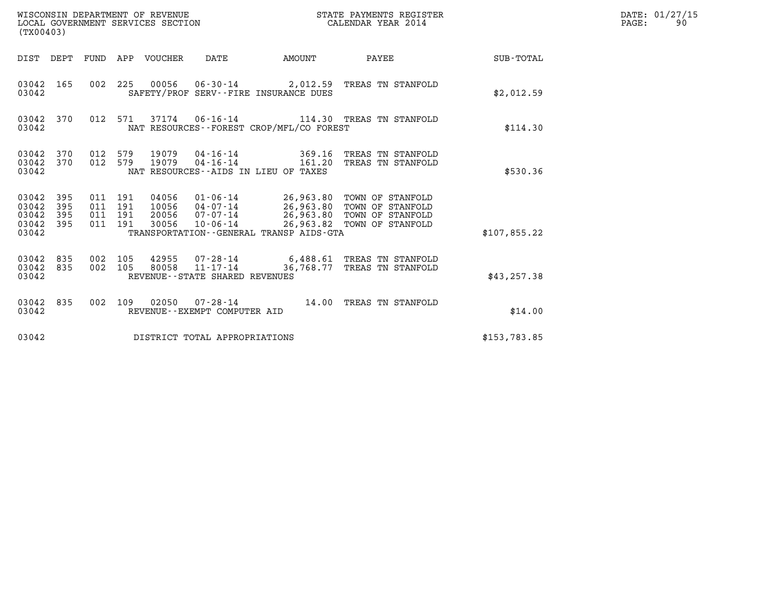WISCONSIN DEPARTMENT OF REVENUE
LOCAL GOVERNMENT SERVICES SECTION
(TX00403)

STATE PAYMENTS REGISTER
CALENDAR YEAR 2014

DATE: 01/27/15
PAGE: 90

| DIST | DEPT | FUND | APP | VOUCHER | DATE | AMOUNT | PAYEE | SUB-TOTAL |
|---|---|---|---|---|---|---|---|---|
| 03042 | 165 | 002 | 225 | 00056 | 06-30-14 | 2,012.59 | TREAS TN STANFOLD | |
| 03042 | | | | | SAFETY/PROF SERV--FIRE INSURANCE DUES | | | $2,012.59 |
| 03042 | 370 | 012 | 571 | 37174 | 06-16-14 | 114.30 | TREAS TN STANFOLD | |
| 03042 | | | | | NAT RESOURCES--FOREST CROP/MFL/CO FOREST | | | $114.30 |
| 03042 | 370 | 012 | 579 | 19079 | 04-16-14 | 369.16 | TREAS TN STANFOLD | |
| 03042 | 370 | 012 | 579 | 19079 | 04-16-14 | 161.20 | TREAS TN STANFOLD | |
| 03042 | | | | | NAT RESOURCES--AIDS IN LIEU OF TAXES | | | $530.36 |
| 03042 | 395 | 011 | 191 | 04056 | 01-06-14 | 26,963.80 | TOWN OF STANFOLD | |
| 03042 | 395 | 011 | 191 | 10056 | 04-07-14 | 26,963.80 | TOWN OF STANFOLD | |
| 03042 | 395 | 011 | 191 | 20056 | 07-07-14 | 26,963.80 | TOWN OF STANFOLD | |
| 03042 | 395 | 011 | 191 | 30056 | 10-06-14 | 26,963.82 | TOWN OF STANFOLD | |
| 03042 | | | | | TRANSPORTATION--GENERAL TRANSP AIDS-GTA | | | $107,855.22 |
| 03042 | 835 | 002 | 105 | 42955 | 07-28-14 | 6,488.61 | TREAS TN STANFOLD | |
| 03042 | 835 | 002 | 105 | 80058 | 11-17-14 | 36,768.77 | TREAS TN STANFOLD | |
| 03042 | | | | | REVENUE--STATE SHARED REVENUES | | | $43,257.38 |
| 03042 | 835 | 002 | 109 | 02050 | 07-28-14 | 14.00 | TREAS TN STANFOLD | |
| 03042 | | | | | REVENUE--EXEMPT COMPUTER AID | | | $14.00 |
| 03042 | | | | | DISTRICT TOTAL APPROPRIATIONS | | | $153,783.85 |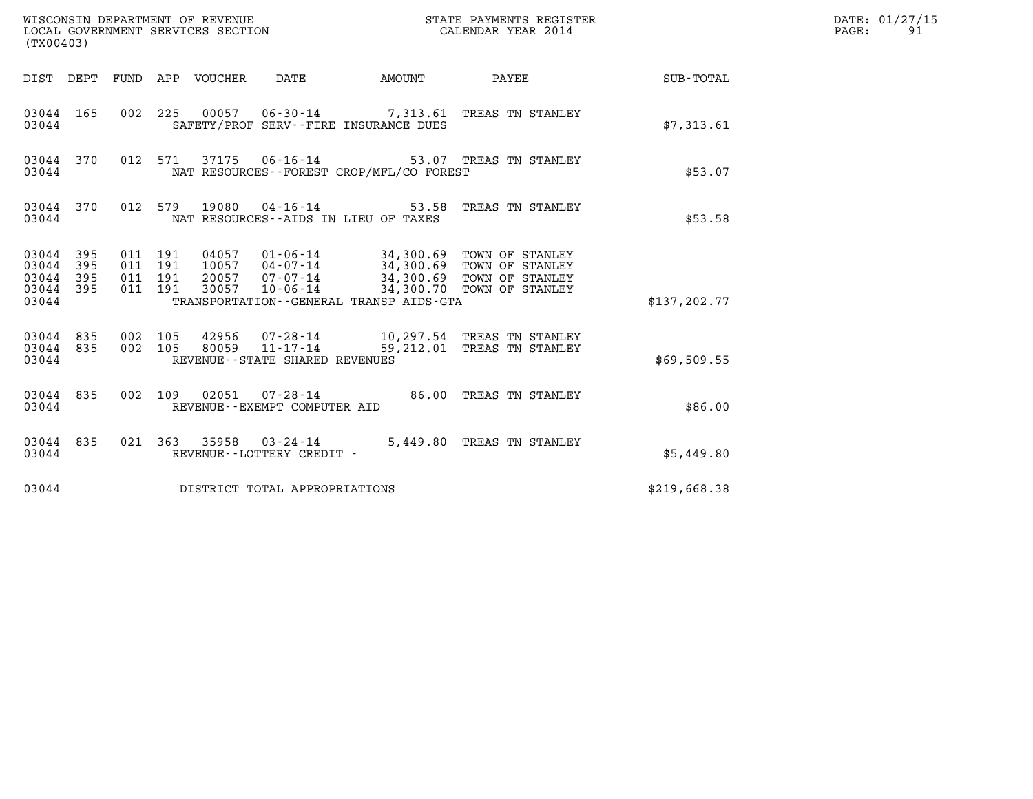WISCONSIN DEPARTMENT OF REVENUE
LOCAL GOVERNMENT SERVICES SECTION
(TX00403)

STATE PAYMENTS REGISTER
CALENDAR YEAR 2014

DATE: 01/27/15

| DIST | DEPT | FUND | APP | VOUCHER | DATE | AMOUNT | PAYEE | SUB-TOTAL |
|---|---|---|---|---|---|---|---|---|
| 03044 | 165 | 002 | 225 | 00057 | 06-30-14 | 7,313.61 | TREAS TN STANLEY | |
| 03044 | | | | | SAFETY/PROF SERV--FIRE INSURANCE DUES | | | $7,313.61 |
| 03044 | 370 | 012 | 571 | 37175 | 06-16-14 | 53.07 | TREAS TN STANLEY | |
| 03044 | | | | | NAT RESOURCES--FOREST CROP/MFL/CO FOREST | | | $53.07 |
| 03044 | 370 | 012 | 579 | 19080 | 04-16-14 | 53.58 | TREAS TN STANLEY | |
| 03044 | | | | | NAT RESOURCES--AIDS IN LIEU OF TAXES | | | $53.58 |
| 03044 | 395 | 011 | 191 | 04057 | 01-06-14 | 34,300.69 | TOWN OF STANLEY | |
| 03044 | 395 | 011 | 191 | 10057 | 04-07-14 | 34,300.69 | TOWN OF STANLEY | |
| 03044 | 395 | 011 | 191 | 20057 | 07-07-14 | 34,300.69 | TOWN OF STANLEY | |
| 03044 | 395 | 011 | 191 | 30057 | 10-06-14 | 34,300.70 | TOWN OF STANLEY | |
| 03044 | | | | | TRANSPORTATION--GENERAL TRANSP AIDS-GTA | | | $137,202.77 |
| 03044 | 835 | 002 | 105 | 42956 | 07-28-14 | 10,297.54 | TREAS TN STANLEY | |
| 03044 | 835 | 002 | 105 | 80059 | 11-17-14 | 59,212.01 | TREAS TN STANLEY | |
| 03044 | | | | | REVENUE--STATE SHARED REVENUES | | | $69,509.55 |
| 03044 | 835 | 002 | 109 | 02051 | 07-28-14 | 86.00 | TREAS TN STANLEY | |
| 03044 | | | | | REVENUE--EXEMPT COMPUTER AID | | | $86.00 |
| 03044 | 835 | 021 | 363 | 35958 | 03-24-14 | 5,449.80 | TREAS TN STANLEY | |
| 03044 | | | | | REVENUE--LOTTERY CREDIT - | | | $5,449.80 |
| 03044 | | | | | DISTRICT TOTAL APPROPRIATIONS | | | $219,668.38 |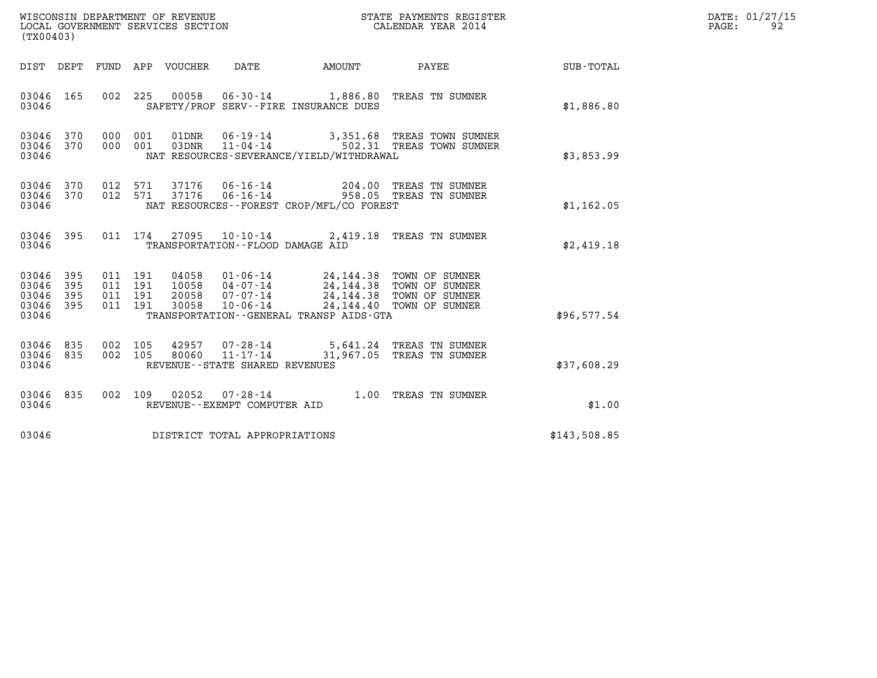WISCONSIN DEPARTMENT OF REVENUE
LOCAL GOVERNMENT SERVICES SECTION
(TX00403)

STATE PAYMENTS REGISTER
CALENDAR YEAR 2014

DATE: 01/27/15
PAGE: 92

| DIST | DEPT | FUND | APP | VOUCHER | DATE | AMOUNT | PAYEE | SUB-TOTAL |
|---|---|---|---|---|---|---|---|---|
| 03046 | 165 | 002 | 225 | 00058 | 06-30-14 | 1,886.80 | TREAS TN SUMNER | |
| 03046 | | | | | SAFETY/PROF SERV--FIRE INSURANCE DUES | | | $1,886.80 |
| 03046 | 370 | 000 | 001 | 01DNR | 06-19-14 | 3,351.68 | TREAS TOWN SUMNER | |
| 03046 | 370 | 000 | 001 | 03DNR | 11-04-14 | 502.31 | TREAS TOWN SUMNER | |
| 03046 | | | | | NAT RESOURCES-SEVERANCE/YIELD/WITHDRAWAL | | | $3,853.99 |
| 03046 | 370 | 012 | 571 | 37176 | 06-16-14 | 204.00 | TREAS TN SUMNER | |
| 03046 | 370 | 012 | 571 | 37176 | 06-16-14 | 958.05 | TREAS TN SUMNER | |
| 03046 | | | | | NAT RESOURCES--FOREST CROP/MFL/CO FOREST | | | $1,162.05 |
| 03046 | 395 | 011 | 174 | 27095 | 10-10-14 | 2,419.18 | TREAS TN SUMNER | |
| 03046 | | | | | TRANSPORTATION--FLOOD DAMAGE AID | | | $2,419.18 |
| 03046 | 395 | 011 | 191 | 04058 | 01-06-14 | 24,144.38 | TOWN OF SUMNER | |
| 03046 | 395 | 011 | 191 | 10058 | 04-07-14 | 24,144.38 | TOWN OF SUMNER | |
| 03046 | 395 | 011 | 191 | 20058 | 07-07-14 | 24,144.38 | TOWN OF SUMNER | |
| 03046 | 395 | 011 | 191 | 30058 | 10-06-14 | 24,144.40 | TOWN OF SUMNER | |
| 03046 | | | | | TRANSPORTATION--GENERAL TRANSP AIDS-GTA | | | $96,577.54 |
| 03046 | 835 | 002 | 105 | 42957 | 07-28-14 | 5,641.24 | TREAS TN SUMNER | |
| 03046 | 835 | 002 | 105 | 80060 | 11-17-14 | 31,967.05 | TREAS TN SUMNER | |
| 03046 | | | | | REVENUE--STATE SHARED REVENUES | | | $37,608.29 |
| 03046 | 835 | 002 | 109 | 02052 | 07-28-14 | 1.00 | TREAS TN SUMNER | |
| 03046 | | | | | REVENUE--EXEMPT COMPUTER AID | | | $1.00 |
| 03046 | | | | | DISTRICT TOTAL APPROPRIATIONS | | | $143,508.85 |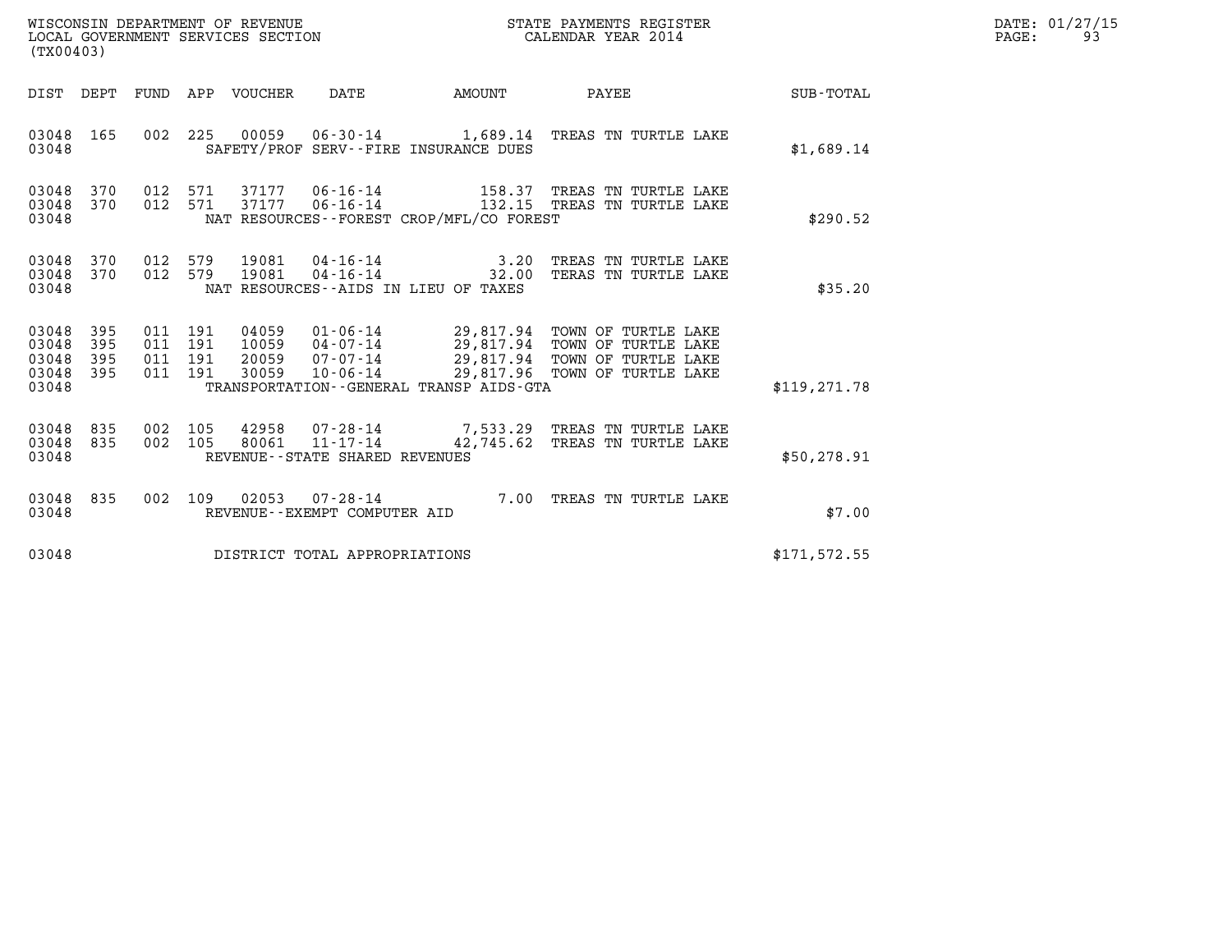WISCONSIN DEPARTMENT OF REVENUE
LOCAL GOVERNMENT SERVICES SECTION
(TX00403)

STATE PAYMENTS REGISTER
CALENDAR YEAR 2014

DATE: 01/27/15
PAGE: 93

| DIST | DEPT | FUND | APP | VOUCHER | DATE | AMOUNT | PAYEE | SUB-TOTAL |
|---|---|---|---|---|---|---|---|---|
| 03048 | 165 | 002 | 225 | 00059 | 06-30-14 | 1,689.14 | TREAS TN TURTLE LAKE | |
| 03048 | | | | | SAFETY/PROF SERV--FIRE INSURANCE DUES | | | $1,689.14 |
| 03048 | 370 | 012 | 571 | 37177 | 06-16-14 | 158.37 | TREAS TN TURTLE LAKE | |
| 03048 | 370 | 012 | 571 | 37177 | 06-16-14 | 132.15 | TREAS TN TURTLE LAKE | |
| 03048 | | | | | NAT RESOURCES--FOREST CROP/MFL/CO FOREST | | | $290.52 |
| 03048 | 370 | 012 | 579 | 19081 | 04-16-14 | 3.20 | TREAS TN TURTLE LAKE | |
| 03048 | 370 | 012 | 579 | 19081 | 04-16-14 | 32.00 | TERAS TN TURTLE LAKE | |
| 03048 | | | | | NAT RESOURCES--AIDS IN LIEU OF TAXES | | | $35.20 |
| 03048 | 395 | 011 | 191 | 04059 | 01-06-14 | 29,817.94 | TOWN OF TURTLE LAKE | |
| 03048 | 395 | 011 | 191 | 10059 | 04-07-14 | 29,817.94 | TOWN OF TURTLE LAKE | |
| 03048 | 395 | 011 | 191 | 20059 | 07-07-14 | 29,817.94 | TOWN OF TURTLE LAKE | |
| 03048 | 395 | 011 | 191 | 30059 | 10-06-14 | 29,817.96 | TOWN OF TURTLE LAKE | |
| 03048 | | | | | TRANSPORTATION--GENERAL TRANSP AIDS-GTA | | | $119,271.78 |
| 03048 | 835 | 002 | 105 | 42958 | 07-28-14 | 7,533.29 | TREAS TN TURTLE LAKE | |
| 03048 | 835 | 002 | 105 | 80061 | 11-17-14 | 42,745.62 | TREAS TN TURTLE LAKE | |
| 03048 | | | | | REVENUE--STATE SHARED REVENUES | | | $50,278.91 |
| 03048 | 835 | 002 | 109 | 02053 | 07-28-14 | 7.00 | TREAS TN TURTLE LAKE | |
| 03048 | | | | | REVENUE--EXEMPT COMPUTER AID | | | $7.00 |
| 03048 | | | | | DISTRICT TOTAL APPROPRIATIONS | | | $171,572.55 |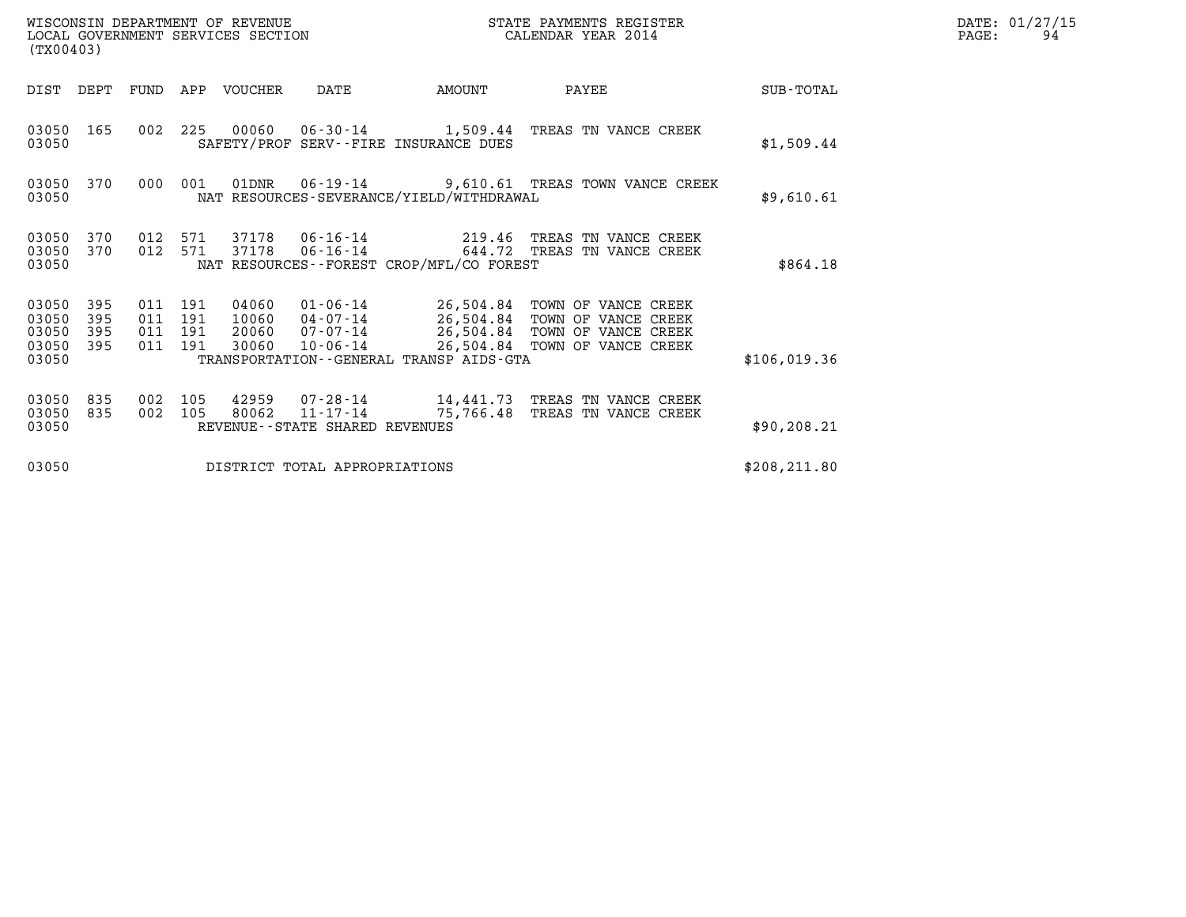WISCONSIN DEPARTMENT OF REVENUE
LOCAL GOVERNMENT SERVICES SECTION
(TX00403)

STATE PAYMENTS REGISTER
CALENDAR YEAR 2014

DATE: 01/27/15
PAGE: 94

| DIST | DEPT | FUND | APP | VOUCHER | DATE | AMOUNT | PAYEE | SUB-TOTAL |
|---|---|---|---|---|---|---|---|---|
| 03050 | 165 | 002 | 225 | 00060 | 06-30-14 | 1,509.44 | TREAS TN VANCE CREEK | |
| 03050 | | | | SAFETY/PROF SERV--FIRE INSURANCE DUES | | | | $1,509.44 |
| 03050 | 370 | 000 | 001 | 01DNR | 06-19-14 | 9,610.61 | TREAS TOWN VANCE CREEK | |
| 03050 | | | | NAT RESOURCES-SEVERANCE/YIELD/WITHDRAWAL | | | | $9,610.61 |
| 03050 | 370 | 012 | 571 | 37178 | 06-16-14 | 219.46 | TREAS TN VANCE CREEK | |
| 03050 | 370 | 012 | 571 | 37178 | 06-16-14 | 644.72 | TREAS TN VANCE CREEK | |
| 03050 | | | | NAT RESOURCES--FOREST CROP/MFL/CO FOREST | | | | $864.18 |
| 03050 | 395 | 011 | 191 | 04060 | 01-06-14 | 26,504.84 | TOWN OF VANCE CREEK | |
| 03050 | 395 | 011 | 191 | 10060 | 04-07-14 | 26,504.84 | TOWN OF VANCE CREEK | |
| 03050 | 395 | 011 | 191 | 20060 | 07-07-14 | 26,504.84 | TOWN OF VANCE CREEK | |
| 03050 | 395 | 011 | 191 | 30060 | 10-06-14 | 26,504.84 | TOWN OF VANCE CREEK | |
| 03050 | | | | TRANSPORTATION--GENERAL TRANSP AIDS-GTA | | | | $106,019.36 |
| 03050 | 835 | 002 | 105 | 42959 | 07-28-14 | 14,441.73 | TREAS TN VANCE CREEK | |
| 03050 | 835 | 002 | 105 | 80062 | 11-17-14 | 75,766.48 | TREAS TN VANCE CREEK | |
| 03050 | | | | REVENUE--STATE SHARED REVENUES | | | | $90,208.21 |
| 03050 | | | | DISTRICT TOTAL APPROPRIATIONS | | | | $208,211.80 |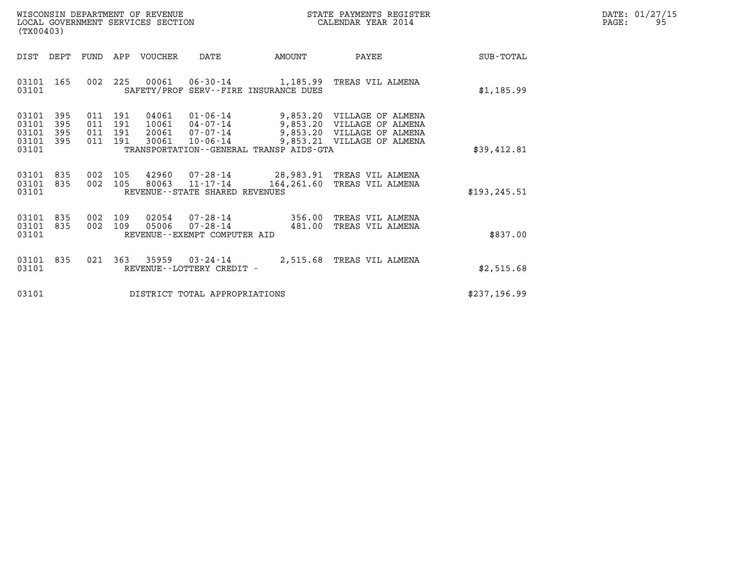WISCONSIN DEPARTMENT OF REVENUE
LOCAL GOVERNMENT SERVICES SECTION
(TX00403)

STATE PAYMENTS REGISTER
CALENDAR YEAR 2014

DATE: 01/27/15
PAGE: 95

| DIST | DEPT | FUND | APP | VOUCHER | DATE | AMOUNT | PAYEE | SUB-TOTAL |
|---|---|---|---|---|---|---|---|---|
| 03101 | 165 | 002 | 225 | 00061 | 06-30-14 | 1,185.99 | TREAS VIL ALMENA | |
| 03101 | | | | SAFETY/PROF SERV--FIRE INSURANCE DUES | | | | $1,185.99 |
| 03101 | 395 | 011 | 191 | 04061 | 01-06-14 | 9,853.20 | VILLAGE OF ALMENA | |
| 03101 | 395 | 011 | 191 | 10061 | 04-07-14 | 9,853.20 | VILLAGE OF ALMENA | |
| 03101 | 395 | 011 | 191 | 20061 | 07-07-14 | 9,853.20 | VILLAGE OF ALMENA | |
| 03101 | 395 | 011 | 191 | 30061 | 10-06-14 | 9,853.21 | VILLAGE OF ALMENA | |
| 03101 | | | | TRANSPORTATION--GENERAL TRANSP AIDS-GTA | | | | $39,412.81 |
| 03101 | 835 | 002 | 105 | 42960 | 07-28-14 | 28,983.91 | TREAS VIL ALMENA | |
| 03101 | 835 | 002 | 105 | 80063 | 11-17-14 | 164,261.60 | TREAS VIL ALMENA | |
| 03101 | | | | REVENUE--STATE SHARED REVENUES | | | | $193,245.51 |
| 03101 | 835 | 002 | 109 | 02054 | 07-28-14 | 356.00 | TREAS VIL ALMENA | |
| 03101 | 835 | 002 | 109 | 05006 | 07-28-14 | 481.00 | TREAS VIL ALMENA | |
| 03101 | | | | REVENUE--EXEMPT COMPUTER AID | | | | $837.00 |
| 03101 | 835 | 021 | 363 | 35959 | 03-24-14 | 2,515.68 | TREAS VIL ALMENA | |
| 03101 | | | | REVENUE--LOTTERY CREDIT - | | | | $2,515.68 |
| 03101 | | | | DISTRICT TOTAL APPROPRIATIONS | | | | $237,196.99 |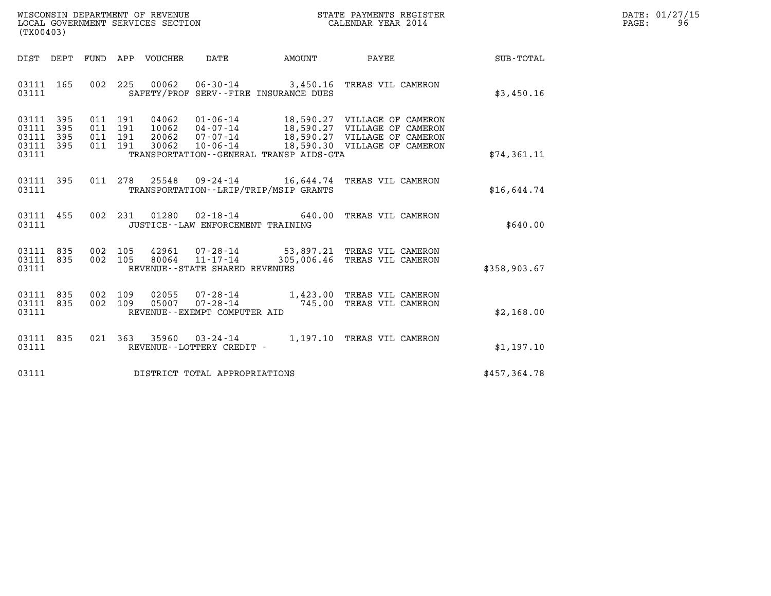WISCONSIN DEPARTMENT OF REVENUE
LOCAL GOVERNMENT SERVICES SECTION
(TX00403)

STATE PAYMENTS REGISTER
CALENDAR YEAR 2014

DATE: 01/27/15
PAGE: 96

| DIST | DEPT | FUND | APP | VOUCHER | DATE | AMOUNT | PAYEE | SUB-TOTAL |
|---|---|---|---|---|---|---|---|---|
| 03111 | 165 | 002 | 225 | 00062 | 06-30-14 | 3,450.16 | TREAS VIL CAMERON | |
| 03111 | | | | | SAFETY/PROF SERV--FIRE INSURANCE DUES | | | $3,450.16 |
| 03111 | 395 | 011 | 191 | 04062 | 01-06-14 | 18,590.27 | VILLAGE OF CAMERON | |
| 03111 | 395 | 011 | 191 | 10062 | 04-07-14 | 18,590.27 | VILLAGE OF CAMERON | |
| 03111 | 395 | 011 | 191 | 20062 | 07-07-14 | 18,590.27 | VILLAGE OF CAMERON | |
| 03111 | 395 | 011 | 191 | 30062 | 10-06-14 | 18,590.30 | VILLAGE OF CAMERON | |
| 03111 | | | | | TRANSPORTATION--GENERAL TRANSP AIDS-GTA | | | $74,361.11 |
| 03111 | 395 | 011 | 278 | 25548 | 09-24-14 | 16,644.74 | TREAS VIL CAMERON | |
| 03111 | | | | | TRANSPORTATION--LRIP/TRIP/MSIP GRANTS | | | $16,644.74 |
| 03111 | 455 | 002 | 231 | 01280 | 02-18-14 | 640.00 | TREAS VIL CAMERON | |
| 03111 | | | | | JUSTICE--LAW ENFORCEMENT TRAINING | | | $640.00 |
| 03111 | 835 | 002 | 105 | 42961 | 07-28-14 | 53,897.21 | TREAS VIL CAMERON | |
| 03111 | 835 | 002 | 105 | 80064 | 11-17-14 | 305,006.46 | TREAS VIL CAMERON | |
| 03111 | | | | | REVENUE--STATE SHARED REVENUES | | | $358,903.67 |
| 03111 | 835 | 002 | 109 | 02055 | 07-28-14 | 1,423.00 | TREAS VIL CAMERON | |
| 03111 | 835 | 002 | 109 | 05007 | 07-28-14 | 745.00 | TREAS VIL CAMERON | |
| 03111 | | | | | REVENUE--EXEMPT COMPUTER AID | | | $2,168.00 |
| 03111 | 835 | 021 | 363 | 35960 | 03-24-14 | 1,197.10 | TREAS VIL CAMERON | |
| 03111 | | | | | REVENUE--LOTTERY CREDIT - | | | $1,197.10 |
| 03111 | | | | | DISTRICT TOTAL APPROPRIATIONS | | | $457,364.78 |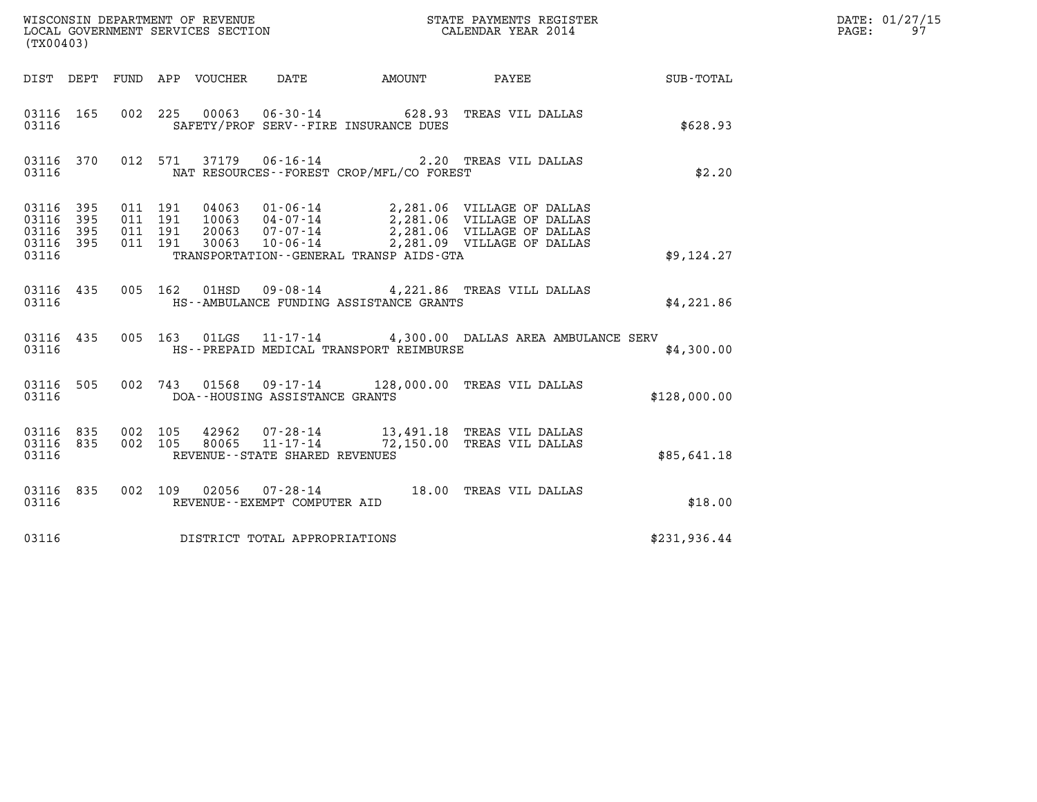WISCONSIN DEPARTMENT OF REVENUE
LOCAL GOVERNMENT SERVICES SECTION
(TX00403)

STATE PAYMENTS REGISTER
CALENDAR YEAR 2014

DATE: 01/27/15
PAGE: 97

| DIST | DEPT | FUND | APP | VOUCHER | DATE | AMOUNT | PAYEE | SUB-TOTAL |
|---|---|---|---|---|---|---|---|---|
| 03116 | 165 | 002 | 225 | 00063 | 06-30-14 | 628.93 | TREAS VIL DALLAS | |
| 03116 | | | | | SAFETY/PROF SERV--FIRE INSURANCE DUES | | | $628.93 |
| 03116 | 370 | 012 | 571 | 37179 | 06-16-14 | 2.20 | TREAS VIL DALLAS | |
| 03116 | | | | | NAT RESOURCES--FOREST CROP/MFL/CO FOREST | | | $2.20 |
| 03116 | 395 | 011 | 191 | 04063 | 01-06-14 | 2,281.06 | VILLAGE OF DALLAS | |
| 03116 | 395 | 011 | 191 | 10063 | 04-07-14 | 2,281.06 | VILLAGE OF DALLAS | |
| 03116 | 395 | 011 | 191 | 20063 | 07-07-14 | 2,281.06 | VILLAGE OF DALLAS | |
| 03116 | 395 | 011 | 191 | 30063 | 10-06-14 | 2,281.09 | VILLAGE OF DALLAS | |
| 03116 | | | | | TRANSPORTATION--GENERAL TRANSP AIDS-GTA | | | $9,124.27 |
| 03116 | 435 | 005 | 162 | 01HSD | 09-08-14 | 4,221.86 | TREAS VILL DALLAS | |
| 03116 | | | | | HS--AMBULANCE FUNDING ASSISTANCE GRANTS | | | $4,221.86 |
| 03116 | 435 | 005 | 163 | 01LGS | 11-17-14 | 4,300.00 | DALLAS AREA AMBULANCE SERV | |
| 03116 | | | | | HS--PREPAID MEDICAL TRANSPORT REIMBURSE | | | $4,300.00 |
| 03116 | 505 | 002 | 743 | 01568 | 09-17-14 | 128,000.00 | TREAS VIL DALLAS | |
| 03116 | | | | | DOA--HOUSING ASSISTANCE GRANTS | | | $128,000.00 |
| 03116 | 835 | 002 | 105 | 42962 | 07-28-14 | 13,491.18 | TREAS VIL DALLAS | |
| 03116 | 835 | 002 | 105 | 80065 | 11-17-14 | 72,150.00 | TREAS VIL DALLAS | |
| 03116 | | | | | REVENUE--STATE SHARED REVENUES | | | $85,641.18 |
| 03116 | 835 | 002 | 109 | 02056 | 07-28-14 | 18.00 | TREAS VIL DALLAS | |
| 03116 | | | | | REVENUE--EXEMPT COMPUTER AID | | | $18.00 |
| 03116 | | | | | DISTRICT TOTAL APPROPRIATIONS | | | $231,936.44 |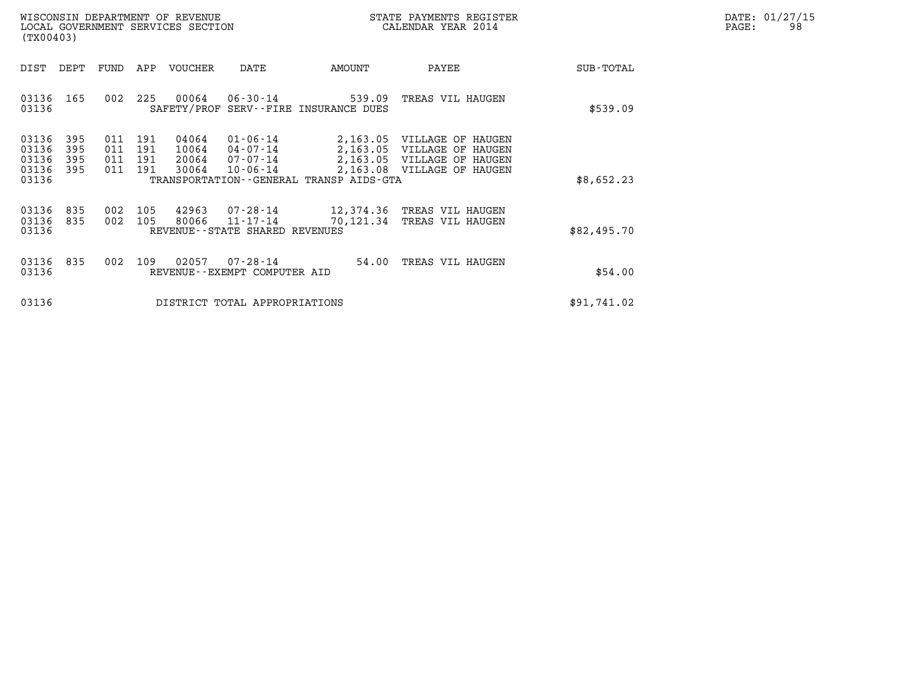WISCONSIN DEPARTMENT OF REVENUE
LOCAL GOVERNMENT SERVICES SECTION
(TX00403)

STATE PAYMENTS REGISTER
CALENDAR YEAR 2014

DATE: 01/27/15

| DIST | DEPT | FUND | APP | VOUCHER | DATE | AMOUNT | PAYEE | SUB-TOTAL |
|---|---|---|---|---|---|---|---|---|
| 03136 | 165 | 002 | 225 | 00064 | 06-30-14 | 539.09 | TREAS VIL HAUGEN | |
| 03136 | | | | SAFETY/PROF SERV--FIRE INSURANCE DUES | | | | $539.09 |
| 03136 | 395 | 011 | 191 | 04064 | 01-06-14 | 2,163.05 | VILLAGE OF HAUGEN | |
| 03136 | 395 | 011 | 191 | 10064 | 04-07-14 | 2,163.05 | VILLAGE OF HAUGEN | |
| 03136 | 395 | 011 | 191 | 20064 | 07-07-14 | 2,163.05 | VILLAGE OF HAUGEN | |
| 03136 | 395 | 011 | 191 | 30064 | 10-06-14 | 2,163.08 | VILLAGE OF HAUGEN | |
| 03136 | | | | TRANSPORTATION--GENERAL TRANSP AIDS-GTA | | | | $8,652.23 |
| 03136 | 835 | 002 | 105 | 42963 | 07-28-14 | 12,374.36 | TREAS VIL HAUGEN | |
| 03136 | 835 | 002 | 105 | 80066 | 11-17-14 | 70,121.34 | TREAS VIL HAUGEN | |
| 03136 | | | | REVENUE--STATE SHARED REVENUES | | | | $82,495.70 |
| 03136 | 835 | 002 | 109 | 02057 | 07-28-14 | 54.00 | TREAS VIL HAUGEN | |
| 03136 | | | | REVENUE--EXEMPT COMPUTER AID | | | | $54.00 |
| 03136 | | | | DISTRICT TOTAL APPROPRIATIONS | | | | $91,741.02 |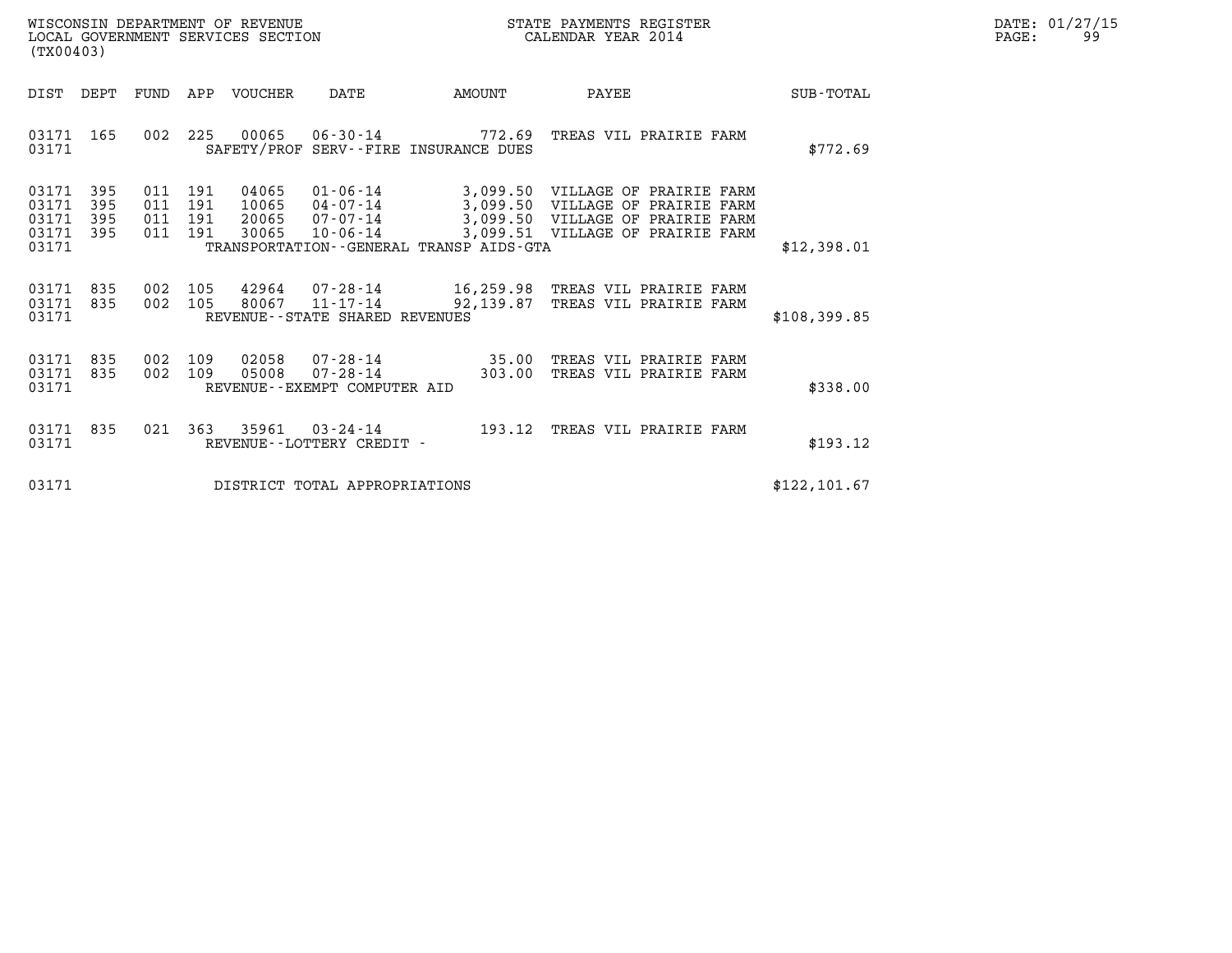WISCONSIN DEPARTMENT OF REVENUE
LOCAL GOVERNMENT SERVICES SECTION
(TX00403)

STATE PAYMENTS REGISTER
CALENDAR YEAR 2014

DATE: 01/27/15

| DIST | DEPT | FUND | APP | VOUCHER | DATE | AMOUNT | PAYEE | SUB-TOTAL |
|---|---|---|---|---|---|---|---|---|
| 03171 | 165 | 002 | 225 | 00065 | 06-30-14 | 772.69 | TREAS VIL PRAIRIE FARM | |
| 03171 | | | | SAFETY/PROF SERV--FIRE INSURANCE DUES | | | | $772.69 |
| 03171 | 395 | 011 | 191 | 04065 | 01-06-14 | 3,099.50 | VILLAGE OF PRAIRIE FARM | |
| 03171 | 395 | 011 | 191 | 10065 | 04-07-14 | 3,099.50 | VILLAGE OF PRAIRIE FARM | |
| 03171 | 395 | 011 | 191 | 20065 | 07-07-14 | 3,099.50 | VILLAGE OF PRAIRIE FARM | |
| 03171 | 395 | 011 | 191 | 30065 | 10-06-14 | 3,099.51 | VILLAGE OF PRAIRIE FARM | |
| 03171 | | | | TRANSPORTATION--GENERAL TRANSP AIDS-GTA | | | | $12,398.01 |
| 03171 | 835 | 002 | 105 | 42964 | 07-28-14 | 16,259.98 | TREAS VIL PRAIRIE FARM | |
| 03171 | 835 | 002 | 105 | 80067 | 11-17-14 | 92,139.87 | TREAS VIL PRAIRIE FARM | |
| 03171 | | | | REVENUE--STATE SHARED REVENUES | | | | $108,399.85 |
| 03171 | 835 | 002 | 109 | 02058 | 07-28-14 | 35.00 | TREAS VIL PRAIRIE FARM | |
| 03171 | 835 | 002 | 109 | 05008 | 07-28-14 | 303.00 | TREAS VIL PRAIRIE FARM | |
| 03171 | | | | REVENUE--EXEMPT COMPUTER AID | | | | $338.00 |
| 03171 | 835 | 021 | 363 | 35961 | 03-24-14 | 193.12 | TREAS VIL PRAIRIE FARM | |
| 03171 | | | | REVENUE--LOTTERY CREDIT - | | | | $193.12 |
| 03171 | | | | DISTRICT TOTAL APPROPRIATIONS | | | | $122,101.67 |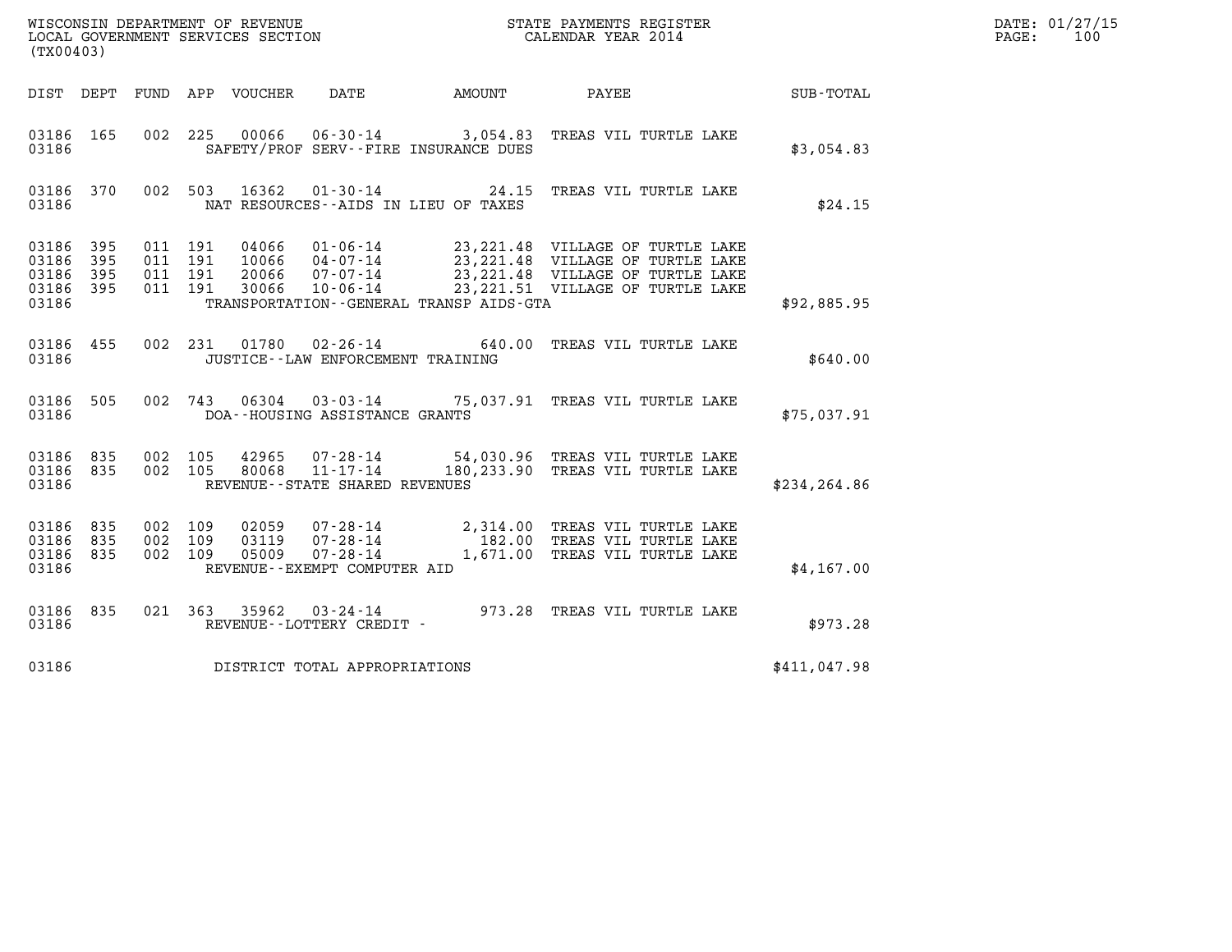WISCONSIN DEPARTMENT OF REVENUE
LOCAL GOVERNMENT SERVICES SECTION
(TX00403)

STATE PAYMENTS REGISTER
CALENDAR YEAR 2014

DATE: 01/27/15
PAGE: 100

| DIST | DEPT | FUND | APP | VOUCHER | DATE | AMOUNT | PAYEE | SUB-TOTAL |
|---|---|---|---|---|---|---|---|---|
| 03186 | 165 | 002 | 225 | 00066 | 06-30-14 | 3,054.83 | TREAS VIL TURTLE LAKE | |
| 03186 | | | | | SAFETY/PROF SERV--FIRE INSURANCE DUES | | | $3,054.83 |
| 03186 | 370 | 002 | 503 | 16362 | 01-30-14 | 24.15 | TREAS VIL TURTLE LAKE | |
| 03186 | | | | | NAT RESOURCES--AIDS IN LIEU OF TAXES | | | $24.15 |
| 03186 | 395 | 011 | 191 | 04066 | 01-06-14 | 23,221.48 | VILLAGE OF TURTLE LAKE | |
| 03186 | 395 | 011 | 191 | 10066 | 04-07-14 | 23,221.48 | VILLAGE OF TURTLE LAKE | |
| 03186 | 395 | 011 | 191 | 20066 | 07-07-14 | 23,221.48 | VILLAGE OF TURTLE LAKE | |
| 03186 | 395 | 011 | 191 | 30066 | 10-06-14 | 23,221.51 | VILLAGE OF TURTLE LAKE | |
| 03186 | | | | | TRANSPORTATION--GENERAL TRANSP AIDS-GTA | | | $92,885.95 |
| 03186 | 455 | 002 | 231 | 01780 | 02-26-14 | 640.00 | TREAS VIL TURTLE LAKE | |
| 03186 | | | | | JUSTICE--LAW ENFORCEMENT TRAINING | | | $640.00 |
| 03186 | 505 | 002 | 743 | 06304 | 03-03-14 | 75,037.91 | TREAS VIL TURTLE LAKE | |
| 03186 | | | | | DOA--HOUSING ASSISTANCE GRANTS | | | $75,037.91 |
| 03186 | 835 | 002 | 105 | 42965 | 07-28-14 | 54,030.96 | TREAS VIL TURTLE LAKE | |
| 03186 | 835 | 002 | 105 | 80068 | 11-17-14 | 180,233.90 | TREAS VIL TURTLE LAKE | |
| 03186 | | | | | REVENUE--STATE SHARED REVENUES | | | $234,264.86 |
| 03186 | 835 | 002 | 109 | 02059 | 07-28-14 | 2,314.00 | TREAS VIL TURTLE LAKE | |
| 03186 | 835 | 002 | 109 | 03119 | 07-28-14 | 182.00 | TREAS VIL TURTLE LAKE | |
| 03186 | 835 | 002 | 109 | 05009 | 07-28-14 | 1,671.00 | TREAS VIL TURTLE LAKE | |
| 03186 | | | | | REVENUE--EXEMPT COMPUTER AID | | | $4,167.00 |
| 03186 | 835 | 021 | 363 | 35962 | 03-24-14 | 973.28 | TREAS VIL TURTLE LAKE | |
| 03186 | | | | | REVENUE--LOTTERY CREDIT - | | | $973.28 |
| 03186 | | | | | DISTRICT TOTAL APPROPRIATIONS | | | $411,047.98 |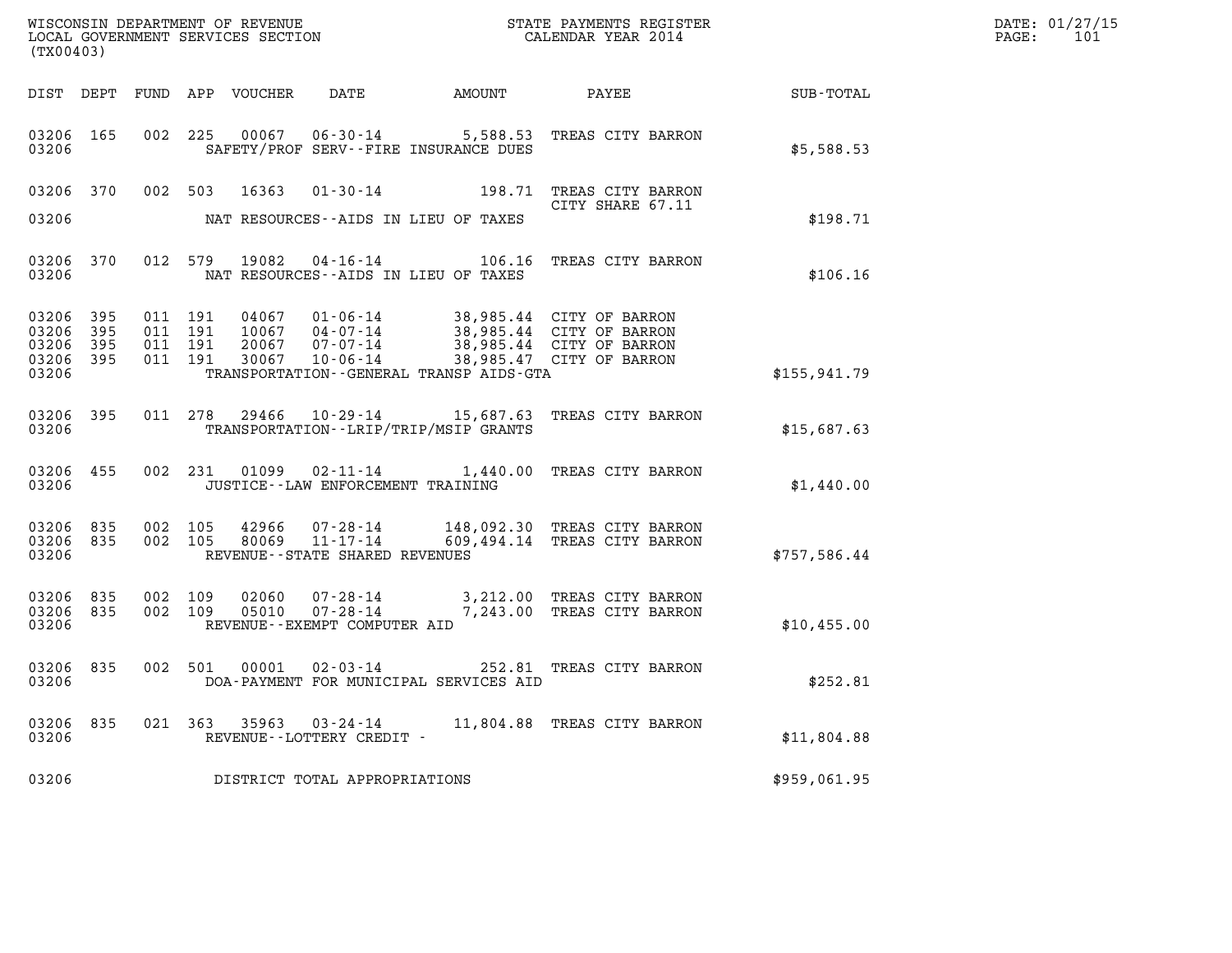WISCONSIN DEPARTMENT OF REVENUE
LOCAL GOVERNMENT SERVICES SECTION
(TX00403)

STATE PAYMENTS REGISTER
CALENDAR YEAR 2014

DATE: 01/27/15

| DIST | DEPT | FUND | APP | VOUCHER | DATE | AMOUNT | PAYEE | SUB-TOTAL |
|---|---|---|---|---|---|---|---|---|
| 03206 | 165 | 002 | 225 | 00067 | 06-30-14 | 5,588.53 | TREAS CITY BARRON | |
| 03206 | | | | | SAFETY/PROF SERV--FIRE INSURANCE DUES | | | $5,588.53 |
| 03206 | 370 | 002 | 503 | 16363 | 01-30-14 | 198.71 | TREAS CITY BARRON CITY SHARE 67.11 | |
| 03206 | | | | | NAT RESOURCES--AIDS IN LIEU OF TAXES | | | $198.71 |
| 03206 | 370 | 012 | 579 | 19082 | 04-16-14 | 106.16 | TREAS CITY BARRON | |
| 03206 | | | | | NAT RESOURCES--AIDS IN LIEU OF TAXES | | | $106.16 |
| 03206 | 395 | 011 | 191 | 04067 | 01-06-14 | 38,985.44 | CITY OF BARRON | |
| 03206 | 395 | 011 | 191 | 10067 | 04-07-14 | 38,985.44 | CITY OF BARRON | |
| 03206 | 395 | 011 | 191 | 20067 | 07-07-14 | 38,985.44 | CITY OF BARRON | |
| 03206 | 395 | 011 | 191 | 30067 | 10-06-14 | 38,985.47 | CITY OF BARRON | |
| 03206 | | | | | TRANSPORTATION--GENERAL TRANSP AIDS-GTA | | | $155,941.79 |
| 03206 | 395 | 011 | 278 | 29466 | 10-29-14 | 15,687.63 | TREAS CITY BARRON | |
| 03206 | | | | | TRANSPORTATION--LRIP/TRIP/MSIP GRANTS | | | $15,687.63 |
| 03206 | 455 | 002 | 231 | 01099 | 02-11-14 | 1,440.00 | TREAS CITY BARRON | |
| 03206 | | | | | JUSTICE--LAW ENFORCEMENT TRAINING | | | $1,440.00 |
| 03206 | 835 | 002 | 105 | 42966 | 07-28-14 | 148,092.30 | TREAS CITY BARRON | |
| 03206 | 835 | 002 | 105 | 80069 | 11-17-14 | 609,494.14 | TREAS CITY BARRON | |
| 03206 | | | | | REVENUE--STATE SHARED REVENUES | | | $757,586.44 |
| 03206 | 835 | 002 | 109 | 02060 | 07-28-14 | 3,212.00 | TREAS CITY BARRON | |
| 03206 | 835 | 002 | 109 | 05010 | 07-28-14 | 7,243.00 | TREAS CITY BARRON | |
| 03206 | | | | | REVENUE--EXEMPT COMPUTER AID | | | $10,455.00 |
| 03206 | 835 | 002 | 501 | 00001 | 02-03-14 | 252.81 | TREAS CITY BARRON | |
| 03206 | | | | | DOA-PAYMENT FOR MUNICIPAL SERVICES AID | | | $252.81 |
| 03206 | 835 | 021 | 363 | 35963 | 03-24-14 | 11,804.88 | TREAS CITY BARRON | |
| 03206 | | | | | REVENUE--LOTTERY CREDIT - | | | $11,804.88 |
| 03206 | | | | | DISTRICT TOTAL APPROPRIATIONS | | | $959,061.95 |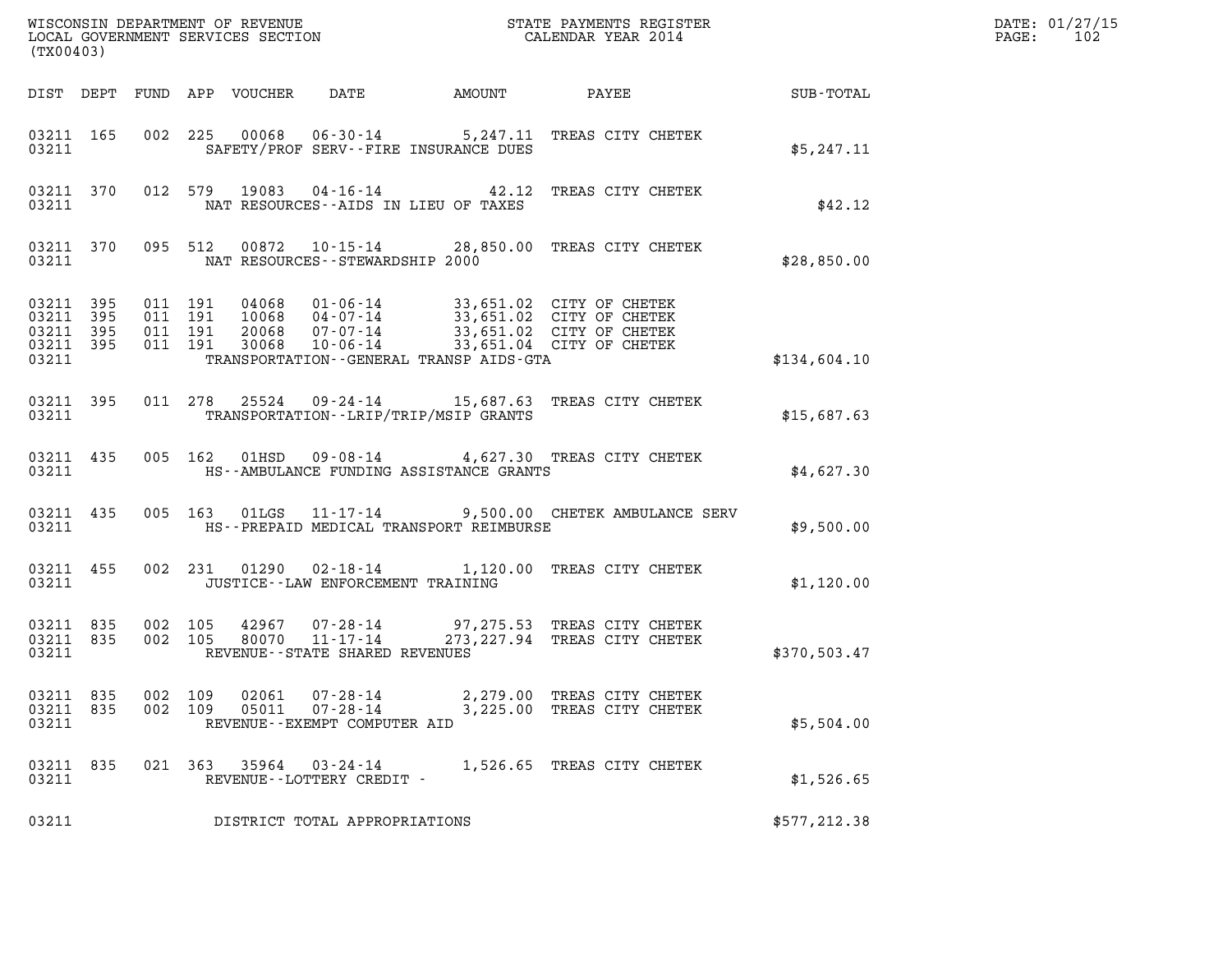WISCONSIN DEPARTMENT OF REVENUE
LOCAL GOVERNMENT SERVICES SECTION
(TX00403)

STATE PAYMENTS REGISTER
CALENDAR YEAR 2014

DATE: 01/27/15

| DIST | DEPT | FUND | APP | VOUCHER | DATE | AMOUNT | PAYEE | SUB-TOTAL |
|---|---|---|---|---|---|---|---|---|
| 03211 | 165 | 002 | 225 | 00068 | 06-30-14 | 5,247.11 | TREAS CITY CHETEK | |
| 03211 | | | | SAFETY/PROF SERV--FIRE INSURANCE DUES | | | | $5,247.11 |
| 03211 | 370 | 012 | 579 | 19083 | 04-16-14 | 42.12 | TREAS CITY CHETEK | |
| 03211 | | | | NAT RESOURCES--AIDS IN LIEU OF TAXES | | | | $42.12 |
| 03211 | 370 | 095 | 512 | 00872 | 10-15-14 | 28,850.00 | TREAS CITY CHETEK | |
| 03211 | | | | NAT RESOURCES--STEWARDSHIP 2000 | | | | $28,850.00 |
| 03211 | 395 | 011 | 191 | 04068 | 01-06-14 | 33,651.02 | CITY OF CHETEK | |
| 03211 | 395 | 011 | 191 | 10068 | 04-07-14 | 33,651.02 | CITY OF CHETEK | |
| 03211 | 395 | 011 | 191 | 20068 | 07-07-14 | 33,651.02 | CITY OF CHETEK | |
| 03211 | 395 | 011 | 191 | 30068 | 10-06-14 | 33,651.04 | CITY OF CHETEK | |
| 03211 | | | | TRANSPORTATION--GENERAL TRANSP AIDS-GTA | | | | $134,604.10 |
| 03211 | 395 | 011 | 278 | 25524 | 09-24-14 | 15,687.63 | TREAS CITY CHETEK | |
| 03211 | | | | TRANSPORTATION--LRIP/TRIP/MSIP GRANTS | | | | $15,687.63 |
| 03211 | 435 | 005 | 162 | 01HSD | 09-08-14 | 4,627.30 | TREAS CITY CHETEK | |
| 03211 | | | | HS--AMBULANCE FUNDING ASSISTANCE GRANTS | | | | $4,627.30 |
| 03211 | 435 | 005 | 163 | 01LGS | 11-17-14 | 9,500.00 | CHETEK AMBULANCE SERV | |
| 03211 | | | | HS--PREPAID MEDICAL TRANSPORT REIMBURSE | | | | $9,500.00 |
| 03211 | 455 | 002 | 231 | 01290 | 02-18-14 | 1,120.00 | TREAS CITY CHETEK | |
| 03211 | | | | JUSTICE--LAW ENFORCEMENT TRAINING | | | | $1,120.00 |
| 03211 | 835 | 002 | 105 | 42967 | 07-28-14 | 97,275.53 | TREAS CITY CHETEK | |
| 03211 | 835 | 002 | 105 | 80070 | 11-17-14 | 273,227.94 | TREAS CITY CHETEK | |
| 03211 | | | | REVENUE--STATE SHARED REVENUES | | | | $370,503.47 |
| 03211 | 835 | 002 | 109 | 02061 | 07-28-14 | 2,279.00 | TREAS CITY CHETEK | |
| 03211 | 835 | 002 | 109 | 05011 | 07-28-14 | 3,225.00 | TREAS CITY CHETEK | |
| 03211 | | | | REVENUE--EXEMPT COMPUTER AID | | | | $5,504.00 |
| 03211 | 835 | 021 | 363 | 35964 | 03-24-14 | 1,526.65 | TREAS CITY CHETEK | |
| 03211 | | | | REVENUE--LOTTERY CREDIT - | | | | $1,526.65 |
| 03211 | | | | DISTRICT TOTAL APPROPRIATIONS | | | | $577,212.38 |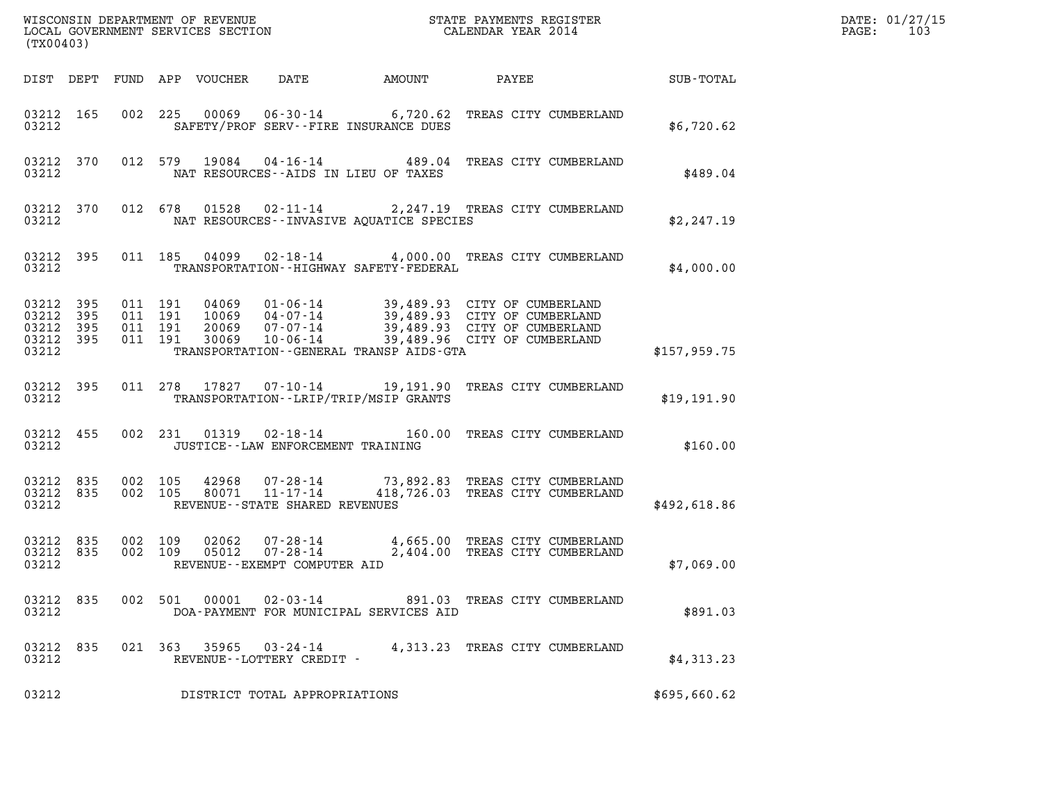WISCONSIN DEPARTMENT OF REVENUE
LOCAL GOVERNMENT SERVICES SECTION
(TX00403)

STATE PAYMENTS REGISTER
CALENDAR YEAR 2014

DATE: 01/27/15
PAGE: 103

| DIST | DEPT | FUND | APP | VOUCHER | DATE | AMOUNT | PAYEE | SUB-TOTAL |
|---|---|---|---|---|---|---|---|---|
| 03212 | 165 | 002 | 225 | 00069 | 06-30-14 | 6,720.62 | TREAS CITY CUMBERLAND | |
| 03212 | | | | | SAFETY/PROF SERV--FIRE INSURANCE DUES | | | $6,720.62 |
| 03212 | 370 | 012 | 579 | 19084 | 04-16-14 | 489.04 | TREAS CITY CUMBERLAND | |
| 03212 | | | | | NAT RESOURCES--AIDS IN LIEU OF TAXES | | | $489.04 |
| 03212 | 370 | 012 | 678 | 01528 | 02-11-14 | 2,247.19 | TREAS CITY CUMBERLAND | |
| 03212 | | | | | NAT RESOURCES--INVASIVE AQUATICE SPECIES | | | $2,247.19 |
| 03212 | 395 | 011 | 185 | 04099 | 02-18-14 | 4,000.00 | TREAS CITY CUMBERLAND | |
| 03212 | | | | | TRANSPORTATION--HIGHWAY SAFETY-FEDERAL | | | $4,000.00 |
| 03212 | 395 | 011 | 191 | 04069 | 01-06-14 | 39,489.93 | CITY OF CUMBERLAND | |
| 03212 | 395 | 011 | 191 | 10069 | 04-07-14 | 39,489.93 | CITY OF CUMBERLAND | |
| 03212 | 395 | 011 | 191 | 20069 | 07-07-14 | 39,489.93 | CITY OF CUMBERLAND | |
| 03212 | 395 | 011 | 191 | 30069 | 10-06-14 | 39,489.96 | CITY OF CUMBERLAND | |
| 03212 | | | | | TRANSPORTATION--GENERAL TRANSP AIDS-GTA | | | $157,959.75 |
| 03212 | 395 | 011 | 278 | 17827 | 07-10-14 | 19,191.90 | TREAS CITY CUMBERLAND | |
| 03212 | | | | | TRANSPORTATION--LRIP/TRIP/MSIP GRANTS | | | $19,191.90 |
| 03212 | 455 | 002 | 231 | 01319 | 02-18-14 | 160.00 | TREAS CITY CUMBERLAND | |
| 03212 | | | | | JUSTICE--LAW ENFORCEMENT TRAINING | | | $160.00 |
| 03212 | 835 | 002 | 105 | 42968 | 07-28-14 | 73,892.83 | TREAS CITY CUMBERLAND | |
| 03212 | 835 | 002 | 105 | 80071 | 11-17-14 | 418,726.03 | TREAS CITY CUMBERLAND | |
| 03212 | | | | | REVENUE--STATE SHARED REVENUES | | | $492,618.86 |
| 03212 | 835 | 002 | 109 | 02062 | 07-28-14 | 4,665.00 | TREAS CITY CUMBERLAND | |
| 03212 | 835 | 002 | 109 | 05012 | 07-28-14 | 2,404.00 | TREAS CITY CUMBERLAND | |
| 03212 | | | | | REVENUE--EXEMPT COMPUTER AID | | | $7,069.00 |
| 03212 | 835 | 002 | 501 | 00001 | 02-03-14 | 891.03 | TREAS CITY CUMBERLAND | |
| 03212 | | | | | DOA-PAYMENT FOR MUNICIPAL SERVICES AID | | | $891.03 |
| 03212 | 835 | 021 | 363 | 35965 | 03-24-14 | 4,313.23 | TREAS CITY CUMBERLAND | |
| 03212 | | | | | REVENUE--LOTTERY CREDIT - | | | $4,313.23 |
| 03212 | | | | | DISTRICT TOTAL APPROPRIATIONS | | | $695,660.62 |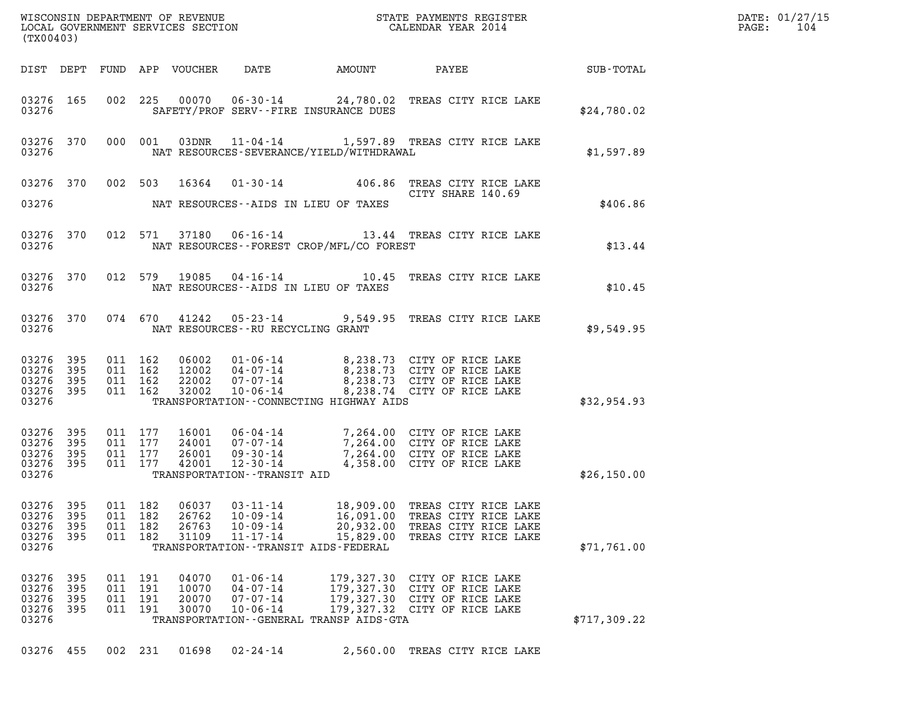WISCONSIN DEPARTMENT OF REVENUE
LOCAL GOVERNMENT SERVICES SECTION
(TX00403)

STATE PAYMENTS REGISTER
CALENDAR YEAR 2014

DATE: 01/27/15

| DIST | DEPT | FUND | APP | VOUCHER | DATE | AMOUNT | PAYEE | SUB-TOTAL |
|---|---|---|---|---|---|---|---|---|
| 03276 | 165 | 002 | 225 | 00070 | 06-30-14 | 24,780.02 | TREAS CITY RICE LAKE | |
| 03276 | | | | | SAFETY/PROF SERV--FIRE INSURANCE DUES | | | $24,780.02 |
| 03276 | 370 | 000 | 001 | 03DNR | 11-04-14 | 1,597.89 | TREAS CITY RICE LAKE | |
| 03276 | | | | | NAT RESOURCES-SEVERANCE/YIELD/WITHDRAWAL | | | $1,597.89 |
| 03276 | 370 | 002 | 503 | 16364 | 01-30-14 | 406.86 | TREAS CITY RICE LAKE CITY SHARE 140.69 | |
| 03276 | | | | | NAT RESOURCES--AIDS IN LIEU OF TAXES | | | $406.86 |
| 03276 | 370 | 012 | 571 | 37180 | 06-16-14 | 13.44 | TREAS CITY RICE LAKE | |
| 03276 | | | | | NAT RESOURCES--FOREST CROP/MFL/CO FOREST | | | $13.44 |
| 03276 | 370 | 012 | 579 | 19085 | 04-16-14 | 10.45 | TREAS CITY RICE LAKE | |
| 03276 | | | | | NAT RESOURCES--AIDS IN LIEU OF TAXES | | | $10.45 |
| 03276 | 370 | 074 | 670 | 41242 | 05-23-14 | 9,549.95 | TREAS CITY RICE LAKE | |
| 03276 | | | | | NAT RESOURCES--RU RECYCLING GRANT | | | $9,549.95 |
| 03276 | 395 | 011 | 162 | 06002 | 01-06-14 | 8,238.73 | CITY OF RICE LAKE | |
| 03276 | 395 | 011 | 162 | 12002 | 04-07-14 | 8,238.73 | CITY OF RICE LAKE | |
| 03276 | 395 | 011 | 162 | 22002 | 07-07-14 | 8,238.73 | CITY OF RICE LAKE | |
| 03276 | 395 | 011 | 162 | 32002 | 10-06-14 | 8,238.74 | CITY OF RICE LAKE | |
| 03276 | | | | | TRANSPORTATION--CONNECTING HIGHWAY AIDS | | | $32,954.93 |
| 03276 | 395 | 011 | 177 | 16001 | 06-04-14 | 7,264.00 | CITY OF RICE LAKE | |
| 03276 | 395 | 011 | 177 | 24001 | 07-07-14 | 7,264.00 | CITY OF RICE LAKE | |
| 03276 | 395 | 011 | 177 | 26001 | 09-30-14 | 7,264.00 | CITY OF RICE LAKE | |
| 03276 | 395 | 011 | 177 | 42001 | 12-30-14 | 4,358.00 | CITY OF RICE LAKE | |
| 03276 | | | | | TRANSPORTATION--TRANSIT AID | | | $26,150.00 |
| 03276 | 395 | 011 | 182 | 06037 | 03-11-14 | 18,909.00 | TREAS CITY RICE LAKE | |
| 03276 | 395 | 011 | 182 | 26762 | 10-09-14 | 16,091.00 | TREAS CITY RICE LAKE | |
| 03276 | 395 | 011 | 182 | 26763 | 10-09-14 | 20,932.00 | TREAS CITY RICE LAKE | |
| 03276 | 395 | 011 | 182 | 31109 | 11-17-14 | 15,829.00 | TREAS CITY RICE LAKE | |
| 03276 | | | | | TRANSPORTATION--TRANSIT AIDS-FEDERAL | | | $71,761.00 |
| 03276 | 395 | 011 | 191 | 04070 | 01-06-14 | 179,327.30 | CITY OF RICE LAKE | |
| 03276 | 395 | 011 | 191 | 10070 | 04-07-14 | 179,327.30 | CITY OF RICE LAKE | |
| 03276 | 395 | 011 | 191 | 20070 | 07-07-14 | 179,327.30 | CITY OF RICE LAKE | |
| 03276 | 395 | 011 | 191 | 30070 | 10-06-14 | 179,327.32 | CITY OF RICE LAKE | |
| 03276 | | | | | TRANSPORTATION--GENERAL TRANSP AIDS-GTA | | | $717,309.22 |
| 03276 | 455 | 002 | 231 | 01698 | 02-24-14 | 2,560.00 | TREAS CITY RICE LAKE | |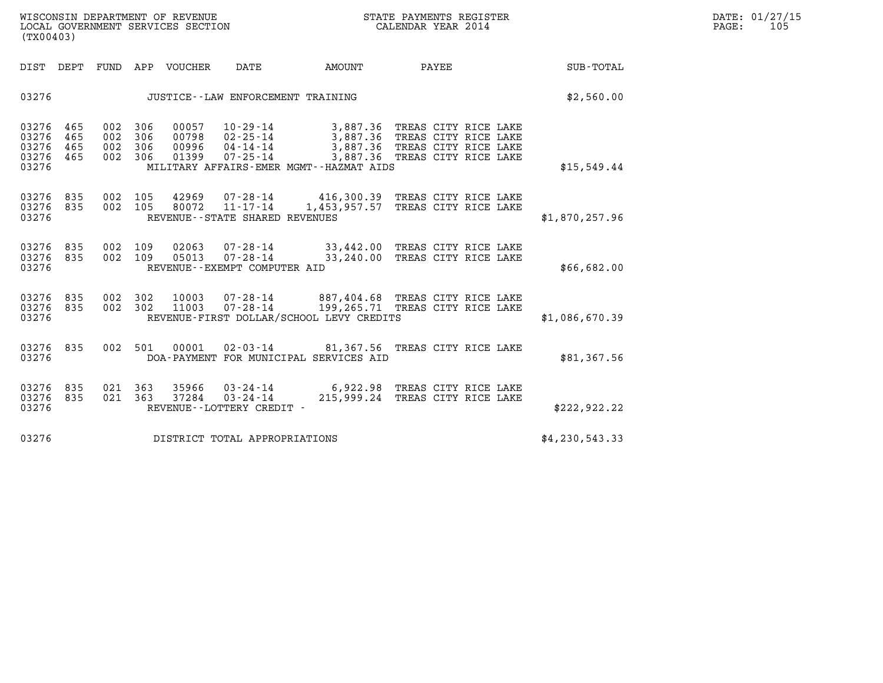WISCONSIN DEPARTMENT OF REVENUE
LOCAL GOVERNMENT SERVICES SECTION
(TX00403)

STATE PAYMENTS REGISTER
CALENDAR YEAR 2014

DATE: 01/27/15
PAGE: 105

| DIST | DEPT | FUND | APP | VOUCHER | DATE | AMOUNT | PAYEE | SUB-TOTAL |
|---|---|---|---|---|---|---|---|---|
| 03276 | | | | | JUSTICE--LAW ENFORCEMENT TRAINING | | | $2,560.00 |
| 03276 | 465 | 002 | 306 | 00057 | 10-29-14 | 3,887.36 | TREAS CITY RICE LAKE | |
| 03276 | 465 | 002 | 306 | 00798 | 02-25-14 | 3,887.36 | TREAS CITY RICE LAKE | |
| 03276 | 465 | 002 | 306 | 00996 | 04-14-14 | 3,887.36 | TREAS CITY RICE LAKE | |
| 03276 | 465 | 002 | 306 | 01399 | 07-25-14 | 3,887.36 | TREAS CITY RICE LAKE | |
| 03276 | | | | | MILITARY AFFAIRS-EMER MGMT--HAZMAT AIDS | | | $15,549.44 |
| 03276 | 835 | 002 | 105 | 42969 | 07-28-14 | 416,300.39 | TREAS CITY RICE LAKE | |
| 03276 | 835 | 002 | 105 | 80072 | 11-17-14 | 1,453,957.57 | TREAS CITY RICE LAKE | |
| 03276 | | | | | REVENUE--STATE SHARED REVENUES | | | $1,870,257.96 |
| 03276 | 835 | 002 | 109 | 02063 | 07-28-14 | 33,442.00 | TREAS CITY RICE LAKE | |
| 03276 | 835 | 002 | 109 | 05013 | 07-28-14 | 33,240.00 | TREAS CITY RICE LAKE | |
| 03276 | | | | | REVENUE--EXEMPT COMPUTER AID | | | $66,682.00 |
| 03276 | 835 | 002 | 302 | 10003 | 07-28-14 | 887,404.68 | TREAS CITY RICE LAKE | |
| 03276 | 835 | 002 | 302 | 11003 | 07-28-14 | 199,265.71 | TREAS CITY RICE LAKE | |
| 03276 | | | | | REVENUE-FIRST DOLLAR/SCHOOL LEVY CREDITS | | | $1,086,670.39 |
| 03276 | 835 | 002 | 501 | 00001 | 02-03-14 | 81,367.56 | TREAS CITY RICE LAKE | |
| 03276 | | | | | DOA-PAYMENT FOR MUNICIPAL SERVICES AID | | | $81,367.56 |
| 03276 | 835 | 021 | 363 | 35966 | 03-24-14 | 6,922.98 | TREAS CITY RICE LAKE | |
| 03276 | 835 | 021 | 363 | 37284 | 03-24-14 | 215,999.24 | TREAS CITY RICE LAKE | |
| 03276 | | | | | REVENUE--LOTTERY CREDIT - | | | $222,922.22 |
| 03276 | | | | | DISTRICT TOTAL APPROPRIATIONS | | | $4,230,543.33 |